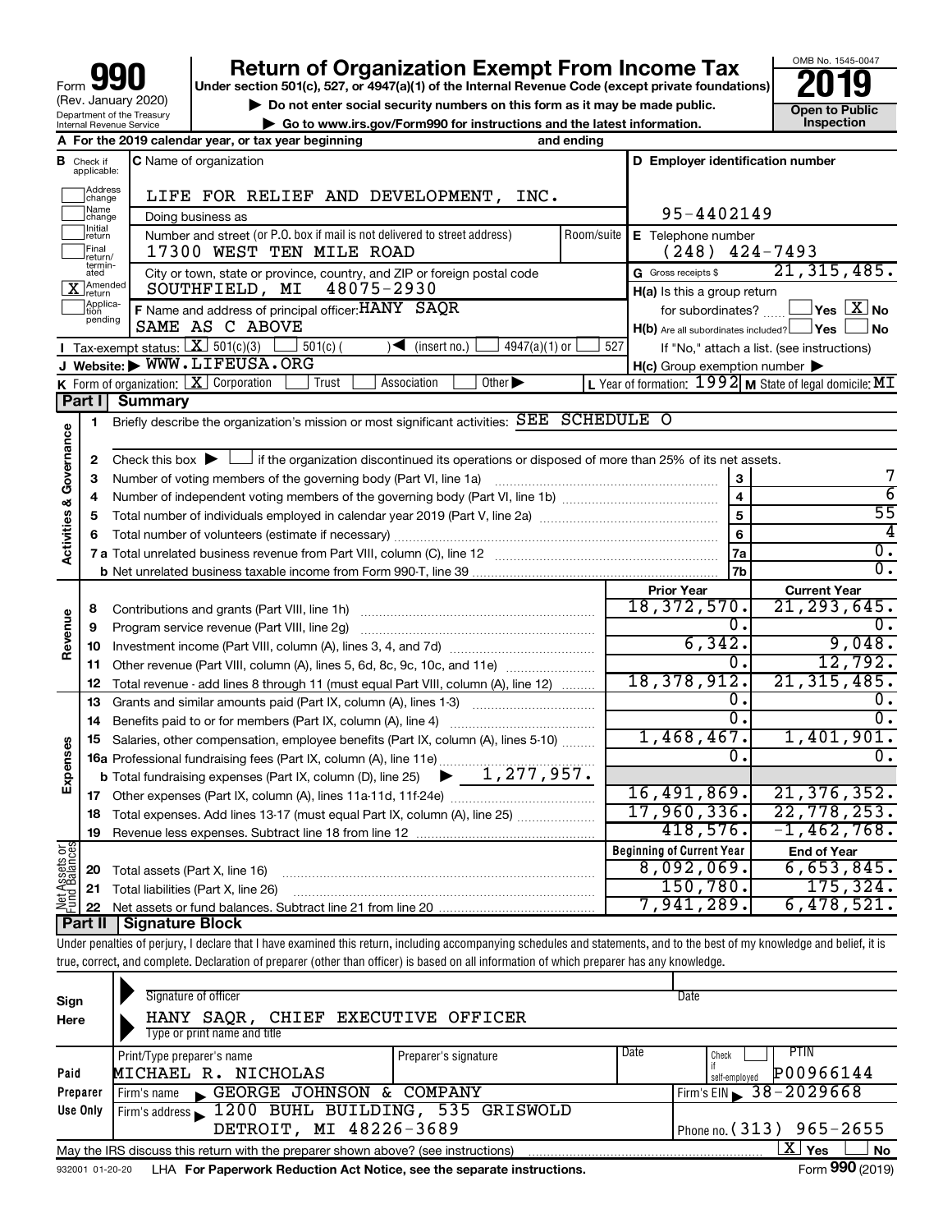# Form 990 — Return of Organization Exempt From Income Tax — 2019

Form **990** (Rev. January 2020)

Department of the Treasury
Internal Revenue Service

**Return of Organization Exempt From Income Tax**

Under section 501(c), 527, or 4947(a)(1) of the Internal Revenue Code (except private foundations)

▶ Do not enter social security numbers on this form as it may be made public.

▶ Go to www.irs.gov/Form990 for instructions and the latest information.

OMB No. 1545-0047

**2019**

**Open to Public Inspection**

**A** For the 2019 calendar year, or tax year beginning and ending

**B** Check if applicable:
- Address change
- Name change
- Initial return
- Final return/terminated
- [X] Amended return
- Application pending

**C** Name of organization: LIFE FOR RELIEF AND DEVELOPMENT, INC.

Doing business as

Number and street (or P.O. box if mail is not delivered to street address): 17300 WEST TEN MILE ROAD — Room/suite

City or town, state or province, country, and ZIP or foreign postal code: SOUTHFIELD, MI 48075-2930

**D** Employer identification number: 95-4402149

**E** Telephone number: (248) 424-7493

**G** Gross receipts $ 21,315,485.

**F** Name and address of principal officer: HANY SAQR, SAME AS C ABOVE

**H(a)** Is this a group return for subordinates? Yes [ ] No [X]

**H(b)** Are all subordinates included? Yes [ ] No [ ]
If "No," attach a list. (see instructions)

**H(c)** Group exemption number ▶

**I** Tax-exempt status: [X] 501(c)(3) [ ] 501(c) ( ) ◀ (insert no.) [ ] 4947(a)(1) or [ ] 527

**J** Website: ▶ WWW.LIFEUSA.ORG

**K** Form of organization: [X] Corporation [ ] Trust [ ] Association [ ] Other ▶

**L** Year of formation: 1992 **M** State of legal domicile: MI

## Part I Summary

**Activities & Governance**

1. Briefly describe the organization's mission or most significant activities: SEE SCHEDULE O
2. Check this box ▶ [ ] if the organization discontinued its operations or disposed of more than 25% of its net assets.

| | | | |
|---|---|---|---|
| 3 | Number of voting members of the governing body (Part VI, line 1a) | 3 | 7 |
| 4 | Number of independent voting members of the governing body (Part VI, line 1b) | 4 | 6 |
| 5 | Total number of individuals employed in calendar year 2019 (Part V, line 2a) | 5 | 55 |
| 6 | Total number of volunteers (estimate if necessary) | 6 | 4 |
| 7a | Total unrelated business revenue from Part VIII, column (C), line 12 | 7a | 0. |
| b | Net unrelated business taxable income from Form 990-T, line 39 | 7b | 0. |

| | | Prior Year | Current Year |
|---|---|---|---|
| **Revenue** | | | |
| 8 | Contributions and grants (Part VIII, line 1h) | 18,372,570. | 21,293,645. |
| 9 | Program service revenue (Part VIII, line 2g) | 0. | 0. |
| 10 | Investment income (Part VIII, column (A), lines 3, 4, and 7d) | 6,342. | 9,048. |
| 11 | Other revenue (Part VIII, column (A), lines 5, 6d, 8c, 9c, 10c, and 11e) | 0. | 12,792. |
| 12 | Total revenue - add lines 8 through 11 (must equal Part VIII, column (A), line 12) | 18,378,912. | 21,315,485. |
| **Expenses** | | | |
| 13 | Grants and similar amounts paid (Part IX, column (A), lines 1-3) | 0. | 0. |
| 14 | Benefits paid to or for members (Part IX, column (A), line 4) | 0. | 0. |
| 15 | Salaries, other compensation, employee benefits (Part IX, column (A), lines 5-10) | 1,468,467. | 1,401,901. |
| 16a | Professional fundraising fees (Part IX, column (A), line 11e) | 0. | 0. |
| b | Total fundraising expenses (Part IX, column (D), line 25) ▶ 1,277,957. | | |
| 17 | Other expenses (Part IX, column (A), lines 11a-11d, 11f-24e) | 16,491,869. | 21,376,352. |
| 18 | Total expenses. Add lines 13-17 (must equal Part IX, column (A), line 25) | 17,960,336. | 22,778,253. |
| 19 | Revenue less expenses. Subtract line 18 from line 12 | 418,576. | -1,462,768. |
| **Net Assets or Fund Balances** | | **Beginning of Current Year** | **End of Year** |
| 20 | Total assets (Part X, line 16) | 8,092,069. | 6,653,845. |
| 21 | Total liabilities (Part X, line 26) | 150,780. | 175,324. |
| 22 | Net assets or fund balances. Subtract line 21 from line 20 | 7,941,289. | 6,478,521. |

## Part II Signature Block

Under penalties of perjury, I declare that I have examined this return, including accompanying schedules and statements, and to the best of my knowledge and belief, it is true, correct, and complete. Declaration of preparer (other than officer) is based on all information of which preparer has any knowledge.

**Sign Here**

Signature of officer — Date

HANY SAQR, CHIEF EXECUTIVE OFFICER
Type or print name and title

**Paid Preparer Use Only**

| Print/Type preparer's name | Preparer's signature | Date | Check if self-employed | PTIN |
|---|---|---|---|---|
| MICHAEL R. NICHOLAS | | | | P00966144 |

Firm's name ▶ GEORGE JOHNSON & COMPANY — Firm's EIN ▶ 38-2029668

Firm's address ▶ 1200 BUHL BUILDING, 535 GRISWOLD, DETROIT, MI 48226-3689 — Phone no. (313) 965-2655

May the IRS discuss this return with the preparer shown above? (see instructions) [X] Yes [ ] No

932001 01-20-20 LHA For Paperwork Reduction Act Notice, see the separate instructions. Form **990** (2019)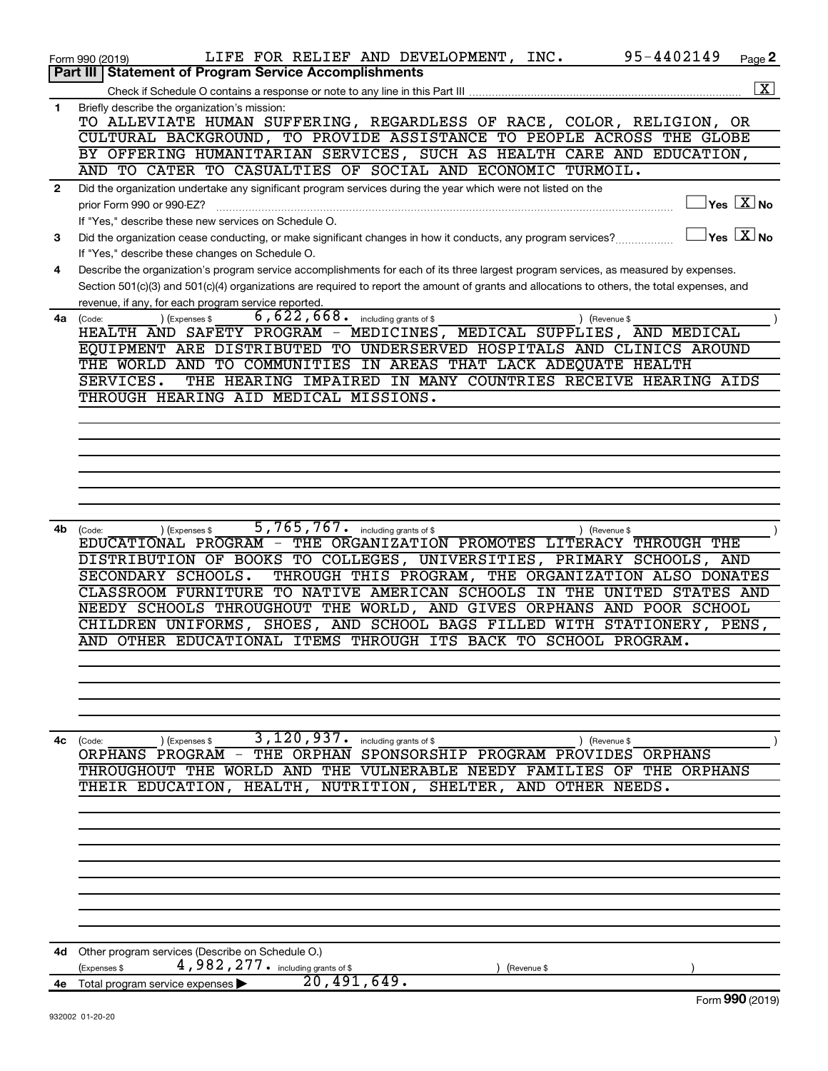Form 990 (2019) LIFE FOR RELIEF AND DEVELOPMENT, INC. 95-4402149 Page **2**

**Part III | Statement of Program Service Accomplishments**

Check if Schedule O contains a response or note to any line in this Part III .......... [X]

**1** Briefly describe the organization's mission:

TO ALLEVIATE HUMAN SUFFERING, REGARDLESS OF RACE, COLOR, RELIGION, OR CULTURAL BACKGROUND, TO PROVIDE ASSISTANCE TO PEOPLE ACROSS THE GLOBE BY OFFERING HUMANITARIAN SERVICES, SUCH AS HEALTH CARE AND EDUCATION, AND TO CATER TO CASUALTIES OF SOCIAL AND ECONOMIC TURMOIL.

**2** Did the organization undertake any significant program services during the year which were not listed on the prior Form 990 or 990-EZ? .......... [ ] Yes [X] No

If "Yes," describe these new services on Schedule O.

**3** Did the organization cease conducting, or make significant changes in how it conducts, any program services? .......... [ ] Yes [X] No

If "Yes," describe these changes on Schedule O.

**4** Describe the organization's program service accomplishments for each of its three largest program services, as measured by expenses. Section 501(c)(3) and 501(c)(4) organizations are required to report the amount of grants and allocations to others, the total expenses, and revenue, if any, for each program service reported.

**4a** (Code: ) (Expenses $ 6,622,668. including grants of $ ) (Revenue $ )

HEALTH AND SAFETY PROGRAM - MEDICINES, MEDICAL SUPPLIES, AND MEDICAL EQUIPMENT ARE DISTRIBUTED TO UNDERSERVED HOSPITALS AND CLINICS AROUND THE WORLD AND TO COMMUNITIES IN AREAS THAT LACK ADEQUATE HEALTH SERVICES. THE HEARING IMPAIRED IN MANY COUNTRIES RECEIVE HEARING AIDS THROUGH HEARING AID MEDICAL MISSIONS.

**4b** (Code: ) (Expenses $ 5,765,767. including grants of $ ) (Revenue $ )

EDUCATIONAL PROGRAM - THE ORGANIZATION PROMOTES LITERACY THROUGH THE DISTRIBUTION OF BOOKS TO COLLEGES, UNIVERSITIES, PRIMARY SCHOOLS, AND SECONDARY SCHOOLS. THROUGH THIS PROGRAM, THE ORGANIZATION ALSO DONATES CLASSROOM FURNITURE TO NATIVE AMERICAN SCHOOLS IN THE UNITED STATES AND NEEDY SCHOOLS THROUGHOUT THE WORLD, AND GIVES ORPHANS AND POOR SCHOOL CHILDREN UNIFORMS, SHOES, AND SCHOOL BAGS FILLED WITH STATIONERY, PENS, AND OTHER EDUCATIONAL ITEMS THROUGH ITS BACK TO SCHOOL PROGRAM.

**4c** (Code: ) (Expenses $ 3,120,937. including grants of $ ) (Revenue $ )

ORPHANS PROGRAM - THE ORPHAN SPONSORSHIP PROGRAM PROVIDES ORPHANS THROUGHOUT THE WORLD AND THE VULNERABLE NEEDY FAMILIES OF THE ORPHANS THEIR EDUCATION, HEALTH, NUTRITION, SHELTER, AND OTHER NEEDS.

**4d** Other program services (Describe on Schedule O.)

(Expenses $ 4,982,277. including grants of $ ) (Revenue $ )

**4e** Total program service expenses ▶ 20,491,649.

Form **990** (2019)

932002 01-20-20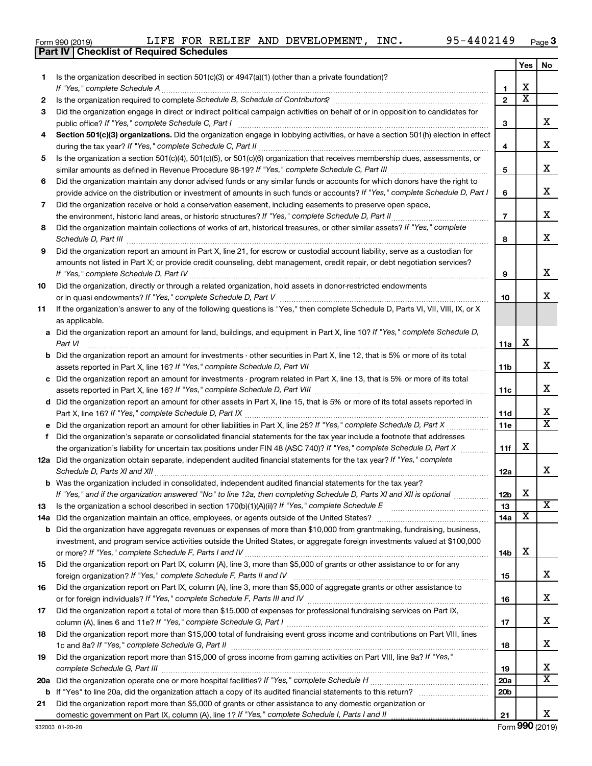Form 990 (2019) LIFE FOR RELIEF AND DEVELOPMENT, INC. 95-4402149 Page 3

**Part IV Checklist of Required Schedules**

| | | | Yes | No |
|---|---|---|---|---|
| 1 | Is the organization described in section 501(c)(3) or 4947(a)(1) (other than a private foundation)? *If "Yes," complete Schedule A* | 1 | X | |
| 2 | Is the organization required to complete *Schedule B, Schedule of Contributors*? | 2 | X | |
| 3 | Did the organization engage in direct or indirect political campaign activities on behalf of or in opposition to candidates for public office? *If "Yes," complete Schedule C, Part I* | 3 | | X |
| 4 | **Section 501(c)(3) organizations.** Did the organization engage in lobbying activities, or have a section 501(h) election in effect during the tax year? *If "Yes," complete Schedule C, Part II* | 4 | | X |
| 5 | Is the organization a section 501(c)(4), 501(c)(5), or 501(c)(6) organization that receives membership dues, assessments, or similar amounts as defined in Revenue Procedure 98-19? *If "Yes," complete Schedule C, Part III* | 5 | | X |
| 6 | Did the organization maintain any donor advised funds or any similar funds or accounts for which donors have the right to provide advice on the distribution or investment of amounts in such funds or accounts? *If "Yes," complete Schedule D, Part I* | 6 | | X |
| 7 | Did the organization receive or hold a conservation easement, including easements to preserve open space, the environment, historic land areas, or historic structures? *If "Yes," complete Schedule D, Part II* | 7 | | X |
| 8 | Did the organization maintain collections of works of art, historical treasures, or other similar assets? *If "Yes," complete Schedule D, Part III* | 8 | | X |
| 9 | Did the organization report an amount in Part X, line 21, for escrow or custodial account liability, serve as a custodian for amounts not listed in Part X; or provide credit counseling, debt management, credit repair, or debt negotiation services? *If "Yes," complete Schedule D, Part IV* | 9 | | X |
| 10 | Did the organization, directly or through a related organization, hold assets in donor-restricted endowments or in quasi endowments? *If "Yes," complete Schedule D, Part V* | 10 | | X |
| 11 | If the organization's answer to any of the following questions is "Yes," then complete Schedule D, Parts VI, VII, VIII, IX, or X as applicable. | | | |
| a | Did the organization report an amount for land, buildings, and equipment in Part X, line 10? *If "Yes," complete Schedule D, Part VI* | 11a | X | |
| b | Did the organization report an amount for investments - other securities in Part X, line 12, that is 5% or more of its total assets reported in Part X, line 16? *If "Yes," complete Schedule D, Part VII* | 11b | | X |
| c | Did the organization report an amount for investments - program related in Part X, line 13, that is 5% or more of its total assets reported in Part X, line 16? *If "Yes," complete Schedule D, Part VIII* | 11c | | X |
| d | Did the organization report an amount for other assets in Part X, line 15, that is 5% or more of its total assets reported in Part X, line 16? *If "Yes," complete Schedule D, Part IX* | 11d | | X |
| e | Did the organization report an amount for other liabilities in Part X, line 25? *If "Yes," complete Schedule D, Part X* | 11e | | X |
| f | Did the organization's separate or consolidated financial statements for the tax year include a footnote that addresses the organization's liability for uncertain tax positions under FIN 48 (ASC 740)? *If "Yes," complete Schedule D, Part X* | 11f | X | |
| 12a | Did the organization obtain separate, independent audited financial statements for the tax year? *If "Yes," complete Schedule D, Parts XI and XII* | 12a | | X |
| b | Was the organization included in consolidated, independent audited financial statements for the tax year? *If "Yes," and if the organization answered "No" to line 12a, then completing Schedule D, Parts XI and XII is optional* | 12b | X | |
| 13 | Is the organization a school described in section 170(b)(1)(A)(ii)? *If "Yes," complete Schedule E* | 13 | | X |
| 14a | Did the organization maintain an office, employees, or agents outside of the United States? | 14a | X | |
| b | Did the organization have aggregate revenues or expenses of more than $10,000 from grantmaking, fundraising, business, investment, and program service activities outside the United States, or aggregate foreign investments valued at $100,000 or more? *If "Yes," complete Schedule F, Parts I and IV* | 14b | X | |
| 15 | Did the organization report on Part IX, column (A), line 3, more than $5,000 of grants or other assistance to or for any foreign organization? *If "Yes," complete Schedule F, Parts II and IV* | 15 | | X |
| 16 | Did the organization report on Part IX, column (A), line 3, more than $5,000 of aggregate grants or other assistance to or for foreign individuals? *If "Yes," complete Schedule F, Parts III and IV* | 16 | | X |
| 17 | Did the organization report a total of more than $15,000 of expenses for professional fundraising services on Part IX, column (A), lines 6 and 11e? *If "Yes," complete Schedule G, Part I* | 17 | | X |
| 18 | Did the organization report more than $15,000 total of fundraising event gross income and contributions on Part VIII, lines 1c and 8a? *If "Yes," complete Schedule G, Part II* | 18 | | X |
| 19 | Did the organization report more than $15,000 of gross income from gaming activities on Part VIII, line 9a? *If "Yes," complete Schedule G, Part III* | 19 | | X |
| 20a | Did the organization operate one or more hospital facilities? *If "Yes," complete Schedule H* | 20a | | X |
| b | If "Yes" to line 20a, did the organization attach a copy of its audited financial statements to this return? | 20b | | |
| 21 | Did the organization report more than $5,000 of grants or other assistance to any domestic organization or domestic government on Part IX, column (A), line 1? *If "Yes," complete Schedule I, Parts I and II* | 21 | | X |

932003 01-20-20 Form **990** (2019)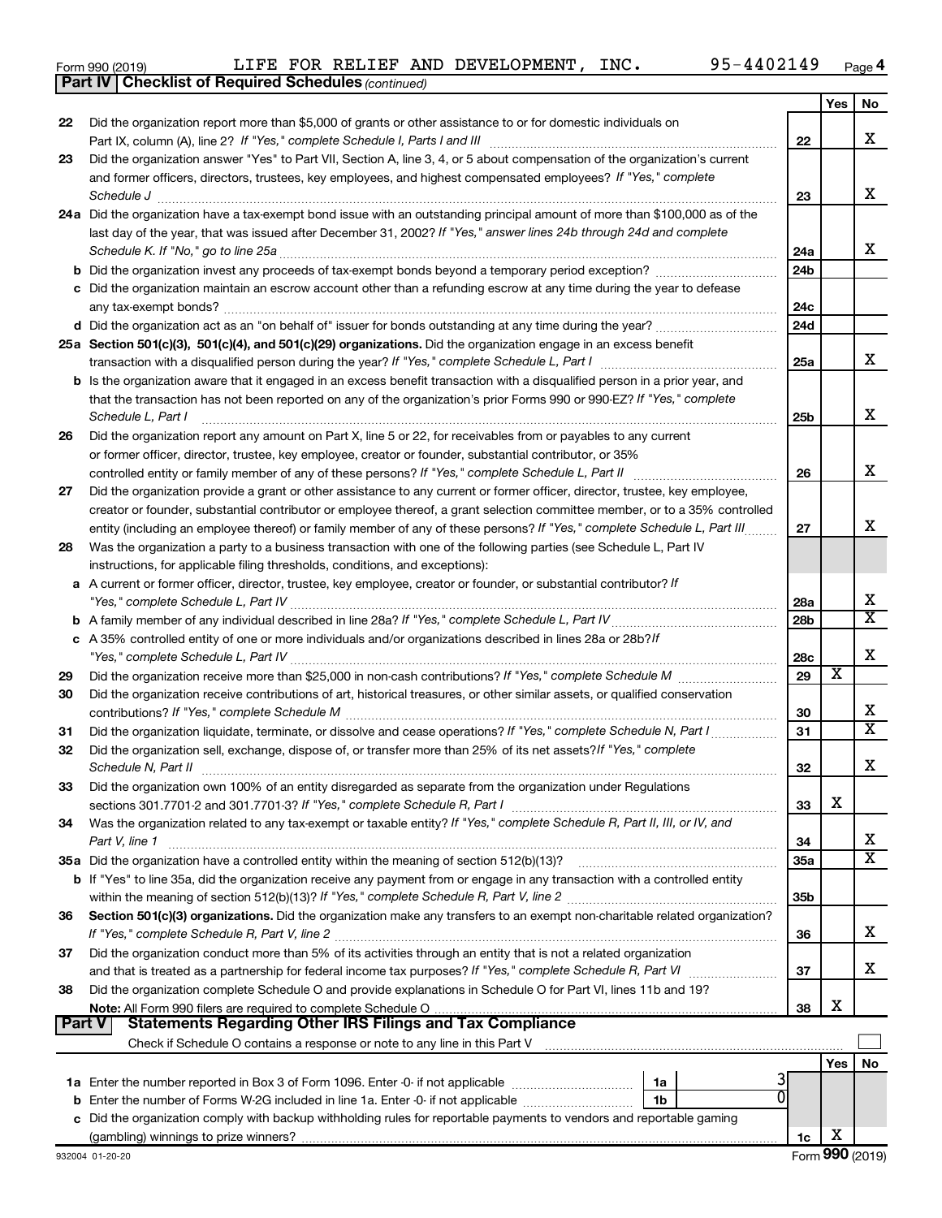Form 990 (2019) LIFE FOR RELIEF AND DEVELOPMENT, INC. 95-4402149 Page 4

**Part IV | Checklist of Required Schedules** *(continued)*

| | | | Yes | No |
|---|---|---|---|---|
| 22 | Did the organization report more than $5,000 of grants or other assistance to or for domestic individuals on Part IX, column (A), line 2? *If "Yes," complete Schedule I, Parts I and III* | 22 | | X |
| 23 | Did the organization answer "Yes" to Part VII, Section A, line 3, 4, or 5 about compensation of the organization's current and former officers, directors, trustees, key employees, and highest compensated employees? *If "Yes," complete Schedule J* | 23 | | X |
| 24a | Did the organization have a tax-exempt bond issue with an outstanding principal amount of more than $100,000 as of the last day of the year, that was issued after December 31, 2002? *If "Yes," answer lines 24b through 24d and complete Schedule K. If "No," go to line 25a* | 24a | | X |
| b | Did the organization invest any proceeds of tax-exempt bonds beyond a temporary period exception? | 24b | | |
| c | Did the organization maintain an escrow account other than a refunding escrow at any time during the year to defease any tax-exempt bonds? | 24c | | |
| d | Did the organization act as an "on behalf of" issuer for bonds outstanding at any time during the year? | 24d | | |
| 25a | **Section 501(c)(3), 501(c)(4), and 501(c)(29) organizations.** Did the organization engage in an excess benefit transaction with a disqualified person during the year? *If "Yes," complete Schedule L, Part I* | 25a | | X |
| b | Is the organization aware that it engaged in an excess benefit transaction with a disqualified person in a prior year, and that the transaction has not been reported on any of the organization's prior Forms 990 or 990-EZ? *If "Yes," complete Schedule L, Part I* | 25b | | X |
| 26 | Did the organization report any amount on Part X, line 5 or 22, for receivables from or payables to any current or former officer, director, trustee, key employee, creator or founder, substantial contributor, or 35% controlled entity or family member of any of these persons? *If "Yes," complete Schedule L, Part II* | 26 | | X |
| 27 | Did the organization provide a grant or other assistance to any current or former officer, director, trustee, key employee, creator or founder, substantial contributor or employee thereof, a grant selection committee member, or to a 35% controlled entity (including an employee thereof) or family member of any of these persons? *If "Yes," complete Schedule L, Part III* | 27 | | X |
| 28 | Was the organization a party to a business transaction with one of the following parties (see Schedule L, Part IV instructions, for applicable filing thresholds, conditions, and exceptions): | | | |
| a | A current or former officer, director, trustee, key employee, creator or founder, or substantial contributor? *If "Yes," complete Schedule L, Part IV* | 28a | | X |
| b | A family member of any individual described in line 28a? *If "Yes," complete Schedule L, Part IV* | 28b | | X |
| c | A 35% controlled entity of one or more individuals and/or organizations described in lines 28a or 28b? *If "Yes," complete Schedule L, Part IV* | 28c | | X |
| 29 | Did the organization receive more than $25,000 in non-cash contributions? *If "Yes," complete Schedule M* | 29 | X | |
| 30 | Did the organization receive contributions of art, historical treasures, or other similar assets, or qualified conservation contributions? *If "Yes," complete Schedule M* | 30 | | X |
| 31 | Did the organization liquidate, terminate, or dissolve and cease operations? *If "Yes," complete Schedule N, Part I* | 31 | | X |
| 32 | Did the organization sell, exchange, dispose of, or transfer more than 25% of its net assets? *If "Yes," complete Schedule N, Part II* | 32 | | X |
| 33 | Did the organization own 100% of an entity disregarded as separate from the organization under Regulations sections 301.7701-2 and 301.7701-3? *If "Yes," complete Schedule R, Part I* | 33 | X | |
| 34 | Was the organization related to any tax-exempt or taxable entity? *If "Yes," complete Schedule R, Part II, III, or IV, and Part V, line 1* | 34 | | X |
| 35a | Did the organization have a controlled entity within the meaning of section 512(b)(13)? | 35a | | X |
| b | If "Yes" to line 35a, did the organization receive any payment from or engage in any transaction with a controlled entity within the meaning of section 512(b)(13)? *If "Yes," complete Schedule R, Part V, line 2* | 35b | | |
| 36 | **Section 501(c)(3) organizations.** Did the organization make any transfers to an exempt non-charitable related organization? *If "Yes," complete Schedule R, Part V, line 2* | 36 | | X |
| 37 | Did the organization conduct more than 5% of its activities through an entity that is not a related organization and that is treated as a partnership for federal income tax purposes? *If "Yes," complete Schedule R, Part VI* | 37 | | X |
| 38 | Did the organization complete Schedule O and provide explanations in Schedule O for Part VI, lines 11b and 19? **Note:** All Form 990 filers are required to complete Schedule O | 38 | X | |

**Part V | Statements Regarding Other IRS Filings and Tax Compliance**

Check if Schedule O contains a response or note to any line in this Part V ☐

| | | | | | Yes | No |
|---|---|---|---|---|---|---|
| 1a | Enter the number reported in Box 3 of Form 1096. Enter -0- if not applicable | 1a | 3 | | | |
| b | Enter the number of Forms W-2G included in line 1a. Enter -0- if not applicable | 1b | 0 | | | |
| c | Did the organization comply with backup withholding rules for reportable payments to vendors and reportable gaming (gambling) winnings to prize winners? | | | 1c | X | |

932004 01-20-20 Form **990** (2019)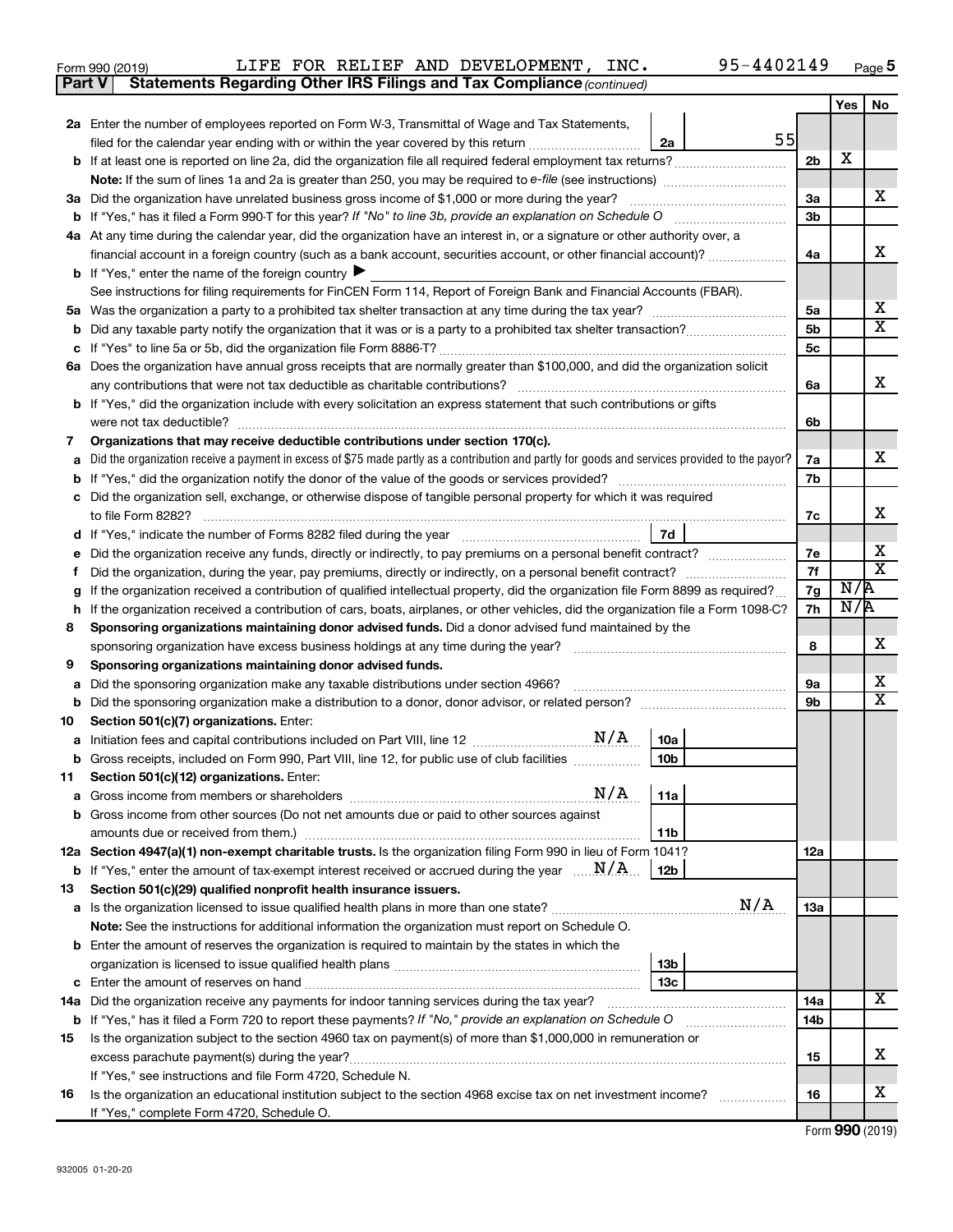Form 990 (2019) LIFE FOR RELIEF AND DEVELOPMENT, INC. 95-4402149 Page 5

**Part V Statements Regarding Other IRS Filings and Tax Compliance** *(continued)*

| | | | | | Yes | No |
|---|---|---|---|---|---|---|
| **2a** | Enter the number of employees reported on Form W-3, Transmittal of Wage and Tax Statements, filed for the calendar year ending with or within the year covered by this return | 2a | 55 | | | |
| **b** | If at least one is reported on line 2a, did the organization file all required federal employment tax returns? | | | 2b | X | |
| | **Note:** If the sum of lines 1a and 2a is greater than 250, you may be required to *e-file* (see instructions) | | | | | |
| **3a** | Did the organization have unrelated business gross income of $1,000 or more during the year? | | | 3a | | X |
| **b** | If "Yes," has it filed a Form 990-T for this year? *If "No" to line 3b, provide an explanation on Schedule O* | | | 3b | | |
| **4a** | At any time during the calendar year, did the organization have an interest in, or a signature or other authority over, a financial account in a foreign country (such as a bank account, securities account, or other financial account)? | | | 4a | | X |
| **b** | If "Yes," enter the name of the foreign country ▶ | | | | | |
| | See instructions for filing requirements for FinCEN Form 114, Report of Foreign Bank and Financial Accounts (FBAR). | | | | | |
| **5a** | Was the organization a party to a prohibited tax shelter transaction at any time during the tax year? | | | 5a | | X |
| **b** | Did any taxable party notify the organization that it was or is a party to a prohibited tax shelter transaction? | | | 5b | | X |
| **c** | If "Yes" to line 5a or 5b, did the organization file Form 8886-T? | | | 5c | | |
| **6a** | Does the organization have annual gross receipts that are normally greater than $100,000, and did the organization solicit any contributions that were not tax deductible as charitable contributions? | | | 6a | | X |
| **b** | If "Yes," did the organization include with every solicitation an express statement that such contributions or gifts were not tax deductible? | | | 6b | | |
| **7** | **Organizations that may receive deductible contributions under section 170(c).** | | | | | |
| **a** | Did the organization receive a payment in excess of $75 made partly as a contribution and partly for goods and services provided to the payor? | | | 7a | | X |
| **b** | If "Yes," did the organization notify the donor of the value of the goods or services provided? | | | 7b | | |
| **c** | Did the organization sell, exchange, or otherwise dispose of tangible personal property for which it was required to file Form 8282? | | | 7c | | X |
| **d** | If "Yes," indicate the number of Forms 8282 filed during the year | 7d | | | | |
| **e** | Did the organization receive any funds, directly or indirectly, to pay premiums on a personal benefit contract? | | | 7e | | X |
| **f** | Did the organization, during the year, pay premiums, directly or indirectly, on a personal benefit contract? | | | 7f | | X |
| **g** | If the organization received a contribution of qualified intellectual property, did the organization file Form 8899 as required? | | | 7g | N/A | |
| **h** | If the organization received a contribution of cars, boats, airplanes, or other vehicles, did the organization file a Form 1098-C? | | | 7h | N/A | |
| **8** | **Sponsoring organizations maintaining donor advised funds.** Did a donor advised fund maintained by the sponsoring organization have excess business holdings at any time during the year? | | | 8 | | X |
| **9** | **Sponsoring organizations maintaining donor advised funds.** | | | | | |
| **a** | Did the sponsoring organization make any taxable distributions under section 4966? | | | 9a | | X |
| **b** | Did the sponsoring organization make a distribution to a donor, donor advisor, or related person? | | | 9b | | X |
| **10** | **Section 501(c)(7) organizations.** Enter: | | | | | |
| **a** | Initiation fees and capital contributions included on Part VIII, line 12 N/A | 10a | | | | |
| **b** | Gross receipts, included on Form 990, Part VIII, line 12, for public use of club facilities | 10b | | | | |
| **11** | **Section 501(c)(12) organizations.** Enter: | | | | | |
| **a** | Gross income from members or shareholders N/A | 11a | | | | |
| **b** | Gross income from other sources (Do not net amounts due or paid to other sources against amounts due or received from them.) | 11b | | | | |
| **12a** | **Section 4947(a)(1) non-exempt charitable trusts.** Is the organization filing Form 990 in lieu of Form 1041? | | | 12a | | |
| **b** | If "Yes," enter the amount of tax-exempt interest received or accrued during the year N/A | 12b | | | | |
| **13** | **Section 501(c)(29) qualified nonprofit health insurance issuers.** | | | | | |
| **a** | Is the organization licensed to issue qualified health plans in more than one state? N/A | | | 13a | | |
| | **Note:** See the instructions for additional information the organization must report on Schedule O. | | | | | |
| **b** | Enter the amount of reserves the organization is required to maintain by the states in which the organization is licensed to issue qualified health plans | 13b | | | | |
| **c** | Enter the amount of reserves on hand | 13c | | | | |
| **14a** | Did the organization receive any payments for indoor tanning services during the tax year? | | | 14a | | X |
| **b** | If "Yes," has it filed a Form 720 to report these payments? *If "No," provide an explanation on Schedule O* | | | 14b | | |
| **15** | Is the organization subject to the section 4960 tax on payment(s) of more than $1,000,000 in remuneration or excess parachute payment(s) during the year? | | | 15 | | X |
| | If "Yes," see instructions and file Form 4720, Schedule N. | | | | | |
| **16** | Is the organization an educational institution subject to the section 4968 excise tax on net investment income? | | | 16 | | X |
| | If "Yes," complete Form 4720, Schedule O. | | | | | |

Form **990** (2019)

932005 01-20-20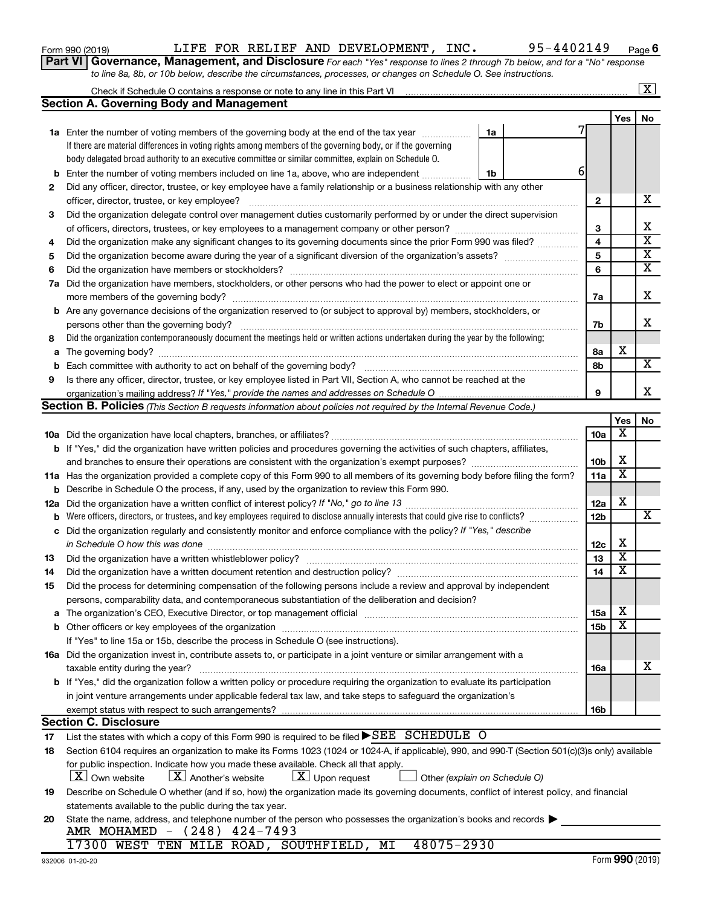Form 990 (2019) LIFE FOR RELIEF AND DEVELOPMENT, INC. 95-4402149 Page 6

**Part VI Governance, Management, and Disclosure** *For each "Yes" response to lines 2 through 7b below, and for a "No" response to line 8a, 8b, or 10b below, describe the circumstances, processes, or changes on Schedule O. See instructions.*

Check if Schedule O contains a response or note to any line in this Part VI ..... [X]

**Section A. Governing Body and Management**

| | | | | Yes | No |
|---|---|---|---|---|---|
| **1a** | Enter the number of voting members of the governing body at the end of the tax year ..... **1a** 7 | | | | |
| | If there are material differences in voting rights among members of the governing body, or if the governing body delegated broad authority to an executive committee or similar committee, explain on Schedule O. | | | | |
| **b** | Enter the number of voting members included on line 1a, above, who are independent ..... **1b** 6 | | | | |
| **2** | Did any officer, director, trustee, or key employee have a family relationship or a business relationship with any other officer, director, trustee, or key employee? | | **2** | | X |
| **3** | Did the organization delegate control over management duties customarily performed by or under the direct supervision of officers, directors, trustees, or key employees to a management company or other person? | | **3** | | X |
| **4** | Did the organization make any significant changes to its governing documents since the prior Form 990 was filed? | | **4** | | X |
| **5** | Did the organization become aware during the year of a significant diversion of the organization's assets? | | **5** | | X |
| **6** | Did the organization have members or stockholders? | | **6** | | X |
| **7a** | Did the organization have members, stockholders, or other persons who had the power to elect or appoint one or more members of the governing body? | | **7a** | | X |
| **b** | Are any governance decisions of the organization reserved to (or subject to approval by) members, stockholders, or persons other than the governing body? | | **7b** | | X |
| **8** | Did the organization contemporaneously document the meetings held or written actions undertaken during the year by the following: | | | | |
| **a** | The governing body? | | **8a** | X | |
| **b** | Each committee with authority to act on behalf of the governing body? | | **8b** | | X |
| **9** | Is there any officer, director, trustee, or key employee listed in Part VII, Section A, who cannot be reached at the organization's mailing address? *If "Yes," provide the names and addresses on Schedule O* | | **9** | | X |

**Section B. Policies** *(This Section B requests information about policies not required by the Internal Revenue Code.)*

| | | | Yes | No |
|---|---|---|---|---|
| **10a** | Did the organization have local chapters, branches, or affiliates? | **10a** | X | |
| **b** | If "Yes," did the organization have written policies and procedures governing the activities of such chapters, affiliates, and branches to ensure their operations are consistent with the organization's exempt purposes? | **10b** | X | |
| **11a** | Has the organization provided a complete copy of this Form 990 to all members of its governing body before filing the form? | **11a** | X | |
| **b** | Describe in Schedule O the process, if any, used by the organization to review this Form 990. | | | |
| **12a** | Did the organization have a written conflict of interest policy? *If "No," go to line 13* | **12a** | X | |
| **b** | Were officers, directors, or trustees, and key employees required to disclose annually interests that could give rise to conflicts? | **12b** | | X |
| **c** | Did the organization regularly and consistently monitor and enforce compliance with the policy? *If "Yes," describe in Schedule O how this was done* | **12c** | X | |
| **13** | Did the organization have a written whistleblower policy? | **13** | X | |
| **14** | Did the organization have a written document retention and destruction policy? | **14** | X | |
| **15** | Did the process for determining compensation of the following persons include a review and approval by independent persons, comparability data, and contemporaneous substantiation of the deliberation and decision? | | | |
| **a** | The organization's CEO, Executive Director, or top management official | **15a** | X | |
| **b** | Other officers or key employees of the organization | **15b** | X | |
| | If "Yes" to line 15a or 15b, describe the process in Schedule O (see instructions). | | | |
| **16a** | Did the organization invest in, contribute assets to, or participate in a joint venture or similar arrangement with a taxable entity during the year? | **16a** | | X |
| **b** | If "Yes," did the organization follow a written policy or procedure requiring the organization to evaluate its participation in joint venture arrangements under applicable federal tax law, and take steps to safeguard the organization's exempt status with respect to such arrangements? | **16b** | | |

**Section C. Disclosure**

**17** List the states with which a copy of this Form 990 is required to be filed ▶SEE SCHEDULE O

**18** Section 6104 requires an organization to make its Forms 1023 (1024 or 1024-A, if applicable), 990, and 990-T (Section 501(c)(3)s only) available for public inspection. Indicate how you made these available. Check all that apply.

[X] Own website [X] Another's website [X] Upon request [ ] Other *(explain on Schedule O)*

**19** Describe on Schedule O whether (and if so, how) the organization made its governing documents, conflict of interest policy, and financial statements available to the public during the tax year.

**20** State the name, address, and telephone number of the person who possesses the organization's books and records ▶

AMR MOHAMED - (248) 424-7493
17300 WEST TEN MILE ROAD, SOUTHFIELD, MI 48075-2930

932006 01-20-20 Form **990** (2019)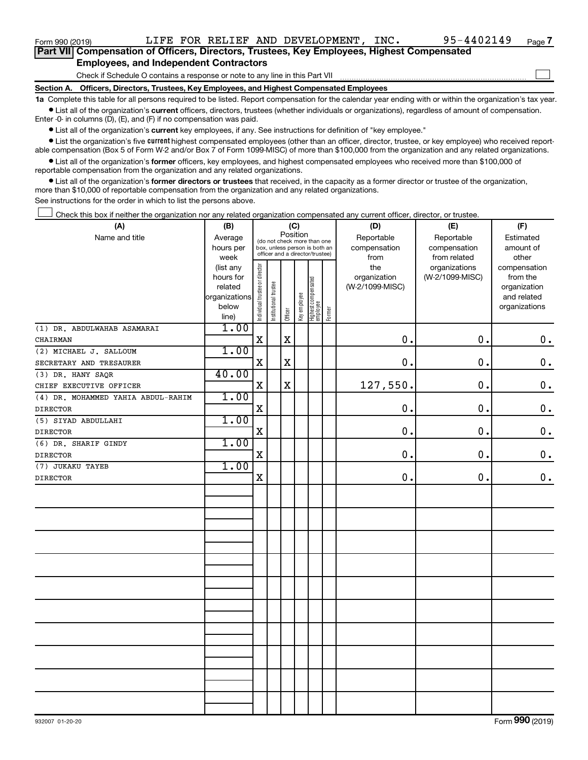Form 990 (2019) LIFE FOR RELIEF AND DEVELOPMENT, INC. 95-4402149 Page 7

**Part VII Compensation of Officers, Directors, Trustees, Key Employees, Highest Compensated Employees, and Independent Contractors**

Check if Schedule O contains a response or note to any line in this Part VII

**Section A. Officers, Directors, Trustees, Key Employees, and Highest Compensated Employees**

**1a** Complete this table for all persons required to be listed. Report compensation for the calendar year ending with or within the organization's tax year.

- List all of the organization's **current** officers, directors, trustees (whether individuals or organizations), regardless of amount of compensation. Enter -0- in columns (D), (E), and (F) if no compensation was paid.
- List all of the organization's **current** key employees, if any. See instructions for definition of "key employee."
- List the organization's five **current** highest compensated employees (other than an officer, director, trustee, or key employee) who received reportable compensation (Box 5 of Form W-2 and/or Box 7 of Form 1099-MISC) of more than $100,000 from the organization and any related organizations.
- List all of the organization's **former** officers, key employees, and highest compensated employees who received more than $100,000 of reportable compensation from the organization and any related organizations.
- List all of the organization's **former directors or trustees** that received, in the capacity as a former director or trustee of the organization, more than $10,000 of reportable compensation from the organization and any related organizations.

See instructions for the order in which to list the persons above.

Check this box if neither the organization nor any related organization compensated any current officer, director, or trustee.

| (A) Name and title | (B) Average hours per week (list any hours for related organizations below line) | (C) Position: Individual trustee or director | Institutional trustee | Officer | Key employee | Highest compensated employee | Former | (D) Reportable compensation from the organization (W-2/1099-MISC) | (E) Reportable compensation from related organizations (W-2/1099-MISC) | (F) Estimated amount of other compensation from the organization and related organizations |
|---|---|---|---|---|---|---|---|---|---|---|
| (1) DR. ABDULWAHAB ASAMARAI<br>CHAIRMAN | 1.00 | X | | X | | | | 0. | 0. | 0. |
| (2) MICHAEL J. SALLOUM<br>SECRETARY AND TRESAURER | 1.00 | X | | X | | | | 0. | 0. | 0. |
| (3) DR. HANY SAQR<br>CHIEF EXECUTIVE OFFICER | 40.00 | X | | X | | | | 127,550. | 0. | 0. |
| (4) DR. MOHAMMED YAHIA ABDUL-RAHIM<br>DIRECTOR | 1.00 | X | | | | | | 0. | 0. | 0. |
| (5) SIYAD ABDULLAHI<br>DIRECTOR | 1.00 | X | | | | | | 0. | 0. | 0. |
| (6) DR. SHARIF GINDY<br>DIRECTOR | 1.00 | X | | | | | | 0. | 0. | 0. |
| (7) JUKAKU TAYEB<br>DIRECTOR | 1.00 | X | | | | | | 0. | 0. | 0. |

932007 01-20-20 Form **990** (2019)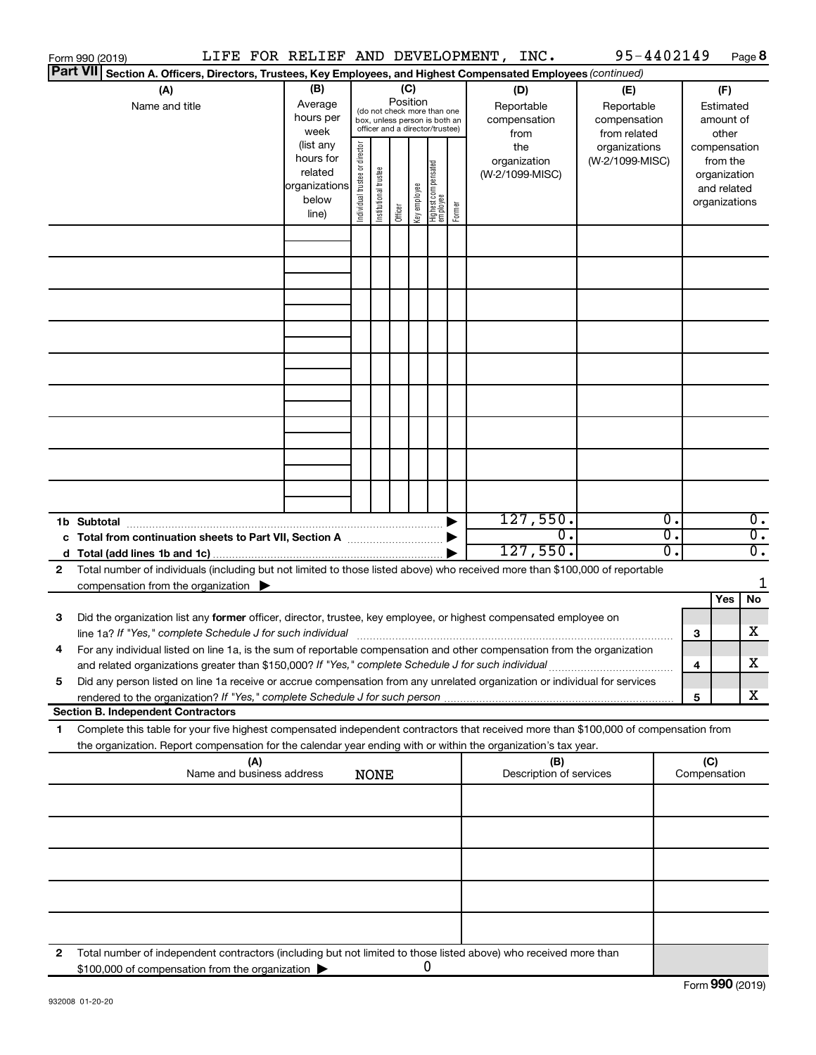Form 990 (2019) LIFE FOR RELIEF AND DEVELOPMENT, INC. 95-4402149 Page **8**

**Part VII** **Section A. Officers, Directors, Trustees, Key Employees, and Highest Compensated Employees** *(continued)*

| (A) Name and title | (B) Average hours per week (list any hours for related organizations below line) | (C) Position (do not check more than one box, unless person is both an officer and a director/trustee): Individual trustee or director | Institutional trustee | Officer | Key employee | Highest compensated employee | Former | (D) Reportable compensation from the organization (W-2/1099-MISC) | (E) Reportable compensation from related organizations (W-2/1099-MISC) | (F) Estimated amount of other compensation from the organization and related organizations |
|---|---|---|---|---|---|---|---|---|---|---|
| | | | | | | | | | | |
| | | | | | | | | | | |
| | | | | | | | | | | |
| | | | | | | | | | | |
| | | | | | | | | | | |
| | | | | | | | | | | |
| | | | | | | | | | | |
| | | | | | | | | | | |
| | | | | | | | | | | |
| **1b Subtotal** | | | | | | | | 127,550. | 0. | 0. |
| **c Total from continuation sheets to Part VII, Section A** | | | | | | | | 0. | 0. | 0. |
| **d Total (add lines 1b and 1c)** | | | | | | | | 127,550. | 0. | 0. |

**2** Total number of individuals (including but not limited to those listed above) who received more than $100,000 of reportable compensation from the organization ▶ 1

| | | | Yes | No |
|---|---|---|---|---|
| **3** | Did the organization list any **former** officer, director, trustee, key employee, or highest compensated employee on line 1a? *If "Yes," complete Schedule J for such individual* | 3 | | X |
| **4** | For any individual listed on line 1a, is the sum of reportable compensation and other compensation from the organization and related organizations greater than $150,000? *If "Yes," complete Schedule J for such individual* | 4 | | X |
| **5** | Did any person listed on line 1a receive or accrue compensation from any unrelated organization or individual for services rendered to the organization? *If "Yes," complete Schedule J for such person* | 5 | | X |

**Section B. Independent Contractors**

**1** Complete this table for your five highest compensated independent contractors that received more than $100,000 of compensation from the organization. Report compensation for the calendar year ending with or within the organization's tax year.

| (A) Name and business address | (B) Description of services | (C) Compensation |
|---|---|---|
| NONE | | |
| | | |
| | | |
| | | |
| | | |

**2** Total number of independent contractors (including but not limited to those listed above) who received more than $100,000 of compensation from the organization ▶ 0

932008 01-20-20

Form **990** (2019)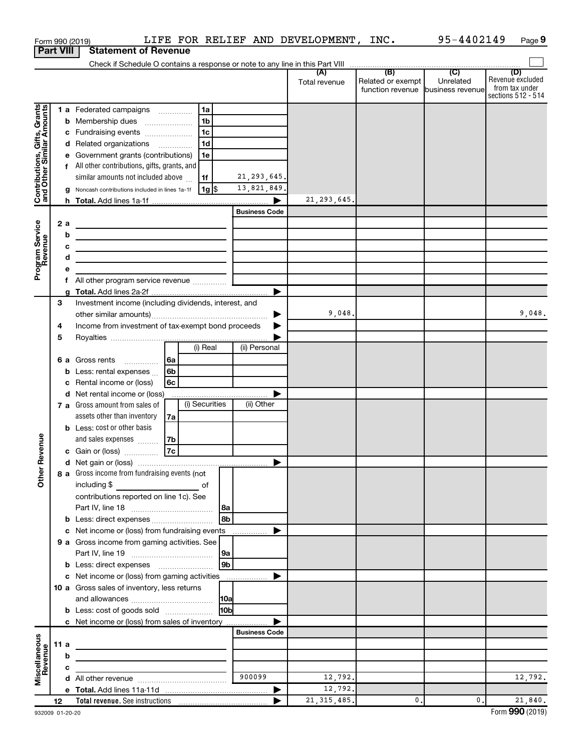Form 990 (2019) LIFE FOR RELIEF AND DEVELOPMENT, INC. 95-4402149 Page 9

**Part VIII Statement of Revenue**

Check if Schedule O contains a response or note to any line in this Part VIII

| | | | | (A) Total revenue | (B) Related or exempt function revenue | (C) Unrelated business revenue | (D) Revenue excluded from tax under sections 512 - 514 |
|---|---|---|---|---|---|---|---|
| **Contributions, Gifts, Grants and Other Similar Amounts** | 1 a Federated campaigns | 1a | | | | | |
| | b Membership dues | 1b | | | | | |
| | c Fundraising events | 1c | | | | | |
| | d Related organizations | 1d | | | | | |
| | e Government grants (contributions) | 1e | | | | | |
| | f All other contributions, gifts, grants, and similar amounts not included above | 1f | 21,293,645. | | | | |
| | g Noncash contributions included in lines 1a-1f | 1g $ | 13,821,849. | | | | |
| | h **Total.** Add lines 1a-1f | | | 21,293,645. | | | |
| | | | **Business Code** | | | | |
| **Program Service Revenue** | 2 a | | | | | | |
| | b | | | | | | |
| | c | | | | | | |
| | d | | | | | | |
| | e | | | | | | |
| | f All other program service revenue | | | | | | |
| | g **Total.** Add lines 2a-2f | | | | | | |
| **Other Revenue** | 3 Investment income (including dividends, interest, and other similar amounts) | | | 9,048. | | | 9,048. |
| | 4 Income from investment of tax-exempt bond proceeds | | | | | | |
| | 5 Royalties | | | | | | |
| | | (i) Real | (ii) Personal | | | | |
| | 6 a Gross rents | 6a | | | | | |
| | b Less: rental expenses | 6b | | | | | |
| | c Rental income or (loss) | 6c | | | | | |
| | d Net rental income or (loss) | | | | | | |
| | | (i) Securities | (ii) Other | | | | |
| | 7 a Gross amount from sales of assets other than inventory | 7a | | | | | |
| | b Less: cost or other basis and sales expenses | 7b | | | | | |
| | c Gain or (loss) | 7c | | | | | |
| | d Net gain or (loss) | | | | | | |
| | 8 a Gross income from fundraising events (not including $ ______ of contributions reported on line 1c). See Part IV, line 18 | 8a | | | | | |
| | b Less: direct expenses | 8b | | | | | |
| | c Net income or (loss) from fundraising events | | | | | | |
| | 9 a Gross income from gaming activities. See Part IV, line 19 | 9a | | | | | |
| | b Less: direct expenses | 9b | | | | | |
| | c Net income or (loss) from gaming activities | | | | | | |
| | 10 a Gross sales of inventory, less returns and allowances | 10a | | | | | |
| | b Less: cost of goods sold | 10b | | | | | |
| | c Net income or (loss) from sales of inventory | | | | | | |
| | | | **Business Code** | | | | |
| **Miscellaneous Revenue** | 11 a | | | | | | |
| | b | | | | | | |
| | c | | | | | | |
| | d All other revenue | | 900099 | 12,792. | | | 12,792. |
| | e **Total.** Add lines 11a-11d | | | 12,792. | | | |
| | 12 **Total revenue.** See instructions | | | 21,315,485. | 0. | 0. | 21,840. |

932009 01-20-20 Form **990** (2019)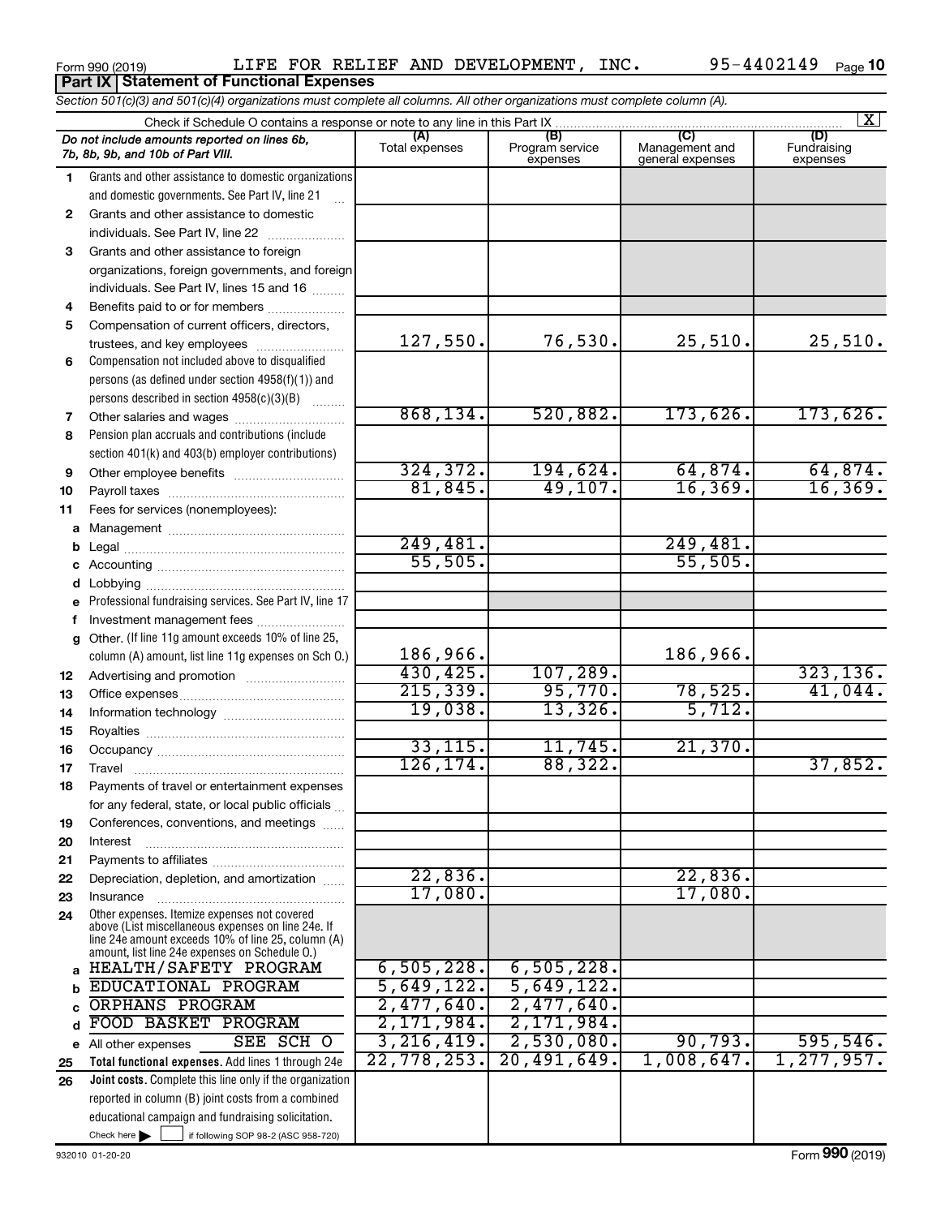Form 990 (2019) LIFE FOR RELIEF AND DEVELOPMENT, INC. 95-4402149 Page 10

**Part IX Statement of Functional Expenses**

*Section 501(c)(3) and 501(c)(4) organizations must complete all columns. All other organizations must complete column (A).*

Check if Schedule O contains a response or note to any line in this Part IX [X]

| | *Do not include amounts reported on lines 6b, 7b, 8b, 9b, and 10b of Part VIII.* | (A) Total expenses | (B) Program service expenses | (C) Management and general expenses | (D) Fundraising expenses |
|---|---|---|---|---|---|
| 1 | Grants and other assistance to domestic organizations and domestic governments. See Part IV, line 21 | | | | |
| 2 | Grants and other assistance to domestic individuals. See Part IV, line 22 | | | | |
| 3 | Grants and other assistance to foreign organizations, foreign governments, and foreign individuals. See Part IV, lines 15 and 16 | | | | |
| 4 | Benefits paid to or for members | | | | |
| 5 | Compensation of current officers, directors, trustees, and key employees | 127,550. | 76,530. | 25,510. | 25,510. |
| 6 | Compensation not included above to disqualified persons (as defined under section 4958(f)(1)) and persons described in section 4958(c)(3)(B) | | | | |
| 7 | Other salaries and wages | 868,134. | 520,882. | 173,626. | 173,626. |
| 8 | Pension plan accruals and contributions (include section 401(k) and 403(b) employer contributions) | | | | |
| 9 | Other employee benefits | 324,372. | 194,624. | 64,874. | 64,874. |
| 10 | Payroll taxes | 81,845. | 49,107. | 16,369. | 16,369. |
| 11 | Fees for services (nonemployees): | | | | |
| a | Management | | | | |
| b | Legal | 249,481. | | 249,481. | |
| c | Accounting | 55,505. | | 55,505. | |
| d | Lobbying | | | | |
| e | Professional fundraising services. See Part IV, line 17 | | | | |
| f | Investment management fees | | | | |
| g | Other. (If line 11g amount exceeds 10% of line 25, column (A) amount, list line 11g expenses on Sch O.) | 186,966. | | 186,966. | |
| 12 | Advertising and promotion | 430,425. | 107,289. | | 323,136. |
| 13 | Office expenses | 215,339. | 95,770. | 78,525. | 41,044. |
| 14 | Information technology | 19,038. | 13,326. | 5,712. | |
| 15 | Royalties | | | | |
| 16 | Occupancy | 33,115. | 11,745. | 21,370. | |
| 17 | Travel | 126,174. | 88,322. | | 37,852. |
| 18 | Payments of travel or entertainment expenses for any federal, state, or local public officials | | | | |
| 19 | Conferences, conventions, and meetings | | | | |
| 20 | Interest | | | | |
| 21 | Payments to affiliates | | | | |
| 22 | Depreciation, depletion, and amortization | 22,836. | | 22,836. | |
| 23 | Insurance | 17,080. | | 17,080. | |
| 24 | Other expenses. Itemize expenses not covered above (List miscellaneous expenses on line 24e. If line 24e amount exceeds 10% of line 25, column (A) amount, list line 24e expenses on Schedule O.) | | | | |
| a | HEALTH/SAFETY PROGRAM | 6,505,228. | 6,505,228. | | |
| b | EDUCATIONAL PROGRAM | 5,649,122. | 5,649,122. | | |
| c | ORPHANS PROGRAM | 2,477,640. | 2,477,640. | | |
| d | FOOD BASKET PROGRAM | 2,171,984. | 2,171,984. | | |
| e | All other expenses SEE SCH O | 3,216,419. | 2,530,080. | 90,793. | 595,546. |
| 25 | **Total functional expenses.** Add lines 1 through 24e | 22,778,253. | 20,491,649. | 1,008,647. | 1,277,957. |
| 26 | **Joint costs.** Complete this line only if the organization reported in column (B) joint costs from a combined educational campaign and fundraising solicitation. Check here [ ] if following SOP 98-2 (ASC 958-720) | | | | |

932010 01-20-20 Form 990 (2019)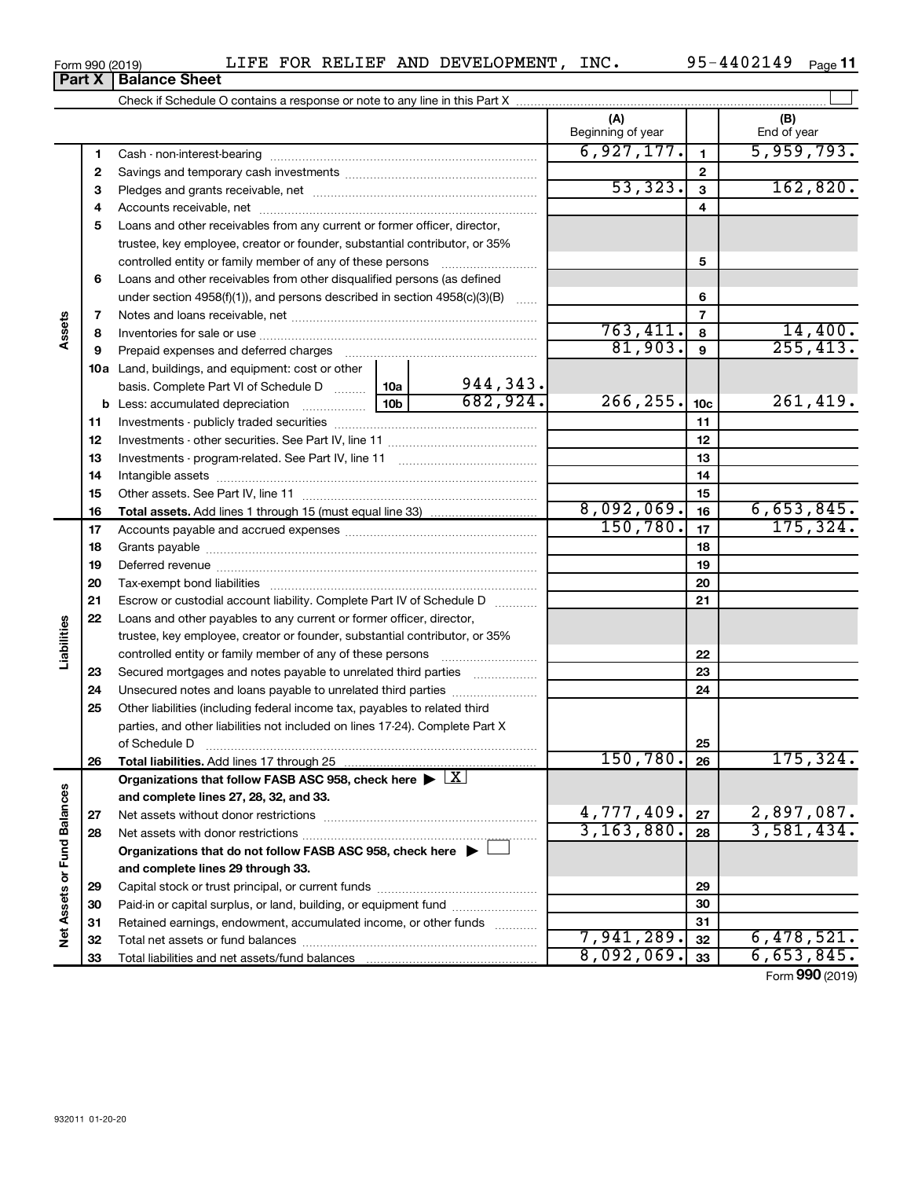Form 990 (2019) LIFE FOR RELIEF AND DEVELOPMENT, INC. 95-4402149 Page 11

## Part X | Balance Sheet

Check if Schedule O contains a response or note to any line in this Part X

| | | | (A) Beginning of year | | (B) End of year |
|---|---|---|---|---|---|
| Assets | 1 | Cash - non-interest-bearing | 6,927,177. | 1 | 5,959,793. |
| | 2 | Savings and temporary cash investments | | 2 | |
| | 3 | Pledges and grants receivable, net | 53,323. | 3 | 162,820. |
| | 4 | Accounts receivable, net | | 4 | |
| | 5 | Loans and other receivables from any current or former officer, director, trustee, key employee, creator or founder, substantial contributor, or 35% controlled entity or family member of any of these persons | | 5 | |
| | 6 | Loans and other receivables from other disqualified persons (as defined under section 4958(f)(1)), and persons described in section 4958(c)(3)(B) | | 6 | |
| | 7 | Notes and loans receivable, net | | 7 | |
| | 8 | Inventories for sale or use | 763,411. | 8 | 14,400. |
| | 9 | Prepaid expenses and deferred charges | 81,903. | 9 | 255,413. |
| | 10a | Land, buildings, and equipment: cost or other basis. Complete Part VI of Schedule D — 10a: 944,343. | | | |
| | b | Less: accumulated depreciation — 10b: 682,924. | 266,255. | 10c | 261,419. |
| | 11 | Investments - publicly traded securities | | 11 | |
| | 12 | Investments - other securities. See Part IV, line 11 | | 12 | |
| | 13 | Investments - program-related. See Part IV, line 11 | | 13 | |
| | 14 | Intangible assets | | 14 | |
| | 15 | Other assets. See Part IV, line 11 | | 15 | |
| | 16 | **Total assets.** Add lines 1 through 15 (must equal line 33) | 8,092,069. | 16 | 6,653,845. |
| Liabilities | 17 | Accounts payable and accrued expenses | 150,780. | 17 | 175,324. |
| | 18 | Grants payable | | 18 | |
| | 19 | Deferred revenue | | 19 | |
| | 20 | Tax-exempt bond liabilities | | 20 | |
| | 21 | Escrow or custodial account liability. Complete Part IV of Schedule D | | 21 | |
| | 22 | Loans and other payables to any current or former officer, director, trustee, key employee, creator or founder, substantial contributor, or 35% controlled entity or family member of any of these persons | | 22 | |
| | 23 | Secured mortgages and notes payable to unrelated third parties | | 23 | |
| | 24 | Unsecured notes and loans payable to unrelated third parties | | 24 | |
| | 25 | Other liabilities (including federal income tax, payables to related third parties, and other liabilities not included on lines 17-24). Complete Part X of Schedule D | | 25 | |
| | 26 | **Total liabilities.** Add lines 17 through 25 | 150,780. | 26 | 175,324. |
| Net Assets or Fund Balances | | **Organizations that follow FASB ASC 958, check here ▶ X and complete lines 27, 28, 32, and 33.** | | | |
| | 27 | Net assets without donor restrictions | 4,777,409. | 27 | 2,897,087. |
| | 28 | Net assets with donor restrictions | 3,163,880. | 28 | 3,581,434. |
| | | **Organizations that do not follow FASB ASC 958, check here ▶ ☐ and complete lines 29 through 33.** | | | |
| | 29 | Capital stock or trust principal, or current funds | | 29 | |
| | 30 | Paid-in or capital surplus, or land, building, or equipment fund | | 30 | |
| | 31 | Retained earnings, endowment, accumulated income, or other funds | | 31 | |
| | 32 | Total net assets or fund balances | 7,941,289. | 32 | 6,478,521. |
| | 33 | Total liabilities and net assets/fund balances | 8,092,069. | 33 | 6,653,845. |

Form **990** (2019)

932011 01-20-20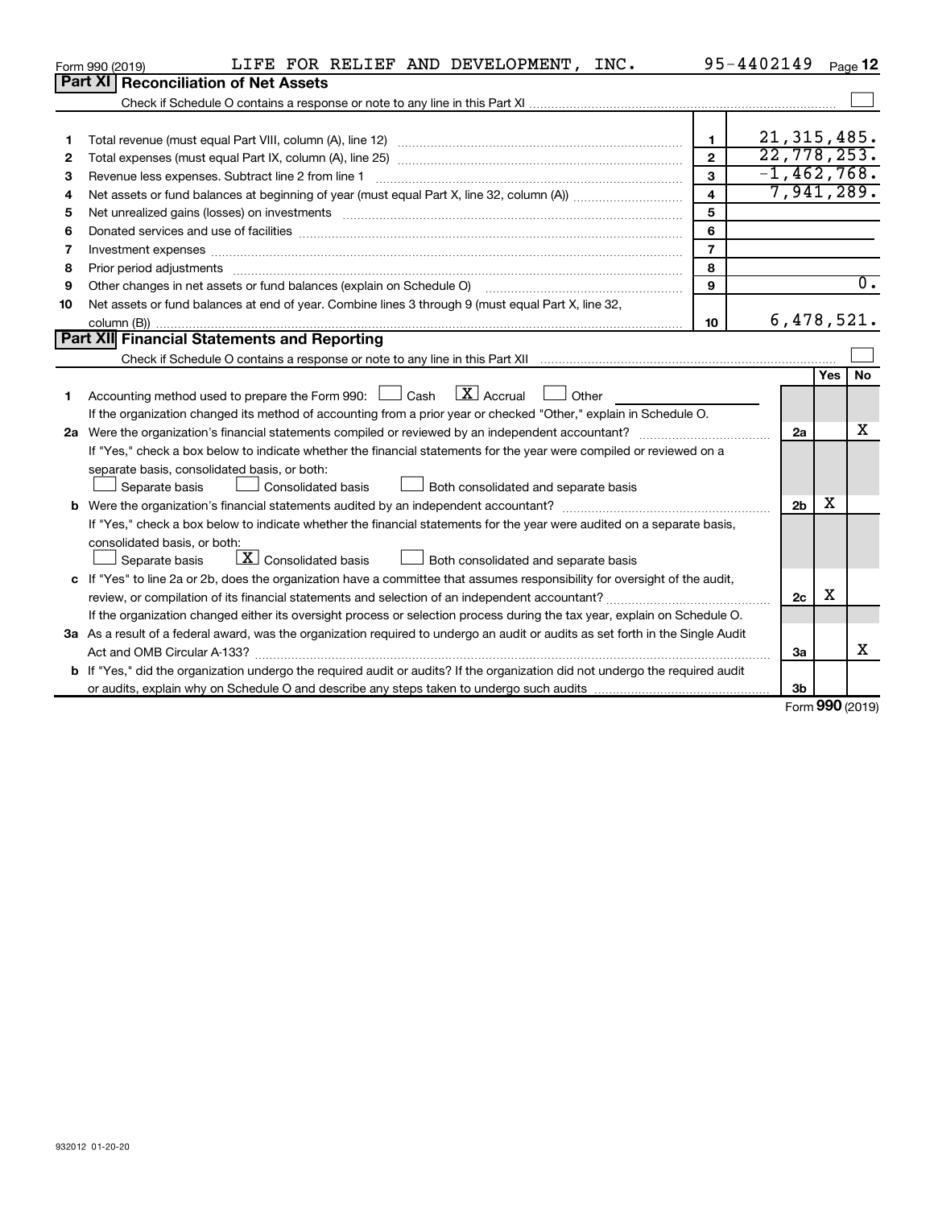Form 990 (2019) LIFE FOR RELIEF AND DEVELOPMENT, INC. 95-4402149 Page 12

## Part XI Reconciliation of Net Assets

Check if Schedule O contains a response or note to any line in this Part XI ☐

| | | | |
|---|---|---|---|
| 1 | Total revenue (must equal Part VIII, column (A), line 12) | 1 | 21,315,485. |
| 2 | Total expenses (must equal Part IX, column (A), line 25) | 2 | 22,778,253. |
| 3 | Revenue less expenses. Subtract line 2 from line 1 | 3 | -1,462,768. |
| 4 | Net assets or fund balances at beginning of year (must equal Part X, line 32, column (A)) | 4 | 7,941,289. |
| 5 | Net unrealized gains (losses) on investments | 5 | |
| 6 | Donated services and use of facilities | 6 | |
| 7 | Investment expenses | 7 | |
| 8 | Prior period adjustments | 8 | |
| 9 | Other changes in net assets or fund balances (explain on Schedule O) | 9 | 0. |
| 10 | Net assets or fund balances at end of year. Combine lines 3 through 9 (must equal Part X, line 32, column (B)) | 10 | 6,478,521. |

## Part XII Financial Statements and Reporting

Check if Schedule O contains a response or note to any line in this Part XII ☐

| | | | Yes | No |
|---|---|---|---|---|
| 1 | Accounting method used to prepare the Form 990: ☐ Cash ☒ Accrual ☐ Other<br>If the organization changed its method of accounting from a prior year or checked "Other," explain in Schedule O. | | | |
| 2a | Were the organization's financial statements compiled or reviewed by an independent accountant?<br>If "Yes," check a box below to indicate whether the financial statements for the year were compiled or reviewed on a separate basis, consolidated basis, or both:<br>☐ Separate basis ☐ Consolidated basis ☐ Both consolidated and separate basis | 2a | | X |
| b | Were the organization's financial statements audited by an independent accountant?<br>If "Yes," check a box below to indicate whether the financial statements for the year were audited on a separate basis, consolidated basis, or both:<br>☐ Separate basis ☒ Consolidated basis ☐ Both consolidated and separate basis | 2b | X | |
| c | If "Yes" to line 2a or 2b, does the organization have a committee that assumes responsibility for oversight of the audit, review, or compilation of its financial statements and selection of an independent accountant?<br>If the organization changed either its oversight process or selection process during the tax year, explain on Schedule O. | 2c | X | |
| 3a | As a result of a federal award, was the organization required to undergo an audit or audits as set forth in the Single Audit Act and OMB Circular A-133? | 3a | | X |
| b | If "Yes," did the organization undergo the required audit or audits? If the organization did not undergo the required audit or audits, explain why on Schedule O and describe any steps taken to undergo such audits | 3b | | |

Form **990** (2019)

932012 01-20-20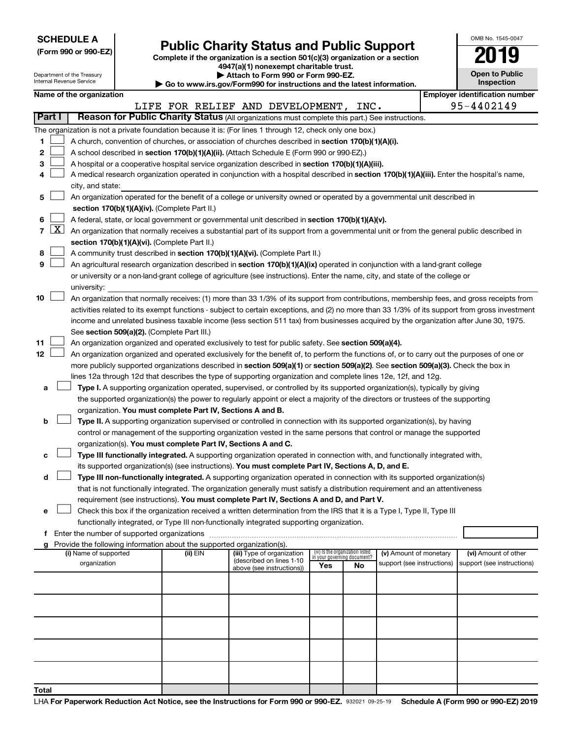**SCHEDULE A**
**(Form 990 or 990-EZ)**

Department of the Treasury
Internal Revenue Service

# Public Charity Status and Public Support

**Complete if the organization is a section 501(c)(3) organization or a section 4947(a)(1) nonexempt charitable trust.**
**▶ Attach to Form 990 or Form 990-EZ.**
**▶ Go to www.irs.gov/Form990 for instructions and the latest information.**

OMB No. 1545-0047

**2019**

**Open to Public Inspection**

| Name of the organization | Employer identification number |
|---|---|
| LIFE FOR RELIEF AND DEVELOPMENT, INC. | 95-4402149 |

**Part I** **Reason for Public Charity Status** (All organizations must complete this part.) See instructions.

The organization is not a private foundation because it is: (For lines 1 through 12, check only one box.)

1 ☐ A church, convention of churches, or association of churches described in **section 170(b)(1)(A)(i).**

2 ☐ A school described in **section 170(b)(1)(A)(ii).** (Attach Schedule E (Form 990 or 990-EZ).)

3 ☐ A hospital or a cooperative hospital service organization described in **section 170(b)(1)(A)(iii).**

4 ☐ A medical research organization operated in conjunction with a hospital described in **section 170(b)(1)(A)(iii).** Enter the hospital's name, city, and state: ____________

5 ☐ An organization operated for the benefit of a college or university owned or operated by a governmental unit described in **section 170(b)(1)(A)(iv).** (Complete Part II.)

6 ☐ A federal, state, or local government or governmental unit described in **section 170(b)(1)(A)(v).**

7 ☒ An organization that normally receives a substantial part of its support from a governmental unit or from the general public described in **section 170(b)(1)(A)(vi).** (Complete Part II.)

8 ☐ A community trust described in **section 170(b)(1)(A)(vi).** (Complete Part II.)

9 ☐ An agricultural research organization described in **section 170(b)(1)(A)(ix)** operated in conjunction with a land-grant college or university or a non-land-grant college of agriculture (see instructions). Enter the name, city, and state of the college or university: ____________

10 ☐ An organization that normally receives: (1) more than 33 1/3% of its support from contributions, membership fees, and gross receipts from activities related to its exempt functions - subject to certain exceptions, and (2) no more than 33 1/3% of its support from gross investment income and unrelated business taxable income (less section 511 tax) from businesses acquired by the organization after June 30, 1975. See **section 509(a)(2).** (Complete Part III.)

11 ☐ An organization organized and operated exclusively to test for public safety. See **section 509(a)(4).**

12 ☐ An organization organized and operated exclusively for the benefit of, to perform the functions of, or to carry out the purposes of one or more publicly supported organizations described in **section 509(a)(1)** or **section 509(a)(2).** See **section 509(a)(3).** Check the box in lines 12a through 12d that describes the type of supporting organization and complete lines 12e, 12f, and 12g.

a ☐ **Type I.** A supporting organization operated, supervised, or controlled by its supported organization(s), typically by giving the supported organization(s) the power to regularly appoint or elect a majority of the directors or trustees of the supporting organization. **You must complete Part IV, Sections A and B.**

b ☐ **Type II.** A supporting organization supervised or controlled in connection with its supported organization(s), by having control or management of the supporting organization vested in the same persons that control or manage the supported organization(s). **You must complete Part IV, Sections A and C.**

c ☐ **Type III functionally integrated.** A supporting organization operated in connection with, and functionally integrated with, its supported organization(s) (see instructions). **You must complete Part IV, Sections A, D, and E.**

d ☐ **Type III non-functionally integrated.** A supporting organization operated in connection with its supported organization(s) that is not functionally integrated. The organization generally must satisfy a distribution requirement and an attentiveness requirement (see instructions). **You must complete Part IV, Sections A and D, and Part V.**

e ☐ Check this box if the organization received a written determination from the IRS that it is a Type I, Type II, Type III functionally integrated, or Type III non-functionally integrated supporting organization.

f Enter the number of supported organizations ____________

g Provide the following information about the supported organization(s).

| (i) Name of supported organization | (ii) EIN | (iii) Type of organization (described on lines 1-10 above (see instructions)) | (iv) Is the organization listed in your governing document? Yes | No | (v) Amount of monetary support (see instructions) | (vi) Amount of other support (see instructions) |
|---|---|---|---|---|---|---|
| | | | | | | |
| | | | | | | |
| | | | | | | |
| | | | | | | |
| | | | | | | |
| **Total** | | | | | | |

LHA **For Paperwork Reduction Act Notice, see the Instructions for Form 990 or 990-EZ.** 932021 09-25-19 **Schedule A (Form 990 or 990-EZ) 2019**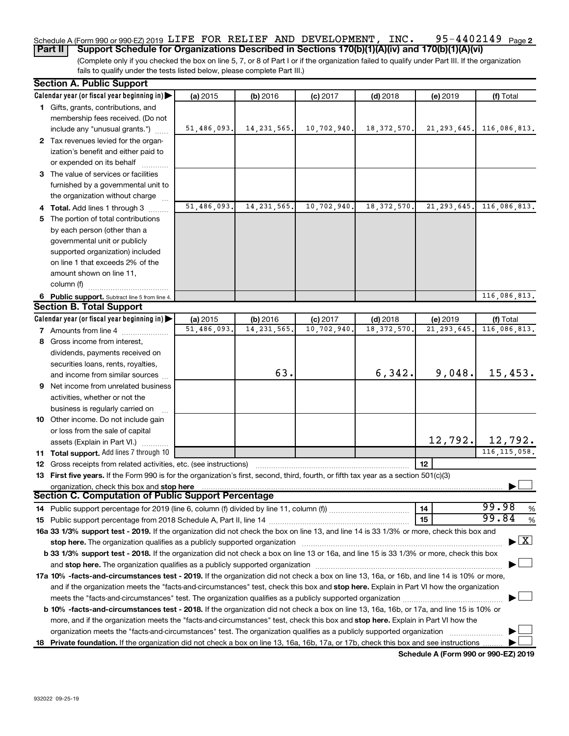Schedule A (Form 990 or 990-EZ) 2019 LIFE FOR RELIEF AND DEVELOPMENT, INC. 95-4402149 Page 2

**Part II | Support Schedule for Organizations Described in Sections 170(b)(1)(A)(iv) and 170(b)(1)(A)(vi)**

(Complete only if you checked the box on line 5, 7, or 8 of Part I or if the organization failed to qualify under Part III. If the organization fails to qualify under the tests listed below, please complete Part III.)

## Section A. Public Support

| Calendar year (or fiscal year beginning in) ▶ | (a) 2015 | (b) 2016 | (c) 2017 | (d) 2018 | (e) 2019 | (f) Total |
|---|---|---|---|---|---|---|
| **1** Gifts, grants, contributions, and membership fees received. (Do not include any "unusual grants.") | 51,486,093. | 14,231,565. | 10,702,940. | 18,372,570. | 21,293,645. | 116,086,813. |
| **2** Tax revenues levied for the organization's benefit and either paid to or expended on its behalf | | | | | | |
| **3** The value of services or facilities furnished by a governmental unit to the organization without charge | | | | | | |
| **4 Total.** Add lines 1 through 3 | 51,486,093. | 14,231,565. | 10,702,940. | 18,372,570. | 21,293,645. | 116,086,813. |
| **5** The portion of total contributions by each person (other than a governmental unit or publicly supported organization) included on line 1 that exceeds 2% of the amount shown on line 11, column (f) | | | | | | |
| **6 Public support.** Subtract line 5 from line 4. | | | | | | 116,086,813. |

## Section B. Total Support

| Calendar year (or fiscal year beginning in) ▶ | (a) 2015 | (b) 2016 | (c) 2017 | (d) 2018 | (e) 2019 | (f) Total |
|---|---|---|---|---|---|---|
| **7** Amounts from line 4 | 51,486,093. | 14,231,565. | 10,702,940. | 18,372,570. | 21,293,645. | 116,086,813. |
| **8** Gross income from interest, dividends, payments received on securities loans, rents, royalties, and income from similar sources | | 63. | | 6,342. | 9,048. | 15,453. |
| **9** Net income from unrelated business activities, whether or not the business is regularly carried on | | | | | | |
| **10** Other income. Do not include gain or loss from the sale of capital assets (Explain in Part VI.) | | | | | 12,792. | 12,792. |
| **11 Total support.** Add lines 7 through 10 | | | | | | 116,115,058. |

**12** Gross receipts from related activities, etc. (see instructions) | **12** |

**13 First five years.** If the Form 990 is for the organization's first, second, third, fourth, or fifth tax year as a section 501(c)(3) organization, check this box and **stop here** ☐

## Section C. Computation of Public Support Percentage

**14** Public support percentage for 2019 (line 6, column (f) divided by line 11, column (f)) | **14** | 99.98 %

**15** Public support percentage from 2018 Schedule A, Part II, line 14 | **15** | 99.84 %

**16a 33 1/3% support test - 2019.** If the organization did not check the box on line 13, and line 14 is 33 1/3% or more, check this box and **stop here.** The organization qualifies as a publicly supported organization ☒

**b 33 1/3% support test - 2018.** If the organization did not check a box on line 13 or 16a, and line 15 is 33 1/3% or more, check this box and **stop here.** The organization qualifies as a publicly supported organization ☐

**17a 10% -facts-and-circumstances test - 2019.** If the organization did not check a box on line 13, 16a, or 16b, and line 14 is 10% or more, and if the organization meets the "facts-and-circumstances" test, check this box and **stop here.** Explain in Part VI how the organization meets the "facts-and-circumstances" test. The organization qualifies as a publicly supported organization ☐

**b 10% -facts-and-circumstances test - 2018.** If the organization did not check a box on line 13, 16a, 16b, or 17a, and line 15 is 10% or more, and if the organization meets the "facts-and-circumstances" test, check this box and **stop here.** Explain in Part VI how the organization meets the "facts-and-circumstances" test. The organization qualifies as a publicly supported organization ☐

**18 Private foundation.** If the organization did not check a box on line 13, 16a, 16b, 17a, or 17b, check this box and see instructions ☐

**Schedule A (Form 990 or 990-EZ) 2019**

932022 09-25-19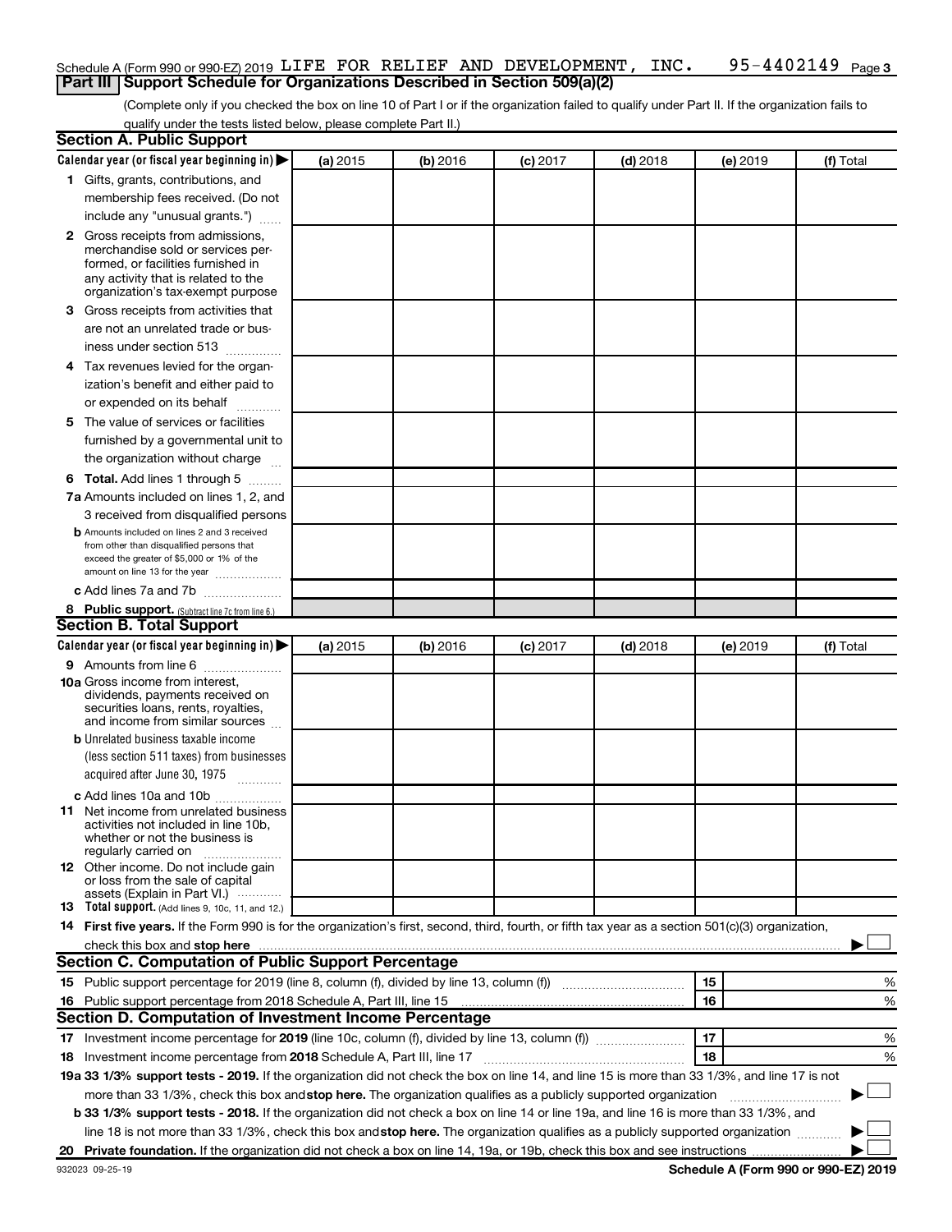Schedule A (Form 990 or 990-EZ) 2019 LIFE FOR RELIEF AND DEVELOPMENT, INC. 95-4402149 Page 3

## Part III Support Schedule for Organizations Described in Section 509(a)(2)

(Complete only if you checked the box on line 10 of Part I or if the organization failed to qualify under Part II. If the organization fails to qualify under the tests listed below, please complete Part II.)

### Section A. Public Support

| Calendar year (or fiscal year beginning in) ▶ | (a) 2015 | (b) 2016 | (c) 2017 | (d) 2018 | (e) 2019 | (f) Total |
|---|---|---|---|---|---|---|
| 1 Gifts, grants, contributions, and membership fees received. (Do not include any "unusual grants.") | | | | | | |
| 2 Gross receipts from admissions, merchandise sold or services performed, or facilities furnished in any activity that is related to the organization's tax-exempt purpose | | | | | | |
| 3 Gross receipts from activities that are not an unrelated trade or business under section 513 | | | | | | |
| 4 Tax revenues levied for the organization's benefit and either paid to or expended on its behalf | | | | | | |
| 5 The value of services or facilities furnished by a governmental unit to the organization without charge | | | | | | |
| 6 **Total.** Add lines 1 through 5 | | | | | | |
| 7a Amounts included on lines 1, 2, and 3 received from disqualified persons | | | | | | |
| b Amounts included on lines 2 and 3 received from other than disqualified persons that exceed the greater of $5,000 or 1% of the amount on line 13 for the year | | | | | | |
| c Add lines 7a and 7b | | | | | | |
| 8 **Public support.** (Subtract line 7c from line 6.) | | | | | | |

### Section B. Total Support

| Calendar year (or fiscal year beginning in) ▶ | (a) 2015 | (b) 2016 | (c) 2017 | (d) 2018 | (e) 2019 | (f) Total |
|---|---|---|---|---|---|---|
| 9 Amounts from line 6 | | | | | | |
| 10a Gross income from interest, dividends, payments received on securities loans, rents, royalties, and income from similar sources | | | | | | |
| b Unrelated business taxable income (less section 511 taxes) from businesses acquired after June 30, 1975 | | | | | | |
| c Add lines 10a and 10b | | | | | | |
| 11 Net income from unrelated business activities not included in line 10b, whether or not the business is regularly carried on | | | | | | |
| 12 Other income. Do not include gain or loss from the sale of capital assets (Explain in Part VI.) | | | | | | |
| 13 **Total support.** (Add lines 9, 10c, 11, and 12.) | | | | | | |

14 **First five years.** If the Form 990 is for the organization's first, second, third, fourth, or fifth tax year as a section 501(c)(3) organization, check this box and **stop here** ▶ ☐

### Section C. Computation of Public Support Percentage

| | | | |
|---|---|---|---|
| 15 | Public support percentage for 2019 (line 8, column (f), divided by line 13, column (f)) | 15 | % |
| 16 | Public support percentage from 2018 Schedule A, Part III, line 15 | 16 | % |

### Section D. Computation of Investment Income Percentage

| | | | |
|---|---|---|---|
| 17 | Investment income percentage for **2019** (line 10c, column (f), divided by line 13, column (f)) | 17 | % |
| 18 | Investment income percentage from **2018** Schedule A, Part III, line 17 | 18 | % |

**19a 33 1/3% support tests - 2019.** If the organization did not check the box on line 14, and line 15 is more than 33 1/3%, and line 17 is not more than 33 1/3%, check this box and **stop here.** The organization qualifies as a publicly supported organization ▶ ☐

**b 33 1/3% support tests - 2018.** If the organization did not check a box on line 14 or line 19a, and line 16 is more than 33 1/3%, and line 18 is not more than 33 1/3%, check this box and **stop here.** The organization qualifies as a publicly supported organization ▶ ☐

**20 Private foundation.** If the organization did not check a box on line 14, 19a, or 19b, check this box and see instructions ▶ ☐

932023 09-25-19 **Schedule A (Form 990 or 990-EZ) 2019**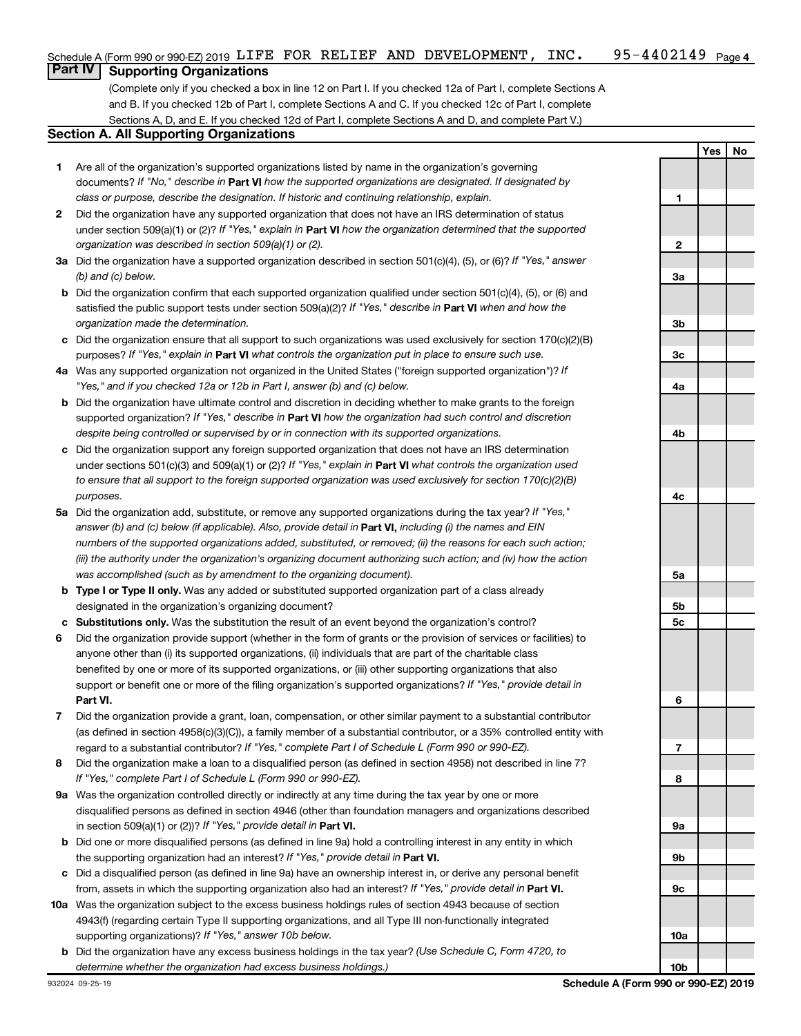Schedule A (Form 990 or 990-EZ) 2019 LIFE FOR RELIEF AND DEVELOPMENT, INC. 95-4402149 Page 4

## Part IV Supporting Organizations

(Complete only if you checked a box in line 12 on Part I. If you checked 12a of Part I, complete Sections A and B. If you checked 12b of Part I, complete Sections A and C. If you checked 12c of Part I, complete Sections A, D, and E. If you checked 12d of Part I, complete Sections A and D, and complete Part V.)

### Section A. All Supporting Organizations

| | | | Yes | No |
|---|---|---|---|---|
| **1** | Are all of the organization's supported organizations listed by name in the organization's governing documents? *If "No," describe in* **Part VI** *how the supported organizations are designated. If designated by class or purpose, describe the designation. If historic and continuing relationship, explain.* | 1 | | |
| **2** | Did the organization have any supported organization that does not have an IRS determination of status under section 509(a)(1) or (2)? *If "Yes," explain in* **Part VI** *how the organization determined that the supported organization was described in section 509(a)(1) or (2).* | 2 | | |
| **3a** | Did the organization have a supported organization described in section 501(c)(4), (5), or (6)? *If "Yes," answer (b) and (c) below.* | 3a | | |
| **b** | Did the organization confirm that each supported organization qualified under section 501(c)(4), (5), or (6) and satisfied the public support tests under section 509(a)(2)? *If "Yes," describe in* **Part VI** *when and how the organization made the determination.* | 3b | | |
| **c** | Did the organization ensure that all support to such organizations was used exclusively for section 170(c)(2)(B) purposes? *If "Yes," explain in* **Part VI** *what controls the organization put in place to ensure such use.* | 3c | | |
| **4a** | Was any supported organization not organized in the United States ("foreign supported organization")? *If "Yes," and if you checked 12a or 12b in Part I, answer (b) and (c) below.* | 4a | | |
| **b** | Did the organization have ultimate control and discretion in deciding whether to make grants to the foreign supported organization? *If "Yes," describe in* **Part VI** *how the organization had such control and discretion despite being controlled or supervised by or in connection with its supported organizations.* | 4b | | |
| **c** | Did the organization support any foreign supported organization that does not have an IRS determination under sections 501(c)(3) and 509(a)(1) or (2)? *If "Yes," explain in* **Part VI** *what controls the organization used to ensure that all support to the foreign supported organization was used exclusively for section 170(c)(2)(B) purposes.* | 4c | | |
| **5a** | Did the organization add, substitute, or remove any supported organizations during the tax year? *If "Yes," answer (b) and (c) below (if applicable). Also, provide detail in* **Part VI,** *including (i) the names and EIN numbers of the supported organizations added, substituted, or removed; (ii) the reasons for each such action; (iii) the authority under the organization's organizing document authorizing such action; and (iv) how the action was accomplished (such as by amendment to the organizing document).* | 5a | | |
| **b** | **Type I or Type II only.** Was any added or substituted supported organization part of a class already designated in the organization's organizing document? | 5b | | |
| **c** | **Substitutions only.** Was the substitution the result of an event beyond the organization's control? | 5c | | |
| **6** | Did the organization provide support (whether in the form of grants or the provision of services or facilities) to anyone other than (i) its supported organizations, (ii) individuals that are part of the charitable class benefited by one or more of its supported organizations, or (iii) other supporting organizations that also support or benefit one or more of the filing organization's supported organizations? *If "Yes," provide detail in* **Part VI.** | 6 | | |
| **7** | Did the organization provide a grant, loan, compensation, or other similar payment to a substantial contributor (as defined in section 4958(c)(3)(C)), a family member of a substantial contributor, or a 35% controlled entity with regard to a substantial contributor? *If "Yes," complete Part I of Schedule L (Form 990 or 990-EZ).* | 7 | | |
| **8** | Did the organization make a loan to a disqualified person (as defined in section 4958) not described in line 7? *If "Yes," complete Part I of Schedule L (Form 990 or 990-EZ).* | 8 | | |
| **9a** | Was the organization controlled directly or indirectly at any time during the tax year by one or more disqualified persons as defined in section 4946 (other than foundation managers and organizations described in section 509(a)(1) or (2))? *If "Yes," provide detail in* **Part VI.** | 9a | | |
| **b** | Did one or more disqualified persons (as defined in line 9a) hold a controlling interest in any entity in which the supporting organization had an interest? *If "Yes," provide detail in* **Part VI.** | 9b | | |
| **c** | Did a disqualified person (as defined in line 9a) have an ownership interest in, or derive any personal benefit from, assets in which the supporting organization also had an interest? *If "Yes," provide detail in* **Part VI.** | 9c | | |
| **10a** | Was the organization subject to the excess business holdings rules of section 4943 because of section 4943(f) (regarding certain Type II supporting organizations, and all Type III non-functionally integrated supporting organizations)? *If "Yes," answer 10b below.* | 10a | | |
| **b** | Did the organization have any excess business holdings in the tax year? *(Use Schedule C, Form 4720, to determine whether the organization had excess business holdings.)* | 10b | | |

932024 09-25-19 **Schedule A (Form 990 or 990-EZ) 2019**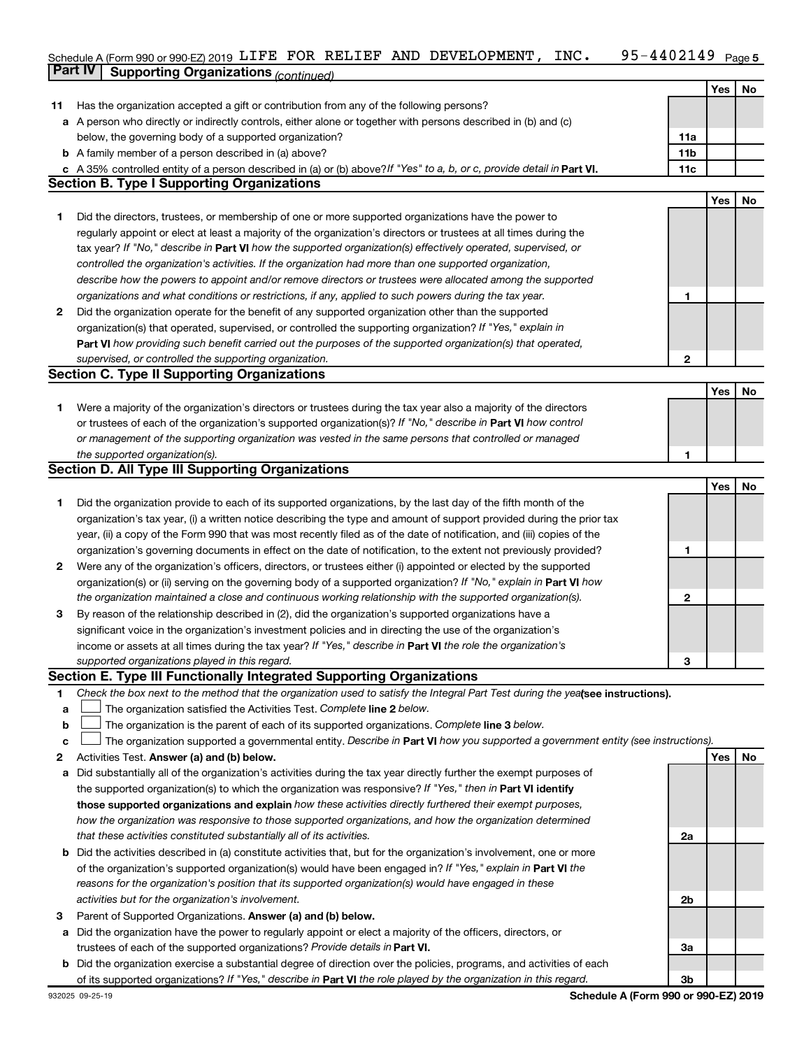Schedule A (Form 990 or 990-EZ) 2019 LIFE FOR RELIEF AND DEVELOPMENT, INC. 95-4402149 Page 5

## Part IV Supporting Organizations *(continued)*

| | | | Yes | No |
|---|---|---|---|---|
| **11** | Has the organization accepted a gift or contribution from any of the following persons? | | | |
| **a** | A person who directly or indirectly controls, either alone or together with persons described in (b) and (c) below, the governing body of a supported organization? | **11a** | | |
| **b** | A family member of a person described in (a) above? | **11b** | | |
| **c** | A 35% controlled entity of a person described in (a) or (b) above? *If "Yes" to a, b, or c, provide detail in* **Part VI.** | **11c** | | |

### Section B. Type I Supporting Organizations

| | | | Yes | No |
|---|---|---|---|---|
| **1** | Did the directors, trustees, or membership of one or more supported organizations have the power to regularly appoint or elect at least a majority of the organization's directors or trustees at all times during the tax year? *If "No," describe in* **Part VI** *how the supported organization(s) effectively operated, supervised, or controlled the organization's activities. If the organization had more than one supported organization, describe how the powers to appoint and/or remove directors or trustees were allocated among the supported organizations and what conditions or restrictions, if any, applied to such powers during the tax year.* | **1** | | |
| **2** | Did the organization operate for the benefit of any supported organization other than the supported organization(s) that operated, supervised, or controlled the supporting organization? *If "Yes," explain in* **Part VI** *how providing such benefit carried out the purposes of the supported organization(s) that operated, supervised, or controlled the supporting organization.* | **2** | | |

### Section C. Type II Supporting Organizations

| | | | Yes | No |
|---|---|---|---|---|
| **1** | Were a majority of the organization's directors or trustees during the tax year also a majority of the directors or trustees of each of the organization's supported organization(s)? *If "No," describe in* **Part VI** *how control or management of the supporting organization was vested in the same persons that controlled or managed the supported organization(s).* | **1** | | |

### Section D. All Type III Supporting Organizations

| | | | Yes | No |
|---|---|---|---|---|
| **1** | Did the organization provide to each of its supported organizations, by the last day of the fifth month of the organization's tax year, (i) a written notice describing the type and amount of support provided during the prior tax year, (ii) a copy of the Form 990 that was most recently filed as of the date of notification, and (iii) copies of the organization's governing documents in effect on the date of notification, to the extent not previously provided? | **1** | | |
| **2** | Were any of the organization's officers, directors, or trustees either (i) appointed or elected by the supported organization(s) or (ii) serving on the governing body of a supported organization? *If "No," explain in* **Part VI** *how the organization maintained a close and continuous working relationship with the supported organization(s).* | **2** | | |
| **3** | By reason of the relationship described in (2), did the organization's supported organizations have a significant voice in the organization's investment policies and in directing the use of the organization's income or assets at all times during the tax year? *If "Yes," describe in* **Part VI** *the role the organization's supported organizations played in this regard.* | **3** | | |

### Section E. Type III Functionally Integrated Supporting Organizations

**1** *Check the box next to the method that the organization used to satisfy the Integral Part Test during the year* **(see instructions).**

- **a** ☐ The organization satisfied the Activities Test. *Complete* **line 2** *below.*
- **b** ☐ The organization is the parent of each of its supported organizations. *Complete* **line 3** *below.*
- **c** ☐ The organization supported a governmental entity. *Describe in* **Part VI** *how you supported a government entity (see instructions).*

| | | | Yes | No |
|---|---|---|---|---|
| **2** | Activities Test. **Answer (a) and (b) below.** | | | |
| **a** | Did substantially all of the organization's activities during the tax year directly further the exempt purposes of the supported organization(s) to which the organization was responsive? *If "Yes," then in* **Part VI identify those supported organizations and explain** *how these activities directly furthered their exempt purposes, how the organization was responsive to those supported organizations, and how the organization determined that these activities constituted substantially all of its activities.* | **2a** | | |
| **b** | Did the activities described in (a) constitute activities that, but for the organization's involvement, one or more of the organization's supported organization(s) would have been engaged in? *If "Yes," explain in* **Part VI** *the reasons for the organization's position that its supported organization(s) would have engaged in these activities but for the organization's involvement.* | **2b** | | |
| **3** | Parent of Supported Organizations. **Answer (a) and (b) below.** | | | |
| **a** | Did the organization have the power to regularly appoint or elect a majority of the officers, directors, or trustees of each of the supported organizations? *Provide details in* **Part VI.** | **3a** | | |
| **b** | Did the organization exercise a substantial degree of direction over the policies, programs, and activities of each of its supported organizations? *If "Yes," describe in* **Part VI** *the role played by the organization in this regard.* | **3b** | | |

932025 09-25-19 **Schedule A (Form 990 or 990-EZ) 2019**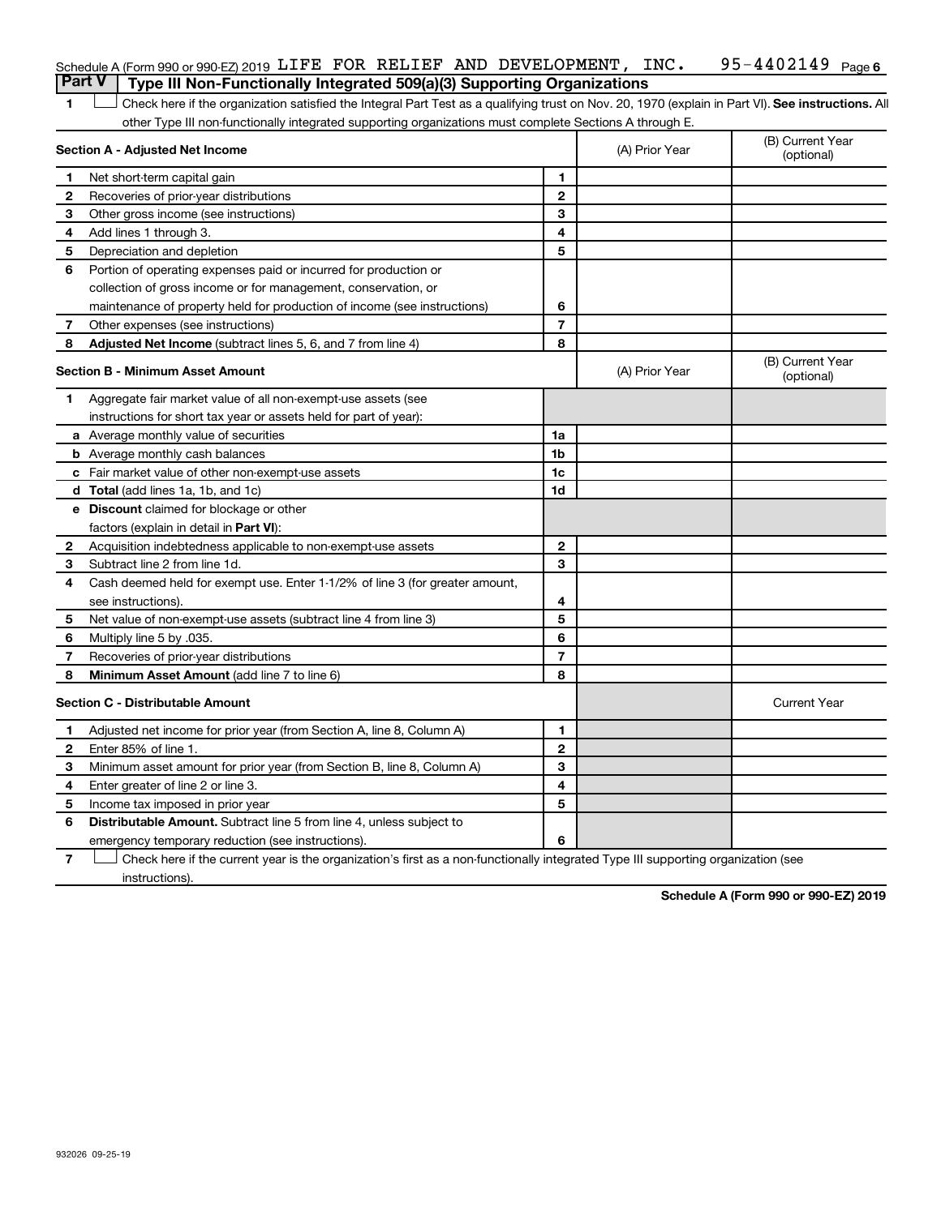Schedule A (Form 990 or 990-EZ) 2019 LIFE FOR RELIEF AND DEVELOPMENT, INC. 95-4402149 Page 6

## Part V Type III Non-Functionally Integrated 509(a)(3) Supporting Organizations

1 ☐ Check here if the organization satisfied the Integral Part Test as a qualifying trust on Nov. 20, 1970 (explain in Part VI). **See instructions.** All other Type III non-functionally integrated supporting organizations must complete Sections A through E.

| **Section A - Adjusted Net Income** | | | (A) Prior Year | (B) Current Year (optional) |
|---|---|---|---|---|
| 1 | Net short-term capital gain | 1 | | |
| 2 | Recoveries of prior-year distributions | 2 | | |
| 3 | Other gross income (see instructions) | 3 | | |
| 4 | Add lines 1 through 3. | 4 | | |
| 5 | Depreciation and depletion | 5 | | |
| 6 | Portion of operating expenses paid or incurred for production or collection of gross income or for management, conservation, or maintenance of property held for production of income (see instructions) | 6 | | |
| 7 | Other expenses (see instructions) | 7 | | |
| 8 | **Adjusted Net Income** (subtract lines 5, 6, and 7 from line 4) | 8 | | |

| **Section B - Minimum Asset Amount** | | | (A) Prior Year | (B) Current Year (optional) |
|---|---|---|---|---|
| 1 | Aggregate fair market value of all non-exempt-use assets (see instructions for short tax year or assets held for part of year): | | | |
| a | Average monthly value of securities | 1a | | |
| b | Average monthly cash balances | 1b | | |
| c | Fair market value of other non-exempt-use assets | 1c | | |
| d | **Total** (add lines 1a, 1b, and 1c) | 1d | | |
| e | **Discount** claimed for blockage or other factors (explain in detail in **Part VI**): | | | |
| 2 | Acquisition indebtedness applicable to non-exempt-use assets | 2 | | |
| 3 | Subtract line 2 from line 1d. | 3 | | |
| 4 | Cash deemed held for exempt use. Enter 1-1/2% of line 3 (for greater amount, see instructions). | 4 | | |
| 5 | Net value of non-exempt-use assets (subtract line 4 from line 3) | 5 | | |
| 6 | Multiply line 5 by .035. | 6 | | |
| 7 | Recoveries of prior-year distributions | 7 | | |
| 8 | **Minimum Asset Amount** (add line 7 to line 6) | 8 | | |

| **Section C - Distributable Amount** | | | | Current Year |
|---|---|---|---|---|
| 1 | Adjusted net income for prior year (from Section A, line 8, Column A) | 1 | | |
| 2 | Enter 85% of line 1. | 2 | | |
| 3 | Minimum asset amount for prior year (from Section B, line 8, Column A) | 3 | | |
| 4 | Enter greater of line 2 or line 3. | 4 | | |
| 5 | Income tax imposed in prior year | 5 | | |
| 6 | **Distributable Amount.** Subtract line 5 from line 4, unless subject to emergency temporary reduction (see instructions). | 6 | | |

7 ☐ Check here if the current year is the organization's first as a non-functionally integrated Type III supporting organization (see instructions).

**Schedule A (Form 990 or 990-EZ) 2019**

932026 09-25-19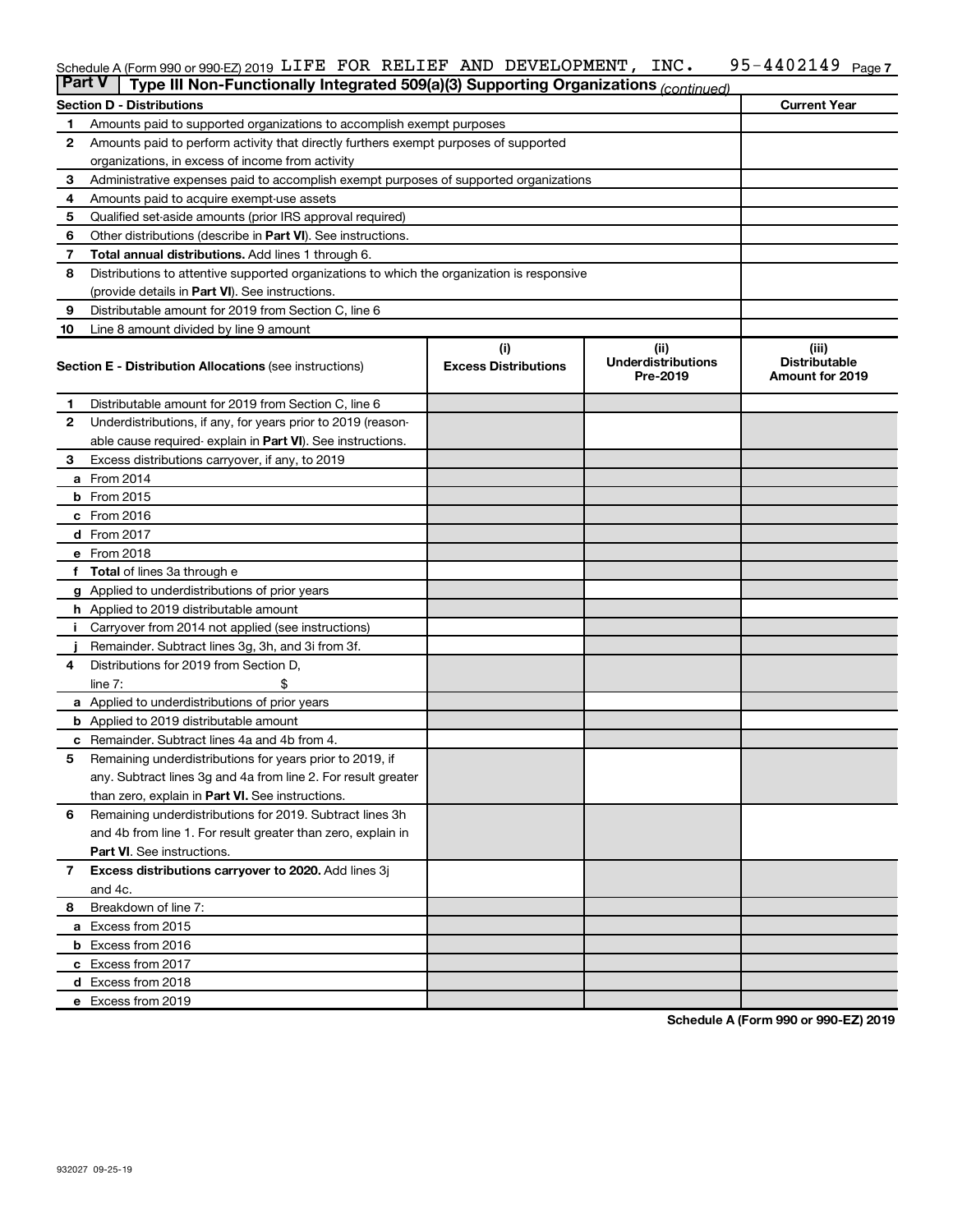Schedule A (Form 990 or 990-EZ) 2019 LIFE FOR RELIEF AND DEVELOPMENT, INC. 95-4402149 Page 7

## Part V Type III Non-Functionally Integrated 509(a)(3) Supporting Organizations *(continued)*

| Section D - Distributions | | Current Year |
|---|---|---|
| 1 | Amounts paid to supported organizations to accomplish exempt purposes | |
| 2 | Amounts paid to perform activity that directly furthers exempt purposes of supported organizations, in excess of income from activity | |
| 3 | Administrative expenses paid to accomplish exempt purposes of supported organizations | |
| 4 | Amounts paid to acquire exempt-use assets | |
| 5 | Qualified set-aside amounts (prior IRS approval required) | |
| 6 | Other distributions (describe in **Part VI**). See instructions. | |
| 7 | **Total annual distributions.** Add lines 1 through 6. | |
| 8 | Distributions to attentive supported organizations to which the organization is responsive (provide details in **Part VI**). See instructions. | |
| 9 | Distributable amount for 2019 from Section C, line 6 | |
| 10 | Line 8 amount divided by line 9 amount | |

| | Section E - Distribution Allocations (see instructions) | (i) Excess Distributions | (ii) Underdistributions Pre-2019 | (iii) Distributable Amount for 2019 |
|---|---|---|---|---|
| 1 | Distributable amount for 2019 from Section C, line 6 | | | |
| 2 | Underdistributions, if any, for years prior to 2019 (reasonable cause required- explain in **Part VI**). See instructions. | | | |
| 3 | Excess distributions carryover, if any, to 2019 | | | |
| a | From 2014 | | | |
| b | From 2015 | | | |
| c | From 2016 | | | |
| d | From 2017 | | | |
| e | From 2018 | | | |
| f | **Total** of lines 3a through e | | | |
| g | Applied to underdistributions of prior years | | | |
| h | Applied to 2019 distributable amount | | | |
| i | Carryover from 2014 not applied (see instructions) | | | |
| j | Remainder. Subtract lines 3g, 3h, and 3i from 3f. | | | |
| 4 | Distributions for 2019 from Section D, line 7: $ | | | |
| a | Applied to underdistributions of prior years | | | |
| b | Applied to 2019 distributable amount | | | |
| c | Remainder. Subtract lines 4a and 4b from 4. | | | |
| 5 | Remaining underdistributions for years prior to 2019, if any. Subtract lines 3g and 4a from line 2. For result greater than zero, explain in **Part VI**. See instructions. | | | |
| 6 | Remaining underdistributions for 2019. Subtract lines 3h and 4b from line 1. For result greater than zero, explain in **Part VI**. See instructions. | | | |
| 7 | **Excess distributions carryover to 2020.** Add lines 3j and 4c. | | | |
| 8 | Breakdown of line 7: | | | |
| a | Excess from 2015 | | | |
| b | Excess from 2016 | | | |
| c | Excess from 2017 | | | |
| d | Excess from 2018 | | | |
| e | Excess from 2019 | | | |

Schedule A (Form 990 or 990-EZ) 2019

932027 09-25-19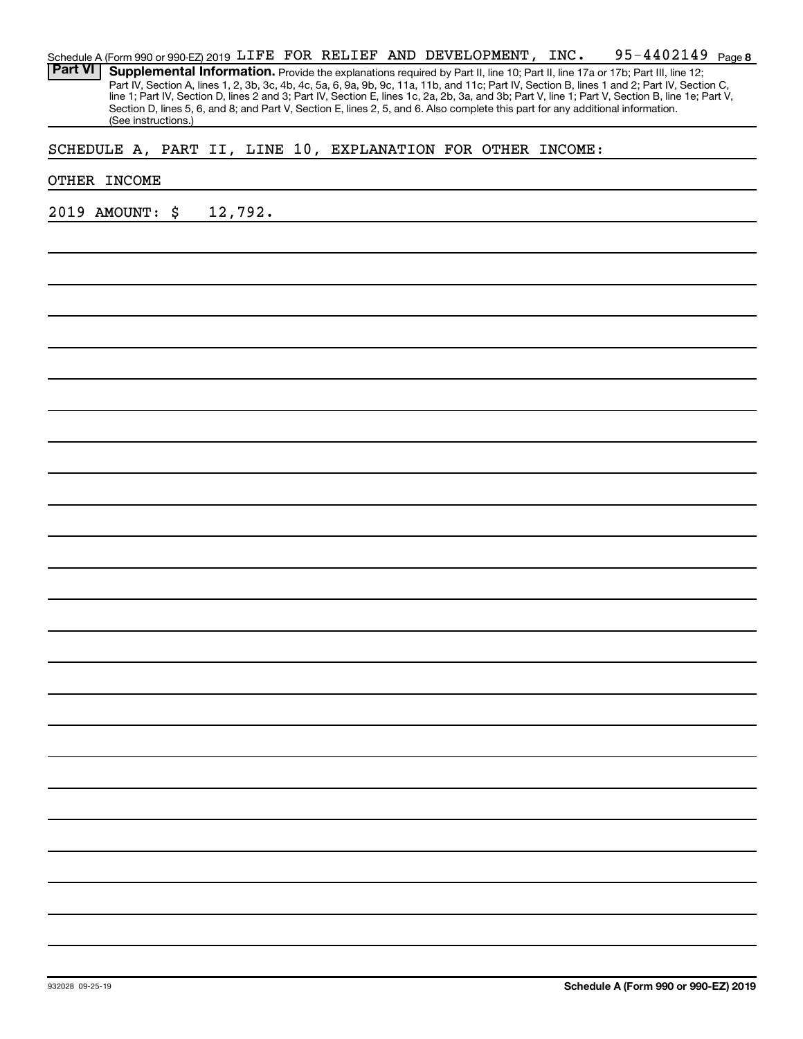Schedule A (Form 990 or 990-EZ) 2019 LIFE FOR RELIEF AND DEVELOPMENT, INC. 95-4402149 Page 8

**Part VI** **Supplemental Information.** Provide the explanations required by Part II, line 10; Part II, line 17a or 17b; Part III, line 12; Part IV, Section A, lines 1, 2, 3b, 3c, 4b, 4c, 5a, 6, 9a, 9b, 9c, 11a, 11b, and 11c; Part IV, Section B, lines 1 and 2; Part IV, Section C, line 1; Part IV, Section D, lines 2 and 3; Part IV, Section E, lines 1c, 2a, 2b, 3a, and 3b; Part V, line 1; Part V, Section B, line 1e; Part V, Section D, lines 5, 6, and 8; and Part V, Section E, lines 2, 5, and 6. Also complete this part for any additional information. (See instructions.)

SCHEDULE A, PART II, LINE 10, EXPLANATION FOR OTHER INCOME:

OTHER INCOME

2019 AMOUNT: $ 12,792.

932028 09-25-19

**Schedule A (Form 990 or 990-EZ) 2019**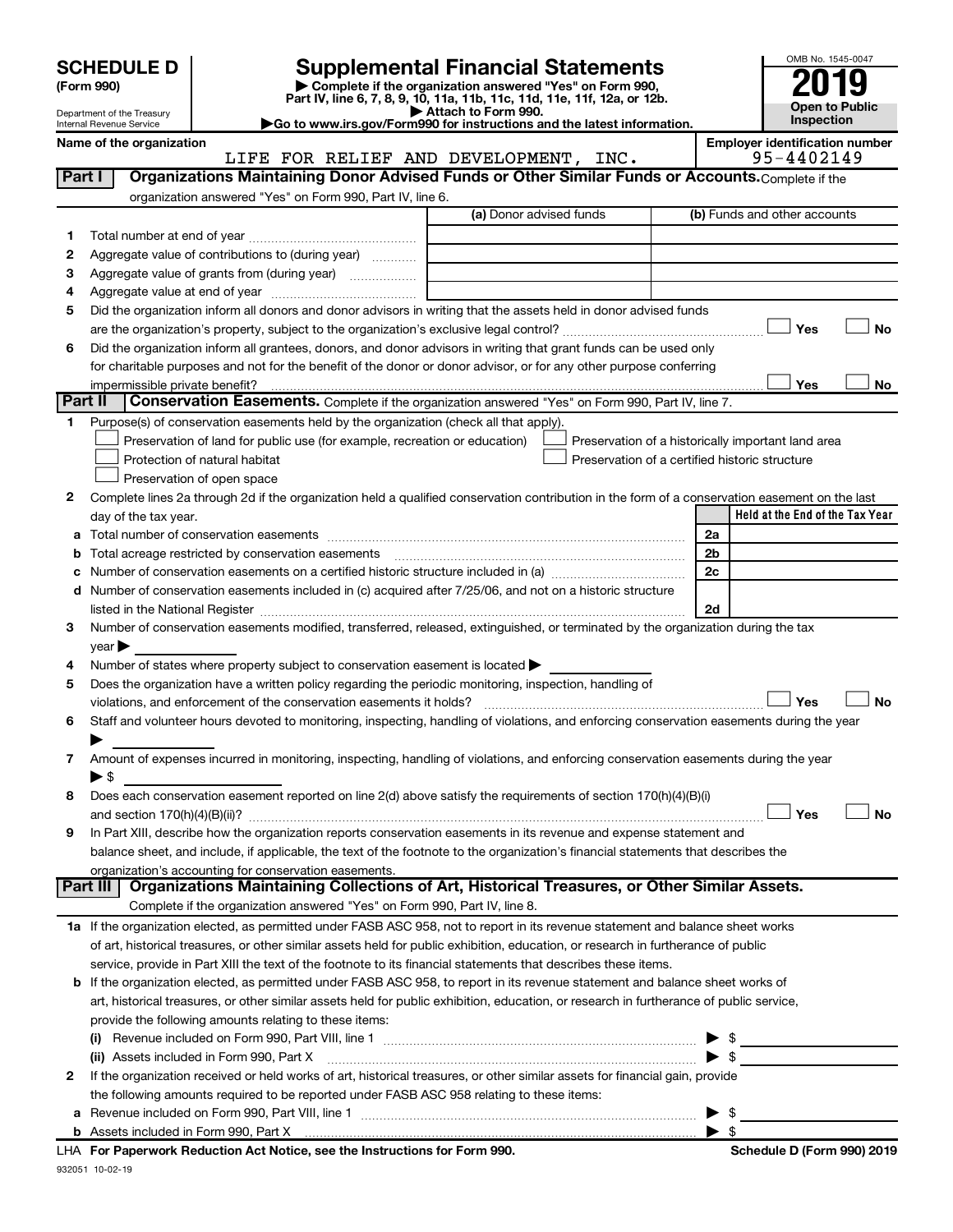**SCHEDULE D**
**(Form 990)**

Department of the Treasury
Internal Revenue Service

# Supplemental Financial Statements

▶ Complete if the organization answered "Yes" on Form 990, Part IV, line 6, 7, 8, 9, 10, 11a, 11b, 11c, 11d, 11e, 11f, 12a, or 12b.
▶ Attach to Form 990.
▶Go to www.irs.gov/Form990 for instructions and the latest information.

OMB No. 1545-0047
**2019**
**Open to Public Inspection**

**Name of the organization**
LIFE FOR RELIEF AND DEVELOPMENT, INC.

**Employer identification number**
95-4402149

**Part I — Organizations Maintaining Donor Advised Funds or Other Similar Funds or Accounts.** Complete if the organization answered "Yes" on Form 990, Part IV, line 6.

| | | (a) Donor advised funds | (b) Funds and other accounts |
|---|---|---|---|
| 1 | Total number at end of year | | |
| 2 | Aggregate value of contributions to (during year) | | |
| 3 | Aggregate value of grants from (during year) | | |
| 4 | Aggregate value at end of year | | |

5 Did the organization inform all donors and donor advisors in writing that the assets held in donor advised funds are the organization's property, subject to the organization's exclusive legal control? ☐ Yes ☐ No

6 Did the organization inform all grantees, donors, and donor advisors in writing that grant funds can be used only for charitable purposes and not for the benefit of the donor or donor advisor, or for any other purpose conferring impermissible private benefit? ☐ Yes ☐ No

**Part II — Conservation Easements.** Complete if the organization answered "Yes" on Form 990, Part IV, line 7.

1 Purpose(s) of conservation easements held by the organization (check all that apply).

- ☐ Preservation of land for public use (for example, recreation or education)
- ☐ Preservation of a historically important land area
- ☐ Protection of natural habitat
- ☐ Preservation of a certified historic structure
- ☐ Preservation of open space

2 Complete lines 2a through 2d if the organization held a qualified conservation contribution in the form of a conservation easement on the last day of the tax year.

| | | | Held at the End of the Tax Year |
|---|---|---|---|
| a | Total number of conservation easements | 2a | |
| b | Total acreage restricted by conservation easements | 2b | |
| c | Number of conservation easements on a certified historic structure included in (a) | 2c | |
| d | Number of conservation easements included in (c) acquired after 7/25/06, and not on a historic structure listed in the National Register | 2d | |

3 Number of conservation easements modified, transferred, released, extinguished, or terminated by the organization during the tax year ▶

4 Number of states where property subject to conservation easement is located ▶

5 Does the organization have a written policy regarding the periodic monitoring, inspection, handling of violations, and enforcement of the conservation easements it holds? ☐ Yes ☐ No

6 Staff and volunteer hours devoted to monitoring, inspecting, handling of violations, and enforcing conservation easements during the year ▶

7 Amount of expenses incurred in monitoring, inspecting, handling of violations, and enforcing conservation easements during the year ▶ $

8 Does each conservation easement reported on line 2(d) above satisfy the requirements of section 170(h)(4)(B)(i) and section 170(h)(4)(B)(ii)? ☐ Yes ☐ No

9 In Part XIII, describe how the organization reports conservation easements in its revenue and expense statement and balance sheet, and include, if applicable, the text of the footnote to the organization's financial statements that describes the organization's accounting for conservation easements.

**Part III — Organizations Maintaining Collections of Art, Historical Treasures, or Other Similar Assets.** Complete if the organization answered "Yes" on Form 990, Part IV, line 8.

1a If the organization elected, as permitted under FASB ASC 958, not to report in its revenue statement and balance sheet works of art, historical treasures, or other similar assets held for public exhibition, education, or research in furtherance of public service, provide in Part XIII the text of the footnote to its financial statements that describes these items.

b If the organization elected, as permitted under FASB ASC 958, to report in its revenue statement and balance sheet works of art, historical treasures, or other similar assets held for public exhibition, education, or research in furtherance of public service, provide the following amounts relating to these items:

(i) Revenue included on Form 990, Part VIII, line 1 ▶ $

(ii) Assets included in Form 990, Part X ▶ $

2 If the organization received or held works of art, historical treasures, or other similar assets for financial gain, provide the following amounts required to be reported under FASB ASC 958 relating to these items:

a Revenue included on Form 990, Part VIII, line 1 ▶ $

b Assets included in Form 990, Part X ▶ $

LHA **For Paperwork Reduction Act Notice, see the Instructions for Form 990.** **Schedule D (Form 990) 2019**

932051 10-02-19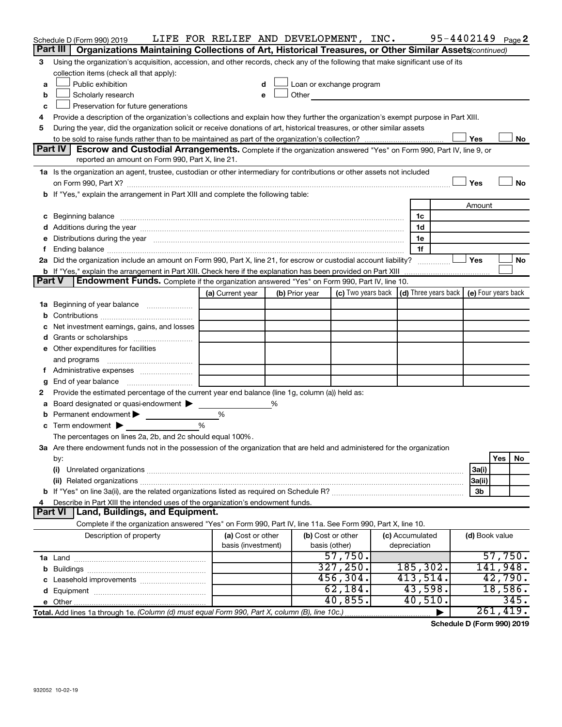Schedule D (Form 990) 2019 LIFE FOR RELIEF AND DEVELOPMENT, INC. 95-4402149 Page 2

**Part III | Organizations Maintaining Collections of Art, Historical Treasures, or Other Similar Assets** *(continued)*

3 Using the organization's acquisition, accession, and other records, check any of the following that make significant use of its collection items (check all that apply):

a ☐ Public exhibition
b ☐ Scholarly research
c ☐ Preservation for future generations
d ☐ Loan or exchange program
e ☐ Other

4 Provide a description of the organization's collections and explain how they further the organization's exempt purpose in Part XIII.

5 During the year, did the organization solicit or receive donations of art, historical treasures, or other similar assets to be sold to raise funds rather than to be maintained as part of the organization's collection? ☐ Yes ☐ No

**Part IV | Escrow and Custodial Arrangements.** Complete if the organization answered "Yes" on Form 990, Part IV, line 9, or reported an amount on Form 990, Part X, line 21.

1a Is the organization an agent, trustee, custodian or other intermediary for contributions or other assets not included on Form 990, Part X? ☐ Yes ☐ No

b If "Yes," explain the arrangement in Part XIII and complete the following table:

| | | Amount |
|---|---|---|
| c Beginning balance | 1c | |
| d Additions during the year | 1d | |
| e Distributions during the year | 1e | |
| f Ending balance | 1f | |

2a Did the organization include an amount on Form 990, Part X, line 21, for escrow or custodial account liability? ☐ Yes ☐ No

b If "Yes," explain the arrangement in Part XIII. Check here if the explanation has been provided on Part XIII ☐

**Part V | Endowment Funds.** Complete if the organization answered "Yes" on Form 990, Part IV, line 10.

| | (a) Current year | (b) Prior year | (c) Two years back | (d) Three years back | (e) Four years back |
|---|---|---|---|---|---|
| 1a Beginning of year balance | | | | | |
| b Contributions | | | | | |
| c Net investment earnings, gains, and losses | | | | | |
| d Grants or scholarships | | | | | |
| e Other expenditures for facilities and programs | | | | | |
| f Administrative expenses | | | | | |
| g End of year balance | | | | | |

2 Provide the estimated percentage of the current year end balance (line 1g, column (a)) held as:

a Board designated or quasi-endowment ▶ %
b Permanent endowment ▶ %
c Term endowment ▶ %

The percentages on lines 2a, 2b, and 2c should equal 100%.

3a Are there endowment funds not in the possession of the organization that are held and administered for the organization by:

| | | Yes | No |
|---|---|---|---|
| (i) Unrelated organizations | 3a(i) | | |
| (ii) Related organizations | 3a(ii) | | |
| b If "Yes" on line 3a(ii), are the related organizations listed as required on Schedule R? | 3b | | |

4 Describe in Part XIII the intended uses of the organization's endowment funds.

**Part VI | Land, Buildings, and Equipment.**

Complete if the organization answered "Yes" on Form 990, Part IV, line 11a. See Form 990, Part X, line 10.

| Description of property | (a) Cost or other basis (investment) | (b) Cost or other basis (other) | (c) Accumulated depreciation | (d) Book value |
|---|---|---|---|---|
| 1a Land | | 57,750. | | 57,750. |
| b Buildings | | 327,250. | 185,302. | 141,948. |
| c Leasehold improvements | | 456,304. | 413,514. | 42,790. |
| d Equipment | | 62,184. | 43,598. | 18,586. |
| e Other | | 40,855. | 40,510. | 345. |
| **Total.** Add lines 1a through 1e. *(Column (d) must equal Form 990, Part X, column (B), line 10c.)* | | | ▶ | 261,419. |

**Schedule D (Form 990) 2019**

932052 10-02-19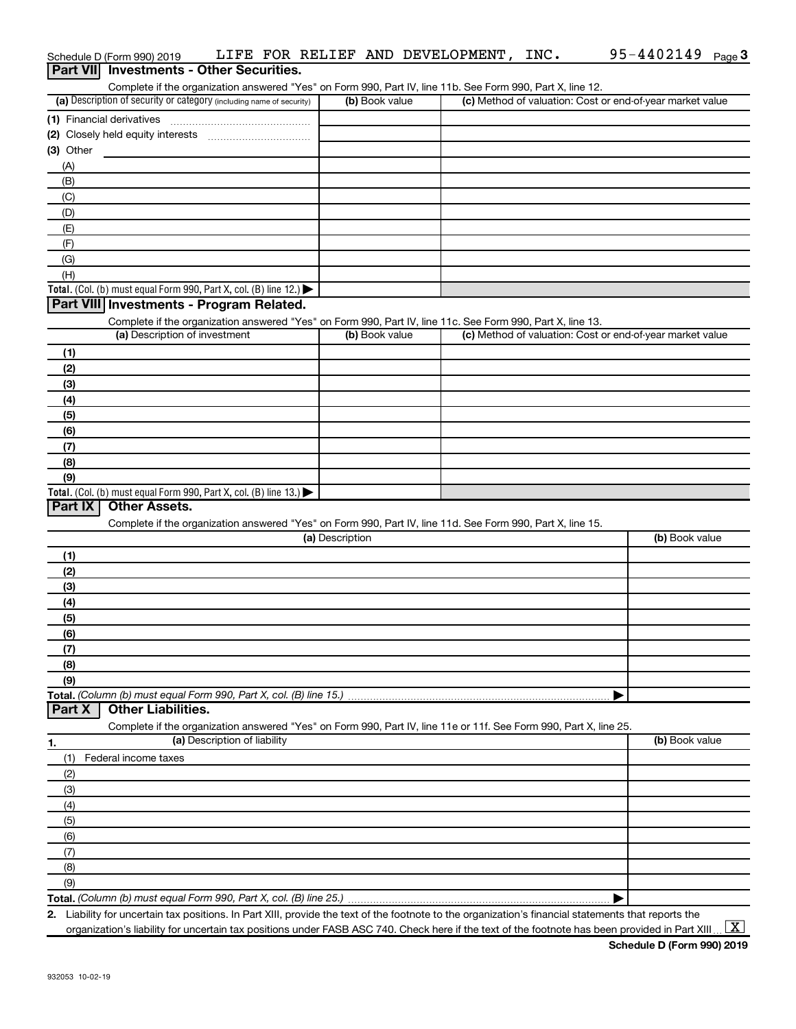Schedule D (Form 990) 2019 LIFE FOR RELIEF AND DEVELOPMENT, INC. 95-4402149 Page 3

## Part VII Investments - Other Securities.

Complete if the organization answered "Yes" on Form 990, Part IV, line 11b. See Form 990, Part X, line 12.

| (a) Description of security or category (including name of security) | (b) Book value | (c) Method of valuation: Cost or end-of-year market value |
|---|---|---|
| (1) Financial derivatives | | |
| (2) Closely held equity interests | | |
| (3) Other | | |
| (A) | | |
| (B) | | |
| (C) | | |
| (D) | | |
| (E) | | |
| (F) | | |
| (G) | | |
| (H) | | |
| **Total.** (Col. (b) must equal Form 990, Part X, col. (B) line 12.) ▶ | | |

## Part VIII Investments - Program Related.

Complete if the organization answered "Yes" on Form 990, Part IV, line 11c. See Form 990, Part X, line 13.

| (a) Description of investment | (b) Book value | (c) Method of valuation: Cost or end-of-year market value |
|---|---|---|
| (1) | | |
| (2) | | |
| (3) | | |
| (4) | | |
| (5) | | |
| (6) | | |
| (7) | | |
| (8) | | |
| (9) | | |
| **Total.** (Col. (b) must equal Form 990, Part X, col. (B) line 13.) ▶ | | |

## Part IX Other Assets.

Complete if the organization answered "Yes" on Form 990, Part IV, line 11d. See Form 990, Part X, line 15.

| (a) Description | (b) Book value |
|---|---|
| (1) | |
| (2) | |
| (3) | |
| (4) | |
| (5) | |
| (6) | |
| (7) | |
| (8) | |
| (9) | |
| **Total.** *(Column (b) must equal Form 990, Part X, col. (B) line 15.)* ▶ | |

## Part X Other Liabilities.

Complete if the organization answered "Yes" on Form 990, Part IV, line 11e or 11f. See Form 990, Part X, line 25.

| 1. (a) Description of liability | (b) Book value |
|---|---|
| (1) Federal income taxes | |
| (2) | |
| (3) | |
| (4) | |
| (5) | |
| (6) | |
| (7) | |
| (8) | |
| (9) | |
| **Total.** *(Column (b) must equal Form 990, Part X, col. (B) line 25.)* ▶ | |

**2.** Liability for uncertain tax positions. In Part XIII, provide the text of the footnote to the organization's financial statements that reports the organization's liability for uncertain tax positions under FASB ASC 740. Check here if the text of the footnote has been provided in Part XIII ... [X]

**Schedule D (Form 990) 2019**

932053 10-02-19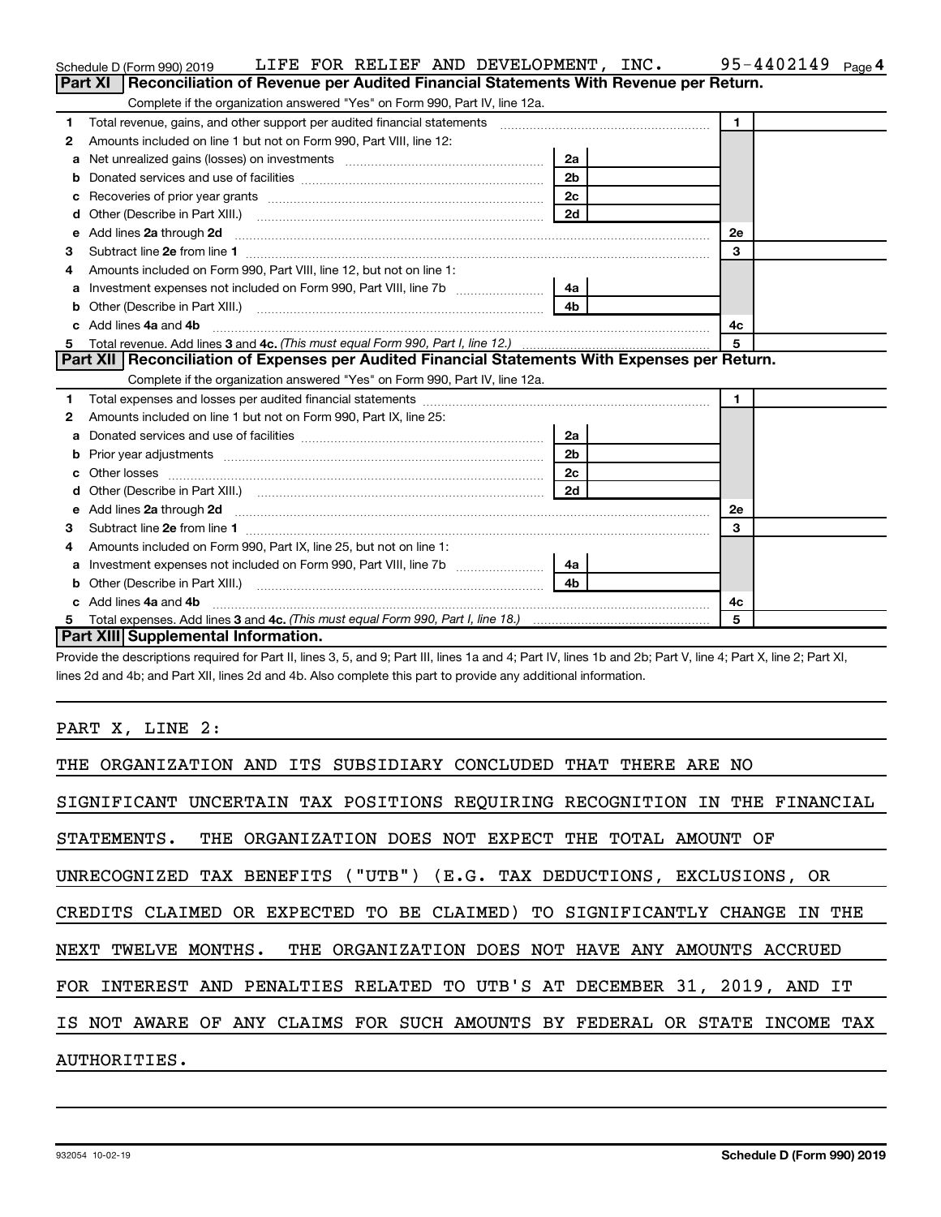Schedule D (Form 990) 2019 LIFE FOR RELIEF AND DEVELOPMENT, INC. 95-4402149 Page 4

## Part XI Reconciliation of Revenue per Audited Financial Statements With Revenue per Return.

Complete if the organization answered "Yes" on Form 990, Part IV, line 12a.

| | | | | | |
|---|---|---|---|---|---|
| 1 | Total revenue, gains, and other support per audited financial statements | | | 1 | |
| 2 | Amounts included on line 1 but not on Form 990, Part VIII, line 12: | | | | |
| a | Net unrealized gains (losses) on investments | 2a | | | |
| b | Donated services and use of facilities | 2b | | | |
| c | Recoveries of prior year grants | 2c | | | |
| d | Other (Describe in Part XIII.) | 2d | | | |
| e | Add lines 2a through 2d | | | 2e | |
| 3 | Subtract line 2e from line 1 | | | 3 | |
| 4 | Amounts included on Form 990, Part VIII, line 12, but not on line 1: | | | | |
| a | Investment expenses not included on Form 990, Part VIII, line 7b | 4a | | | |
| b | Other (Describe in Part XIII.) | 4b | | | |
| c | Add lines 4a and 4b | | | 4c | |
| 5 | Total revenue. Add lines 3 and 4c. *(This must equal Form 990, Part I, line 12.)* | | | 5 | |

## Part XII Reconciliation of Expenses per Audited Financial Statements With Expenses per Return.

Complete if the organization answered "Yes" on Form 990, Part IV, line 12a.

| | | | | | |
|---|---|---|---|---|---|
| 1 | Total expenses and losses per audited financial statements | | | 1 | |
| 2 | Amounts included on line 1 but not on Form 990, Part IX, line 25: | | | | |
| a | Donated services and use of facilities | 2a | | | |
| b | Prior year adjustments | 2b | | | |
| c | Other losses | 2c | | | |
| d | Other (Describe in Part XIII.) | 2d | | | |
| e | Add lines 2a through 2d | | | 2e | |
| 3 | Subtract line 2e from line 1 | | | 3 | |
| 4 | Amounts included on Form 990, Part IX, line 25, but not on line 1: | | | | |
| a | Investment expenses not included on Form 990, Part VIII, line 7b | 4a | | | |
| b | Other (Describe in Part XIII.) | 4b | | | |
| c | Add lines 4a and 4b | | | 4c | |
| 5 | Total expenses. Add lines 3 and 4c. *(This must equal Form 990, Part I, line 18.)* | | | 5 | |

## Part XIII Supplemental Information.

Provide the descriptions required for Part II, lines 3, 5, and 9; Part III, lines 1a and 4; Part IV, lines 1b and 2b; Part V, line 4; Part X, line 2; Part XI, lines 2d and 4b; and Part XII, lines 2d and 4b. Also complete this part to provide any additional information.

PART X, LINE 2:

THE ORGANIZATION AND ITS SUBSIDIARY CONCLUDED THAT THERE ARE NO SIGNIFICANT UNCERTAIN TAX POSITIONS REQUIRING RECOGNITION IN THE FINANCIAL STATEMENTS. THE ORGANIZATION DOES NOT EXPECT THE TOTAL AMOUNT OF UNRECOGNIZED TAX BENEFITS ("UTB") (E.G. TAX DEDUCTIONS, EXCLUSIONS, OR CREDITS CLAIMED OR EXPECTED TO BE CLAIMED) TO SIGNIFICANTLY CHANGE IN THE NEXT TWELVE MONTHS. THE ORGANIZATION DOES NOT HAVE ANY AMOUNTS ACCRUED FOR INTEREST AND PENALTIES RELATED TO UTB'S AT DECEMBER 31, 2019, AND IT IS NOT AWARE OF ANY CLAIMS FOR SUCH AMOUNTS BY FEDERAL OR STATE INCOME TAX AUTHORITIES.

932054 10-02-19 Schedule D (Form 990) 2019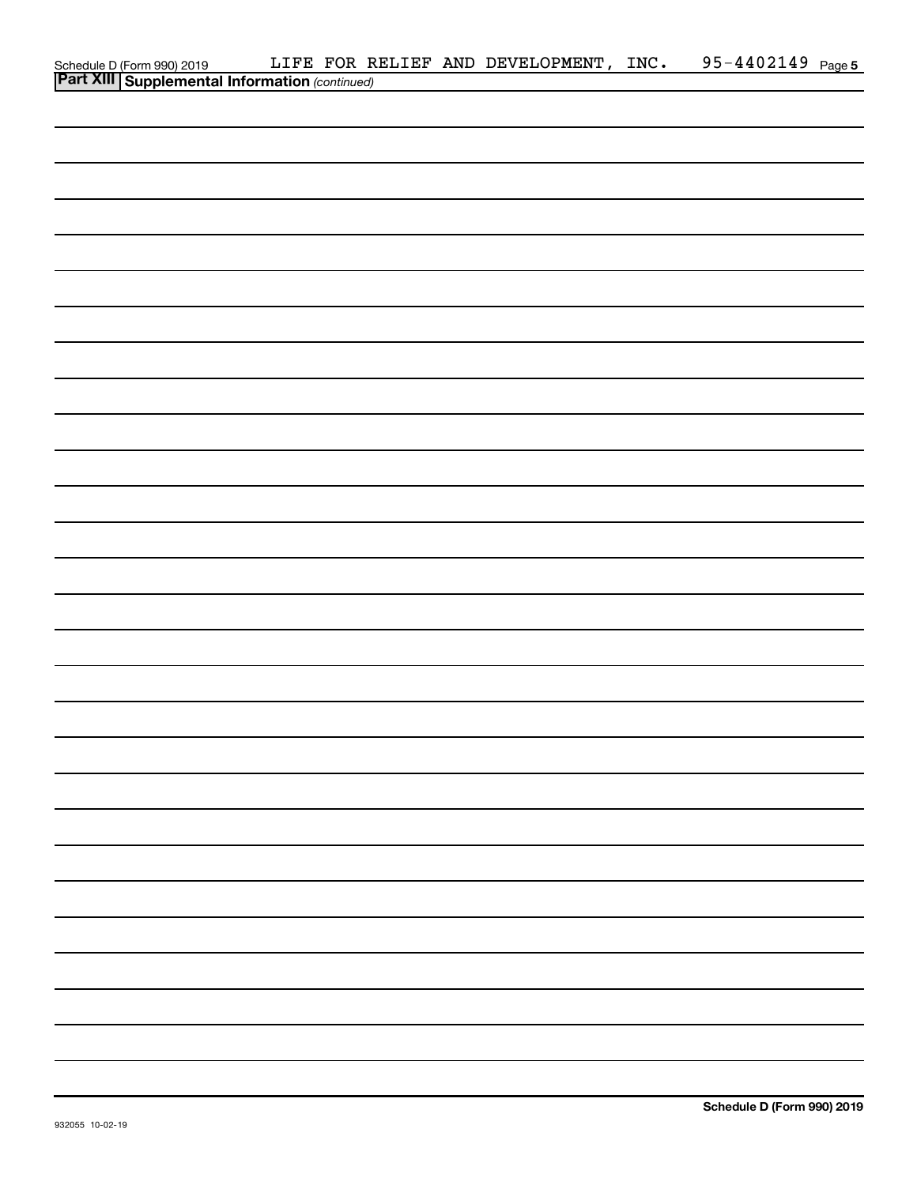Schedule D (Form 990) 2019 LIFE FOR RELIEF AND DEVELOPMENT, INC. 95-4402149 Page 5

**Part XIII Supplemental Information** *(continued)*

**Schedule D (Form 990) 2019**

932055 10-02-19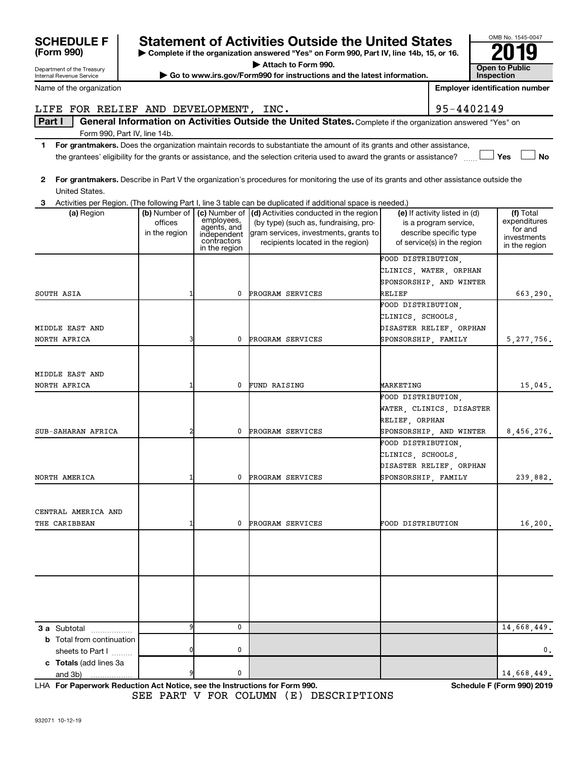**SCHEDULE F (Form 990)**

Department of the Treasury
Internal Revenue Service

# Statement of Activities Outside the United States

▶ Complete if the organization answered "Yes" on Form 990, Part IV, line 14b, 15, or 16.
▶ Attach to Form 990.
▶ Go to www.irs.gov/Form990 for instructions and the latest information.

OMB No. 1545-0047
**2019**
**Open to Public Inspection**

Name of the organization: LIFE FOR RELIEF AND DEVELOPMENT, INC.

Employer identification number: 95-4402149

**Part I** **General Information on Activities Outside the United States.** Complete if the organization answered "Yes" on Form 990, Part IV, line 14b.

**1** **For grantmakers.** Does the organization maintain records to substantiate the amount of its grants and other assistance, the grantees' eligibility for the grants or assistance, and the selection criteria used to award the grants or assistance? ☐ Yes ☐ No

**2** **For grantmakers.** Describe in Part V the organization's procedures for monitoring the use of its grants and other assistance outside the United States.

**3** Activities per Region. (The following Part I, line 3 table can be duplicated if additional space is needed.)

| (a) Region | (b) Number of offices in the region | (c) Number of employees, agents, and independent contractors in the region | (d) Activities conducted in the region (by type) (such as, fundraising, program services, investments, grants to recipients located in the region) | (e) If activity listed in (d) is a program service, describe specific type of service(s) in the region | (f) Total expenditures for and investments in the region |
|---|---|---|---|---|---|
| SOUTH ASIA | 1 | 0 | PROGRAM SERVICES | FOOD DISTRIBUTION, CLINICS, WATER, ORPHAN SPONSORSHIP, AND WINTER RELIEF | 663,290. |
| MIDDLE EAST AND NORTH AFRICA | 3 | 0 | PROGRAM SERVICES | FOOD DISTRIBUTION, CLINICS, SCHOOLS, DISASTER RELIEF, ORPHAN SPONSORSHIP, FAMILY | 5,277,756. |
| MIDDLE EAST AND NORTH AFRICA | 1 | 0 | FUND RAISING | MARKETING | 15,045. |
| SUB-SAHARAN AFRICA | 2 | 0 | PROGRAM SERVICES | FOOD DISTRIBUTION, WATER, CLINICS, DISASTER RELIEF, ORPHAN SPONSORSHIP, AND WINTER | 8,456,276. |
| NORTH AMERICA | 1 | 0 | PROGRAM SERVICES | FOOD DISTRIBUTION, CLINICS, SCHOOLS, DISASTER RELIEF, ORPHAN SPONSORSHIP, FAMILY | 239,882. |
| CENTRAL AMERICA AND THE CARIBBEAN | 1 | 0 | PROGRAM SERVICES | FOOD DISTRIBUTION | 16,200. |
| | | | | | |
| | | | | | |
| **3 a** Subtotal | 9 | 0 | | | 14,668,449. |
| **b** Total from continuation sheets to Part I | 0 | 0 | | | 0. |
| **c Totals** (add lines 3a and 3b) | 9 | 0 | | | 14,668,449. |

LHA **For Paperwork Reduction Act Notice, see the Instructions for Form 990.** **Schedule F (Form 990) 2019**

SEE PART V FOR COLUMN (E) DESCRIPTIONS

932071 10-12-19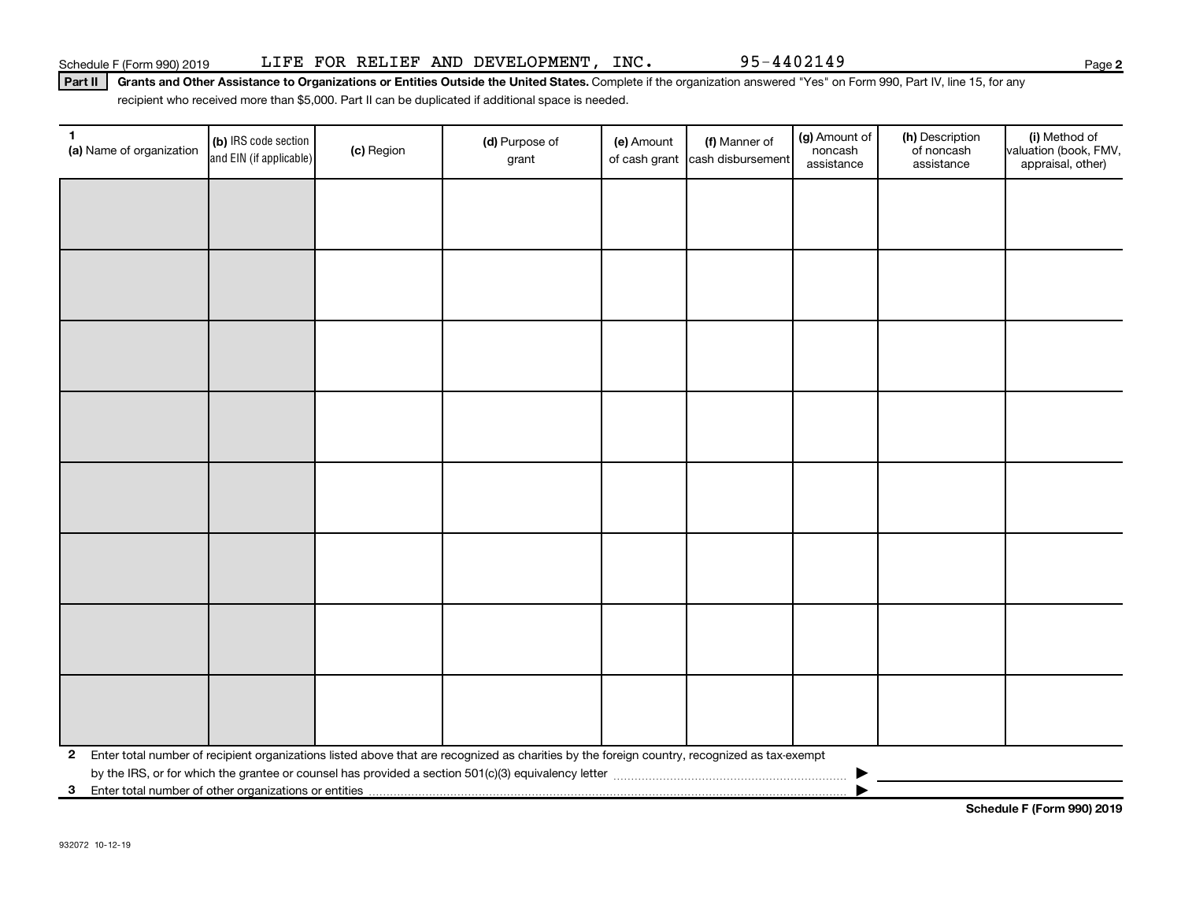Schedule F (Form 990) 2019 LIFE FOR RELIEF AND DEVELOPMENT, INC. 95-4402149

**Part II** **Grants and Other Assistance to Organizations or Entities Outside the United States.** Complete if the organization answered "Yes" on Form 990, Part IV, line 15, for any recipient who received more than $5,000. Part II can be duplicated if additional space is needed.

| 1 (a) Name of organization | (b) IRS code section and EIN (if applicable) | (c) Region | (d) Purpose of grant | (e) Amount of cash grant | (f) Manner of cash disbursement | (g) Amount of noncash assistance | (h) Description of noncash assistance | (i) Method of valuation (book, FMV, appraisal, other) |
|---|---|---|---|---|---|---|---|---|
| | | | | | | | | |
| | | | | | | | | |
| | | | | | | | | |
| | | | | | | | | |
| | | | | | | | | |
| | | | | | | | | |
| | | | | | | | | |
| | | | | | | | | |

**2** Enter total number of recipient organizations listed above that are recognized as charities by the foreign country, recognized as tax-exempt by the IRS, or for which the grantee or counsel has provided a section 501(c)(3) equivalency letter ▶

**3** Enter total number of other organizations or entities ▶

**Schedule F (Form 990) 2019**

932072 10-12-19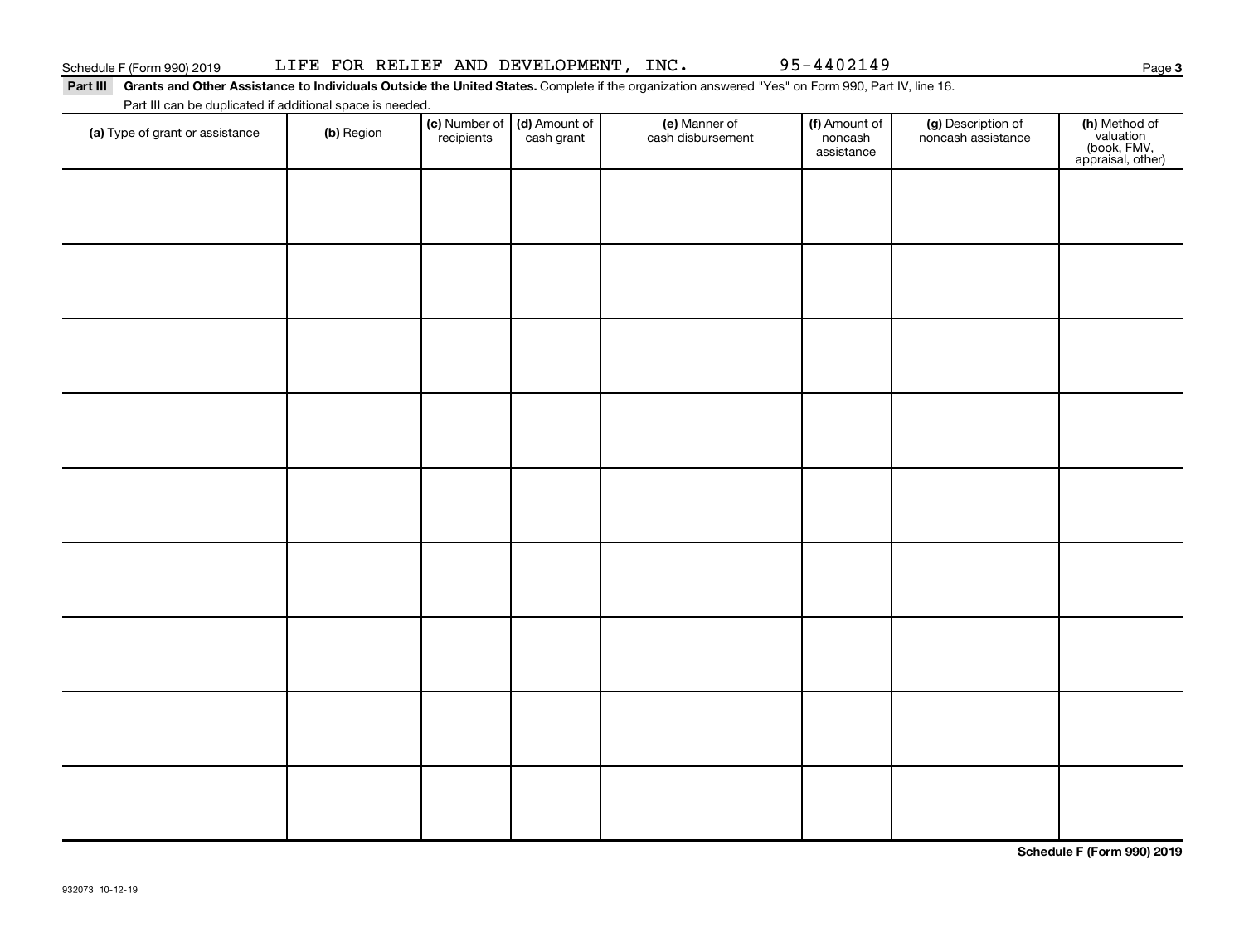Schedule F (Form 990) 2019 LIFE FOR RELIEF AND DEVELOPMENT, INC. 95-4402149

**Part III** **Grants and Other Assistance to Individuals Outside the United States.** Complete if the organization answered "Yes" on Form 990, Part IV, line 16.

Part III can be duplicated if additional space is needed.

| (a) Type of grant or assistance | (b) Region | (c) Number of recipients | (d) Amount of cash grant | (e) Manner of cash disbursement | (f) Amount of noncash assistance | (g) Description of noncash assistance | (h) Method of valuation (book, FMV, appraisal, other) |
|---|---|---|---|---|---|---|---|
| | | | | | | | |
| | | | | | | | |
| | | | | | | | |
| | | | | | | | |
| | | | | | | | |
| | | | | | | | |
| | | | | | | | |
| | | | | | | | |
| | | | | | | | |

**Schedule F (Form 990) 2019**

932073 10-12-19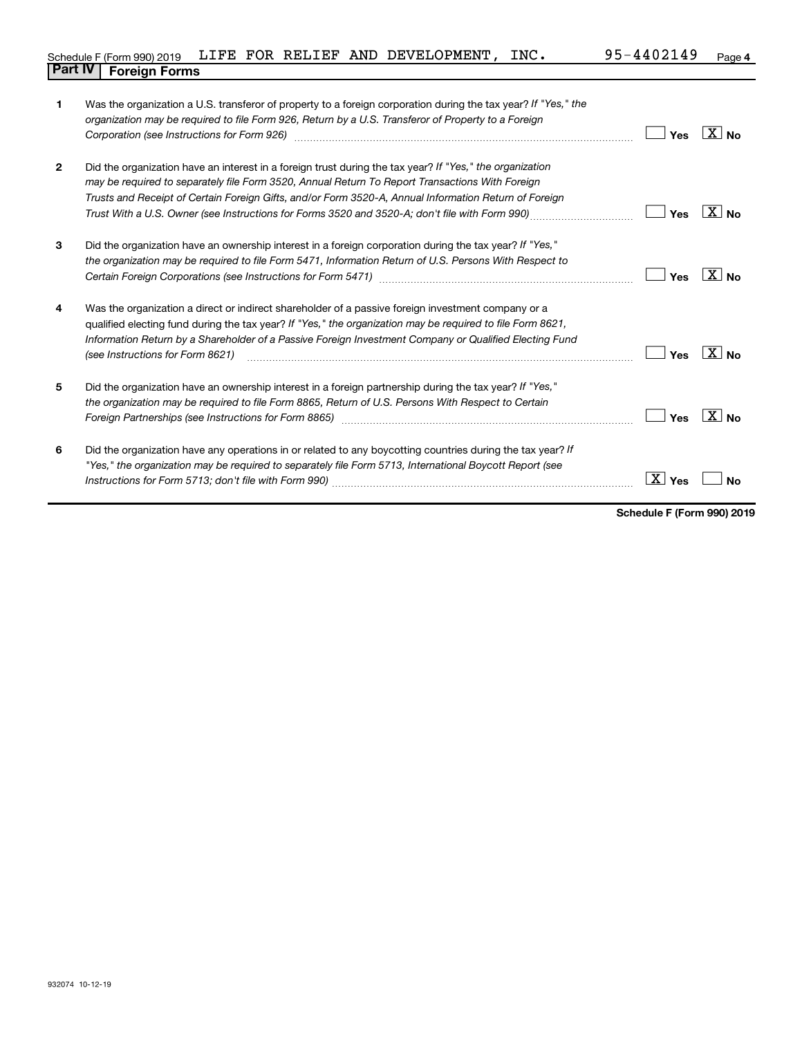Schedule F (Form 990) 2019 LIFE FOR RELIEF AND DEVELOPMENT, INC. 95-4402149 Page **4**

## Part IV Foreign Forms

| | | Yes | No |
|---|---|---|---|
| **1** | Was the organization a U.S. transferor of property to a foreign corporation during the tax year? *If "Yes," the organization may be required to file Form 926, Return by a U.S. Transferor of Property to a Foreign Corporation (see Instructions for Form 926)* | | X |
| **2** | Did the organization have an interest in a foreign trust during the tax year? *If "Yes," the organization may be required to separately file Form 3520, Annual Return To Report Transactions With Foreign Trusts and Receipt of Certain Foreign Gifts, and/or Form 3520-A, Annual Information Return of Foreign Trust With a U.S. Owner (see Instructions for Forms 3520 and 3520-A; don't file with Form 990)* | | X |
| **3** | Did the organization have an ownership interest in a foreign corporation during the tax year? *If "Yes," the organization may be required to file Form 5471, Information Return of U.S. Persons With Respect to Certain Foreign Corporations (see Instructions for Form 5471)* | | X |
| **4** | Was the organization a direct or indirect shareholder of a passive foreign investment company or a qualified electing fund during the tax year? *If "Yes," the organization may be required to file Form 8621, Information Return by a Shareholder of a Passive Foreign Investment Company or Qualified Electing Fund (see Instructions for Form 8621)* | | X |
| **5** | Did the organization have an ownership interest in a foreign partnership during the tax year? *If "Yes," the organization may be required to file Form 8865, Return of U.S. Persons With Respect to Certain Foreign Partnerships (see Instructions for Form 8865)* | | X |
| **6** | Did the organization have any operations in or related to any boycotting countries during the tax year? *If "Yes," the organization may be required to separately file Form 5713, International Boycott Report (see Instructions for Form 5713; don't file with Form 990)* | X | |

**Schedule F (Form 990) 2019**

932074 10-12-19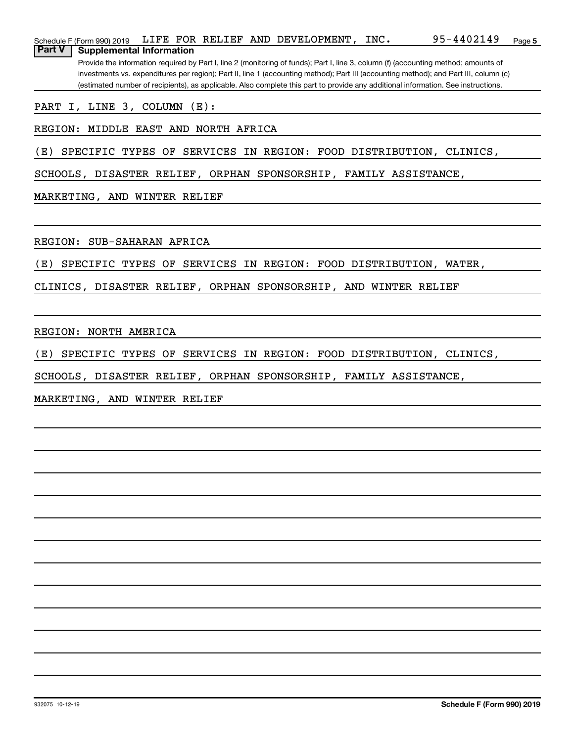Schedule F (Form 990) 2019 LIFE FOR RELIEF AND DEVELOPMENT, INC. 95-4402149

## Part V Supplemental Information

Provide the information required by Part I, line 2 (monitoring of funds); Part I, line 3, column (f) (accounting method; amounts of investments vs. expenditures per region); Part II, line 1 (accounting method); Part III (accounting method); and Part III, column (c) (estimated number of recipients), as applicable. Also complete this part to provide any additional information. See instructions.

PART I, LINE 3, COLUMN (E):

REGION: MIDDLE EAST AND NORTH AFRICA

(E) SPECIFIC TYPES OF SERVICES IN REGION: FOOD DISTRIBUTION, CLINICS, SCHOOLS, DISASTER RELIEF, ORPHAN SPONSORSHIP, FAMILY ASSISTANCE, MARKETING, AND WINTER RELIEF

REGION: SUB-SAHARAN AFRICA

(E) SPECIFIC TYPES OF SERVICES IN REGION: FOOD DISTRIBUTION, WATER, CLINICS, DISASTER RELIEF, ORPHAN SPONSORSHIP, AND WINTER RELIEF

REGION: NORTH AMERICA

(E) SPECIFIC TYPES OF SERVICES IN REGION: FOOD DISTRIBUTION, CLINICS, SCHOOLS, DISASTER RELIEF, ORPHAN SPONSORSHIP, FAMILY ASSISTANCE, MARKETING, AND WINTER RELIEF

932075 10-12-19 **Schedule F (Form 990) 2019**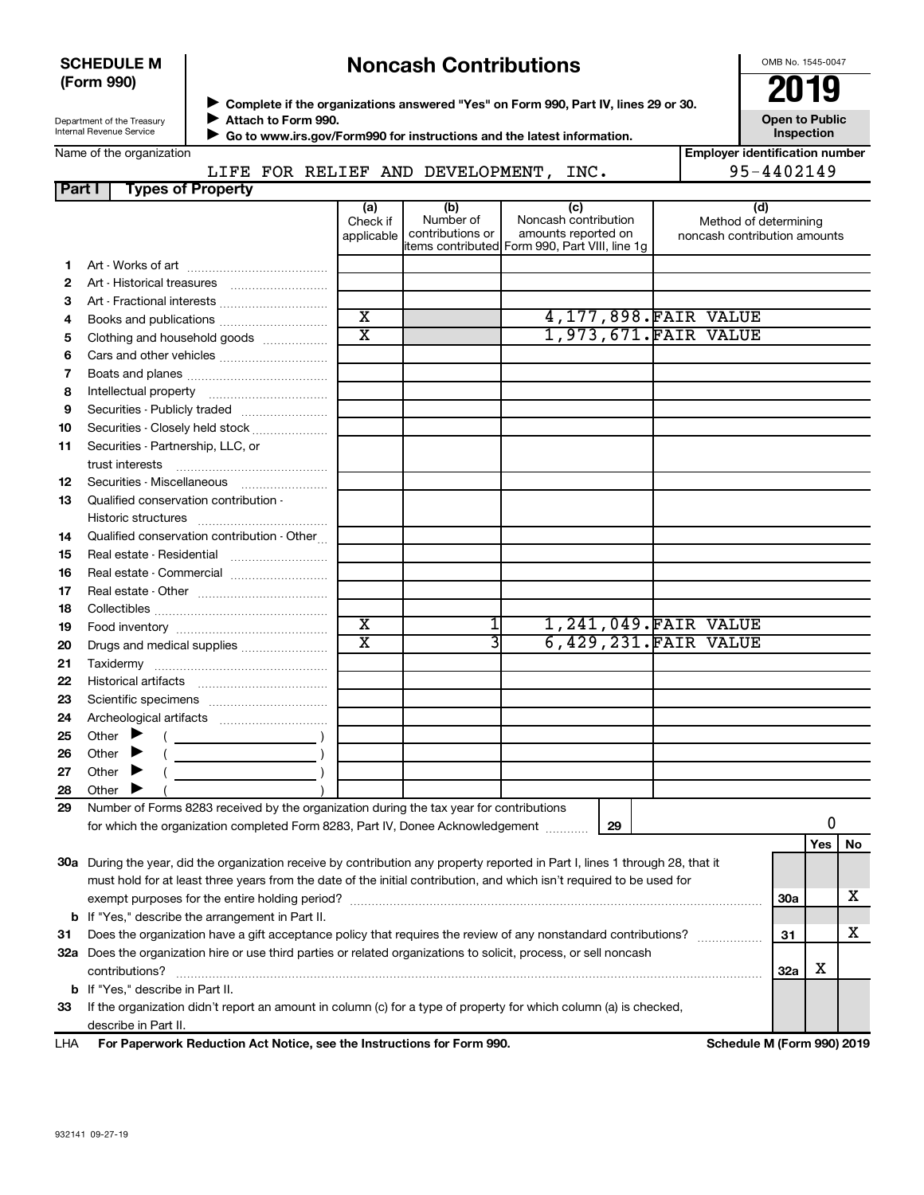**SCHEDULE M (Form 990)**

Department of the Treasury
Internal Revenue Service

# Noncash Contributions

▶ Complete if the organizations answered "Yes" on Form 990, Part IV, lines 29 or 30.
▶ Attach to Form 990.
▶ Go to www.irs.gov/Form990 for instructions and the latest information.

OMB No. 1545-0047

**2019**

**Open to Public Inspection**

Name of the organization: LIFE FOR RELIEF AND DEVELOPMENT, INC.

Employer identification number: 95-4402149

## Part I Types of Property

| | | (a) Check if applicable | (b) Number of contributions or items contributed | (c) Noncash contribution amounts reported on Form 990, Part VIII, line 1g | (d) Method of determining noncash contribution amounts |
|---|---|---|---|---|---|
| 1 | Art - Works of art | | | | |
| 2 | Art - Historical treasures | | | | |
| 3 | Art - Fractional interests | | | | |
| 4 | Books and publications | X | | 4,177,898. | FAIR VALUE |
| 5 | Clothing and household goods | X | | 1,973,671. | FAIR VALUE |
| 6 | Cars and other vehicles | | | | |
| 7 | Boats and planes | | | | |
| 8 | Intellectual property | | | | |
| 9 | Securities - Publicly traded | | | | |
| 10 | Securities - Closely held stock | | | | |
| 11 | Securities - Partnership, LLC, or trust interests | | | | |
| 12 | Securities - Miscellaneous | | | | |
| 13 | Qualified conservation contribution - Historic structures | | | | |
| 14 | Qualified conservation contribution - Other | | | | |
| 15 | Real estate - Residential | | | | |
| 16 | Real estate - Commercial | | | | |
| 17 | Real estate - Other | | | | |
| 18 | Collectibles | | | | |
| 19 | Food inventory | X | 1 | 1,241,049. | FAIR VALUE |
| 20 | Drugs and medical supplies | X | 3 | 6,429,231. | FAIR VALUE |
| 21 | Taxidermy | | | | |
| 22 | Historical artifacts | | | | |
| 23 | Scientific specimens | | | | |
| 24 | Archeological artifacts | | | | |
| 25 | Other ▶ ( ) | | | | |
| 26 | Other ▶ ( ) | | | | |
| 27 | Other ▶ ( ) | | | | |
| 28 | Other ▶ ( ) | | | | |

29 Number of Forms 8283 received by the organization during the tax year for contributions for which the organization completed Form 8283, Part IV, Donee Acknowledgement ..... **29** | 0

| | | | Yes | No |
|---|---|---|---|---|
| 30a | During the year, did the organization receive by contribution any property reported in Part I, lines 1 through 28, that it must hold for at least three years from the date of the initial contribution, and which isn't required to be used for exempt purposes for the entire holding period? | 30a | | X |
| b | If "Yes," describe the arrangement in Part II. | | | |
| 31 | Does the organization have a gift acceptance policy that requires the review of any nonstandard contributions? | 31 | | X |
| 32a | Does the organization hire or use third parties or related organizations to solicit, process, or sell noncash contributions? | 32a | X | |
| b | If "Yes," describe in Part II. | | | |
| 33 | If the organization didn't report an amount in column (c) for a type of property for which column (a) is checked, describe in Part II. | | | |

LHA **For Paperwork Reduction Act Notice, see the Instructions for Form 990.** **Schedule M (Form 990) 2019**

932141 09-27-19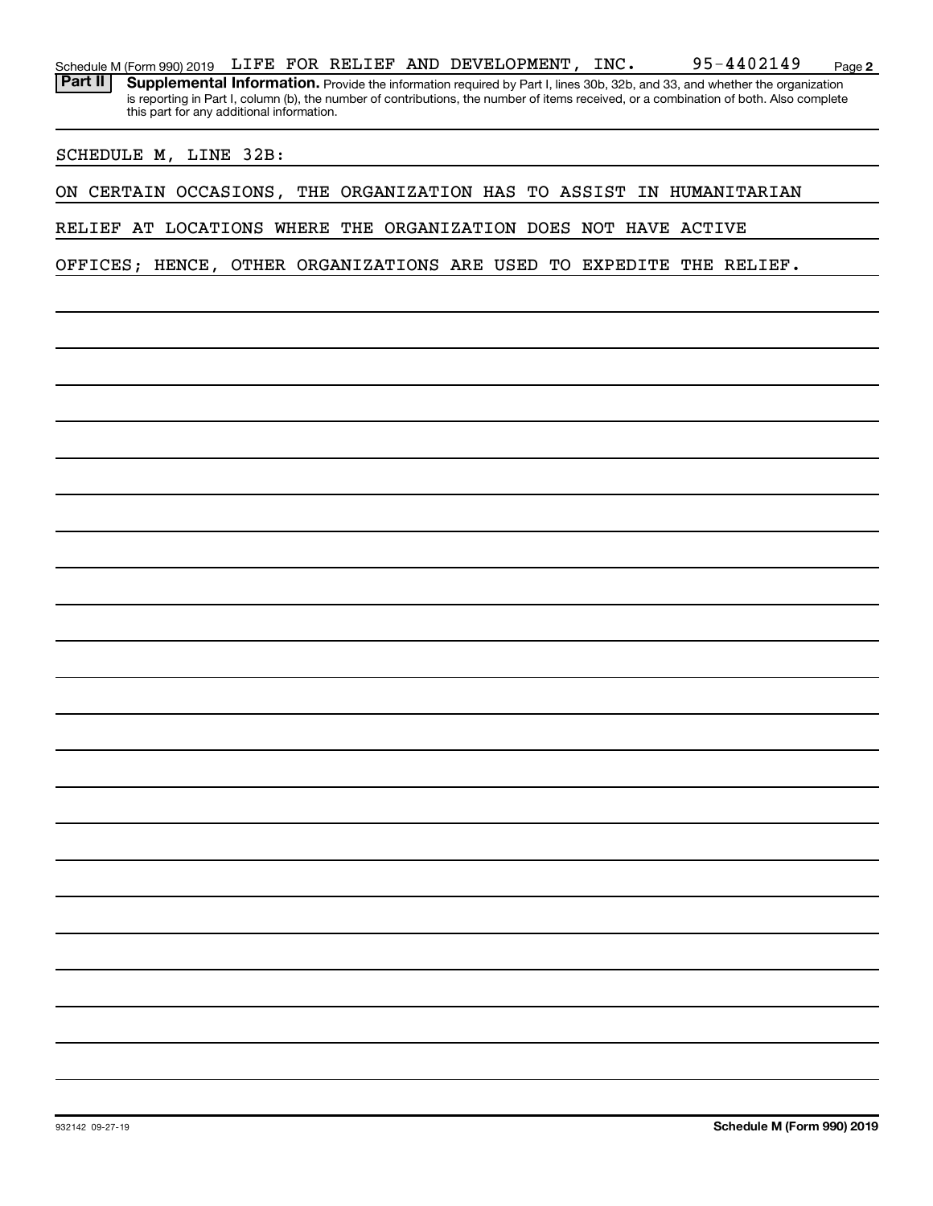Schedule M (Form 990) 2019 LIFE FOR RELIEF AND DEVELOPMENT, INC. 95-4402149 Page 2

**Part II** **Supplemental Information.** Provide the information required by Part I, lines 30b, 32b, and 33, and whether the organization is reporting in Part I, column (b), the number of contributions, the number of items received, or a combination of both. Also complete this part for any additional information.

SCHEDULE M, LINE 32B:

ON CERTAIN OCCASIONS, THE ORGANIZATION HAS TO ASSIST IN HUMANITARIAN RELIEF AT LOCATIONS WHERE THE ORGANIZATION DOES NOT HAVE ACTIVE OFFICES; HENCE, OTHER ORGANIZATIONS ARE USED TO EXPEDITE THE RELIEF.

932142 09-27-19 **Schedule M (Form 990) 2019**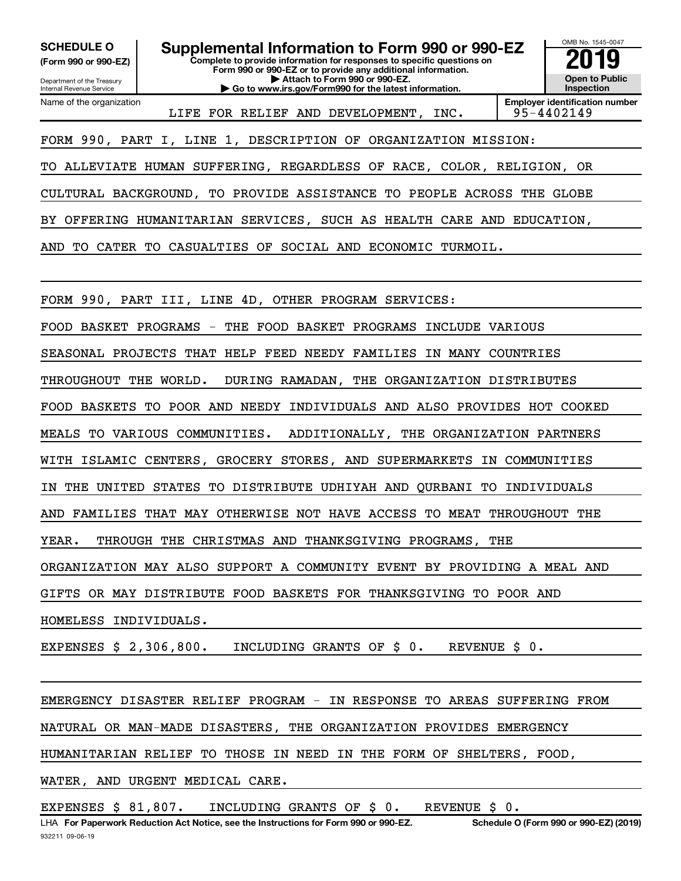**SCHEDULE O (Form 990 or 990-EZ)**

Department of the Treasury
Internal Revenue Service

# Supplemental Information to Form 990 or 990-EZ

**Complete to provide information for responses to specific questions on Form 990 or 990-EZ or to provide any additional information.**
**▶ Attach to Form 990 or 990-EZ.**
**▶ Go to www.irs.gov/Form990 for the latest information.**

OMB No. 1545-0047

**2019**

**Open to Public Inspection**

| Name of the organization | Employer identification number |
|---|---|
| LIFE FOR RELIEF AND DEVELOPMENT, INC. | 95-4402149 |

FORM 990, PART I, LINE 1, DESCRIPTION OF ORGANIZATION MISSION:

TO ALLEVIATE HUMAN SUFFERING, REGARDLESS OF RACE, COLOR, RELIGION, OR CULTURAL BACKGROUND, TO PROVIDE ASSISTANCE TO PEOPLE ACROSS THE GLOBE BY OFFERING HUMANITARIAN SERVICES, SUCH AS HEALTH CARE AND EDUCATION, AND TO CATER TO CASUALTIES OF SOCIAL AND ECONOMIC TURMOIL.

FORM 990, PART III, LINE 4D, OTHER PROGRAM SERVICES:

FOOD BASKET PROGRAMS - THE FOOD BASKET PROGRAMS INCLUDE VARIOUS SEASONAL PROJECTS THAT HELP FEED NEEDY FAMILIES IN MANY COUNTRIES THROUGHOUT THE WORLD. DURING RAMADAN, THE ORGANIZATION DISTRIBUTES FOOD BASKETS TO POOR AND NEEDY INDIVIDUALS AND ALSO PROVIDES HOT COOKED MEALS TO VARIOUS COMMUNITIES. ADDITIONALLY, THE ORGANIZATION PARTNERS WITH ISLAMIC CENTERS, GROCERY STORES, AND SUPERMARKETS IN COMMUNITIES IN THE UNITED STATES TO DISTRIBUTE UDHIYAH AND QURBANI TO INDIVIDUALS AND FAMILIES THAT MAY OTHERWISE NOT HAVE ACCESS TO MEAT THROUGHOUT THE YEAR. THROUGH THE CHRISTMAS AND THANKSGIVING PROGRAMS, THE ORGANIZATION MAY ALSO SUPPORT A COMMUNITY EVENT BY PROVIDING A MEAL AND GIFTS OR MAY DISTRIBUTE FOOD BASKETS FOR THANKSGIVING TO POOR AND HOMELESS INDIVIDUALS.

EXPENSES $ 2,306,800. INCLUDING GRANTS OF $ 0. REVENUE $ 0.

EMERGENCY DISASTER RELIEF PROGRAM - IN RESPONSE TO AREAS SUFFERING FROM NATURAL OR MAN-MADE DISASTERS, THE ORGANIZATION PROVIDES EMERGENCY HUMANITARIAN RELIEF TO THOSE IN NEED IN THE FORM OF SHELTERS, FOOD, WATER, AND URGENT MEDICAL CARE.

EXPENSES $ 81,807. INCLUDING GRANTS OF $ 0. REVENUE $ 0.

LHA **For Paperwork Reduction Act Notice, see the Instructions for Form 990 or 990-EZ.** **Schedule O (Form 990 or 990-EZ) (2019)**

932211 09-06-19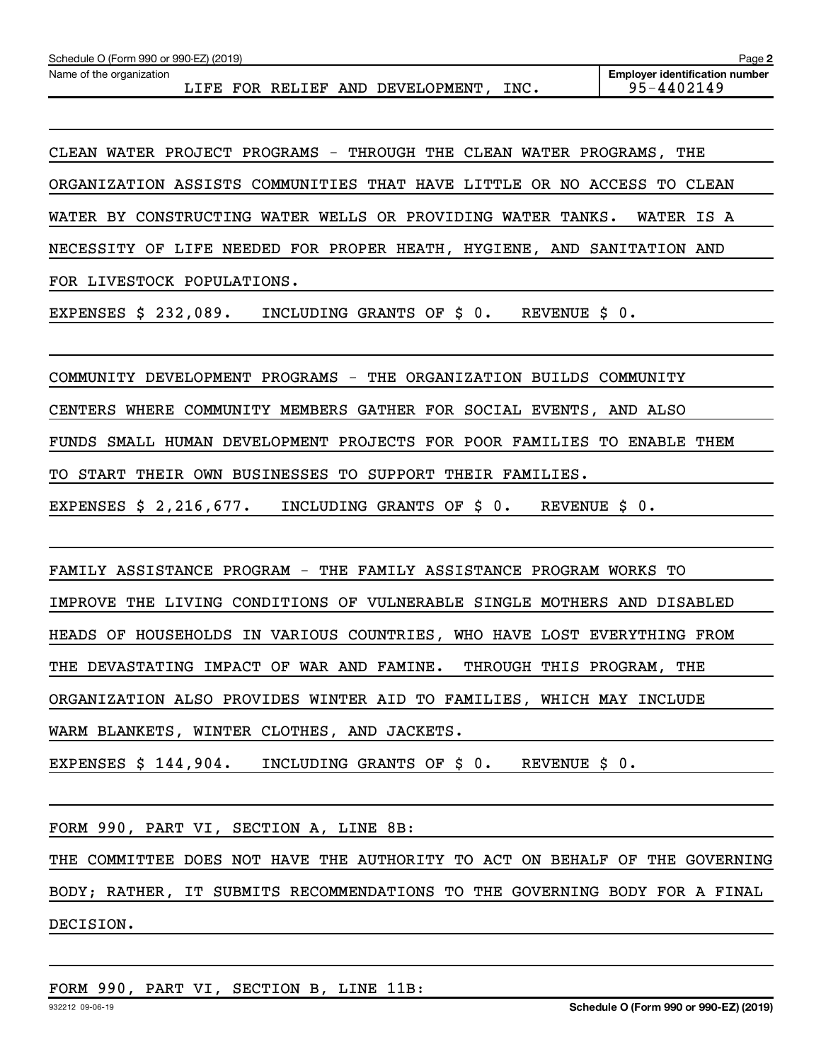Schedule O (Form 990 or 990-EZ) (2019) Page 2

Name of the organization: LIFE FOR RELIEF AND DEVELOPMENT, INC.

Employer identification number: 95-4402149

CLEAN WATER PROJECT PROGRAMS - THROUGH THE CLEAN WATER PROGRAMS, THE ORGANIZATION ASSISTS COMMUNITIES THAT HAVE LITTLE OR NO ACCESS TO CLEAN WATER BY CONSTRUCTING WATER WELLS OR PROVIDING WATER TANKS. WATER IS A NECESSITY OF LIFE NEEDED FOR PROPER HEATH, HYGIENE, AND SANITATION AND FOR LIVESTOCK POPULATIONS.

EXPENSES $ 232,089. INCLUDING GRANTS OF $ 0. REVENUE $ 0.

COMMUNITY DEVELOPMENT PROGRAMS - THE ORGANIZATION BUILDS COMMUNITY CENTERS WHERE COMMUNITY MEMBERS GATHER FOR SOCIAL EVENTS, AND ALSO FUNDS SMALL HUMAN DEVELOPMENT PROJECTS FOR POOR FAMILIES TO ENABLE THEM TO START THEIR OWN BUSINESSES TO SUPPORT THEIR FAMILIES.

EXPENSES $ 2,216,677. INCLUDING GRANTS OF $ 0. REVENUE $ 0.

FAMILY ASSISTANCE PROGRAM - THE FAMILY ASSISTANCE PROGRAM WORKS TO IMPROVE THE LIVING CONDITIONS OF VULNERABLE SINGLE MOTHERS AND DISABLED HEADS OF HOUSEHOLDS IN VARIOUS COUNTRIES, WHO HAVE LOST EVERYTHING FROM THE DEVASTATING IMPACT OF WAR AND FAMINE. THROUGH THIS PROGRAM, THE ORGANIZATION ALSO PROVIDES WINTER AID TO FAMILIES, WHICH MAY INCLUDE WARM BLANKETS, WINTER CLOTHES, AND JACKETS.

EXPENSES $ 144,904. INCLUDING GRANTS OF $ 0. REVENUE $ 0.

FORM 990, PART VI, SECTION A, LINE 8B:

THE COMMITTEE DOES NOT HAVE THE AUTHORITY TO ACT ON BEHALF OF THE GOVERNING BODY; RATHER, IT SUBMITS RECOMMENDATIONS TO THE GOVERNING BODY FOR A FINAL DECISION.

FORM 990, PART VI, SECTION B, LINE 11B: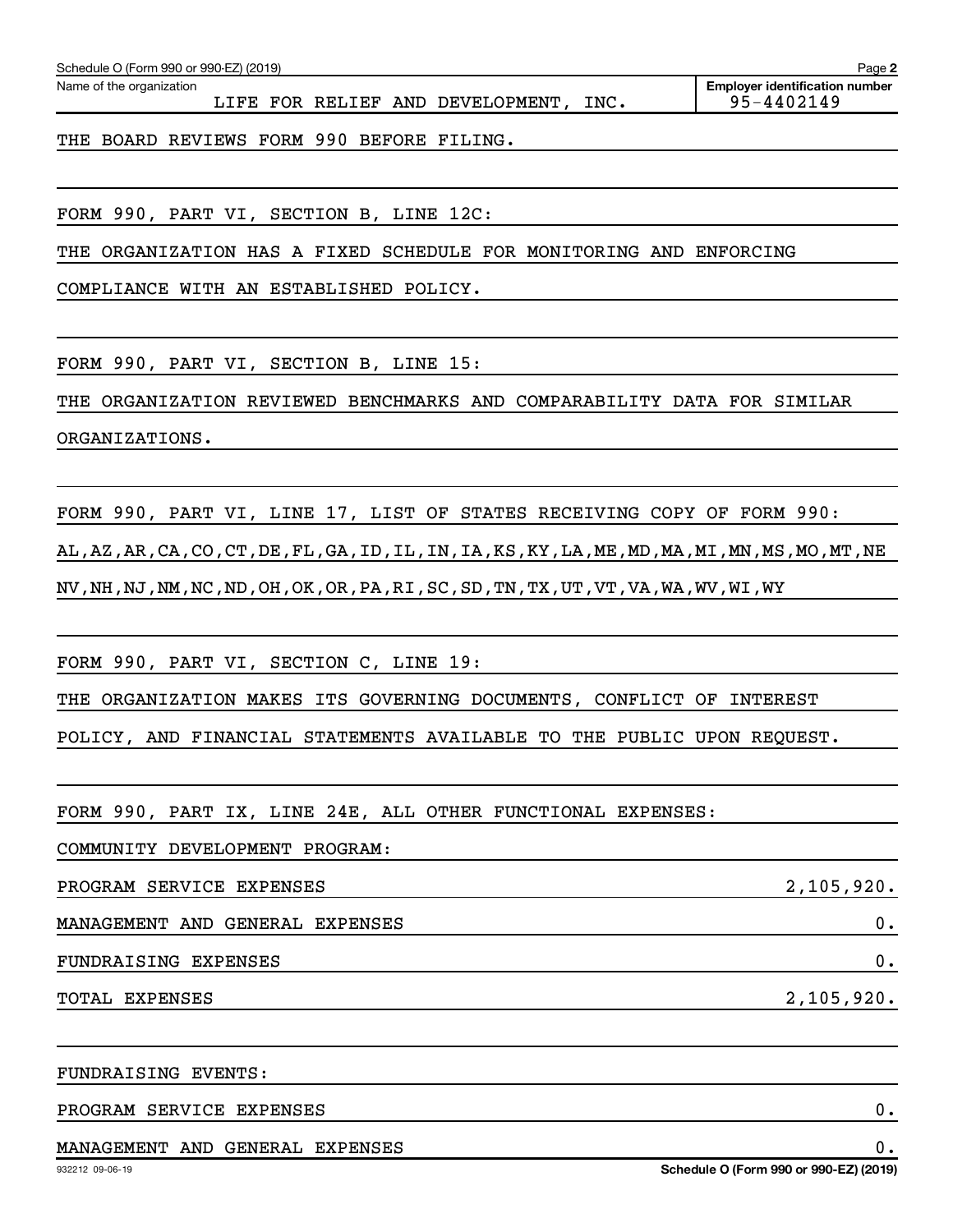Schedule O (Form 990 or 990-EZ) (2019) Page **2**

Name of the organization
LIFE FOR RELIEF AND DEVELOPMENT, INC.

**Employer identification number**
95-4402149

THE BOARD REVIEWS FORM 990 BEFORE FILING.

FORM 990, PART VI, SECTION B, LINE 12C:

THE ORGANIZATION HAS A FIXED SCHEDULE FOR MONITORING AND ENFORCING COMPLIANCE WITH AN ESTABLISHED POLICY.

FORM 990, PART VI, SECTION B, LINE 15:

THE ORGANIZATION REVIEWED BENCHMARKS AND COMPARABILITY DATA FOR SIMILAR ORGANIZATIONS.

FORM 990, PART VI, LINE 17, LIST OF STATES RECEIVING COPY OF FORM 990:

AL,AZ,AR,CA,CO,CT,DE,FL,GA,ID,IL,IN,IA,KS,KY,LA,ME,MD,MA,MI,MN,MS,MO,MT,NE NV,NH,NJ,NM,NC,ND,OH,OK,OR,PA,RI,SC,SD,TN,TX,UT,VT,VA,WA,WV,WI,WY

FORM 990, PART VI, SECTION C, LINE 19:

THE ORGANIZATION MAKES ITS GOVERNING DOCUMENTS, CONFLICT OF INTEREST POLICY, AND FINANCIAL STATEMENTS AVAILABLE TO THE PUBLIC UPON REQUEST.

FORM 990, PART IX, LINE 24E, ALL OTHER FUNCTIONAL EXPENSES:

COMMUNITY DEVELOPMENT PROGRAM:

| | |
|---|---|
| PROGRAM SERVICE EXPENSES | 2,105,920. |
| MANAGEMENT AND GENERAL EXPENSES | 0. |
| FUNDRAISING EXPENSES | 0. |
| TOTAL EXPENSES | 2,105,920. |

FUNDRAISING EVENTS:

| | |
|---|---|
| PROGRAM SERVICE EXPENSES | 0. |
| MANAGEMENT AND GENERAL EXPENSES | 0. |

932212 09-06-19 **Schedule O (Form 990 or 990-EZ) (2019)**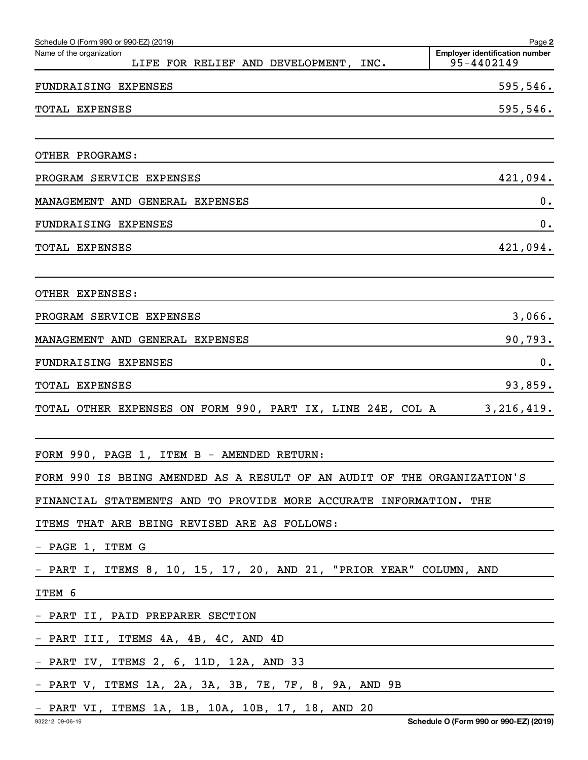Schedule O (Form 990 or 990-EZ) (2019)

Name of the organization: LIFE FOR RELIEF AND DEVELOPMENT, INC.

Employer identification number: 95-4402149

| | |
|---|---|
| FUNDRAISING EXPENSES | 595,546. |
| TOTAL EXPENSES | 595,546. |
| | |
| OTHER PROGRAMS: | |
| PROGRAM SERVICE EXPENSES | 421,094. |
| MANAGEMENT AND GENERAL EXPENSES | 0. |
| FUNDRAISING EXPENSES | 0. |
| TOTAL EXPENSES | 421,094. |
| | |
| OTHER EXPENSES: | |
| PROGRAM SERVICE EXPENSES | 3,066. |
| MANAGEMENT AND GENERAL EXPENSES | 90,793. |
| FUNDRAISING EXPENSES | 0. |
| TOTAL EXPENSES | 93,859. |
| TOTAL OTHER EXPENSES ON FORM 990, PART IX, LINE 24E, COL A | 3,216,419. |

FORM 990, PAGE 1, ITEM B - AMENDED RETURN:

FORM 990 IS BEING AMENDED AS A RESULT OF AN AUDIT OF THE ORGANIZATION'S FINANCIAL STATEMENTS AND TO PROVIDE MORE ACCURATE INFORMATION. THE ITEMS THAT ARE BEING REVISED ARE AS FOLLOWS:

- PAGE 1, ITEM G
- PART I, ITEMS 8, 10, 15, 17, 20, AND 21, "PRIOR YEAR" COLUMN, AND ITEM 6
- PART II, PAID PREPARER SECTION
- PART III, ITEMS 4A, 4B, 4C, AND 4D
- PART IV, ITEMS 2, 6, 11D, 12A, AND 33
- PART V, ITEMS 1A, 2A, 3A, 3B, 7E, 7F, 8, 9A, AND 9B
- PART VI, ITEMS 1A, 1B, 10A, 10B, 17, 18, AND 20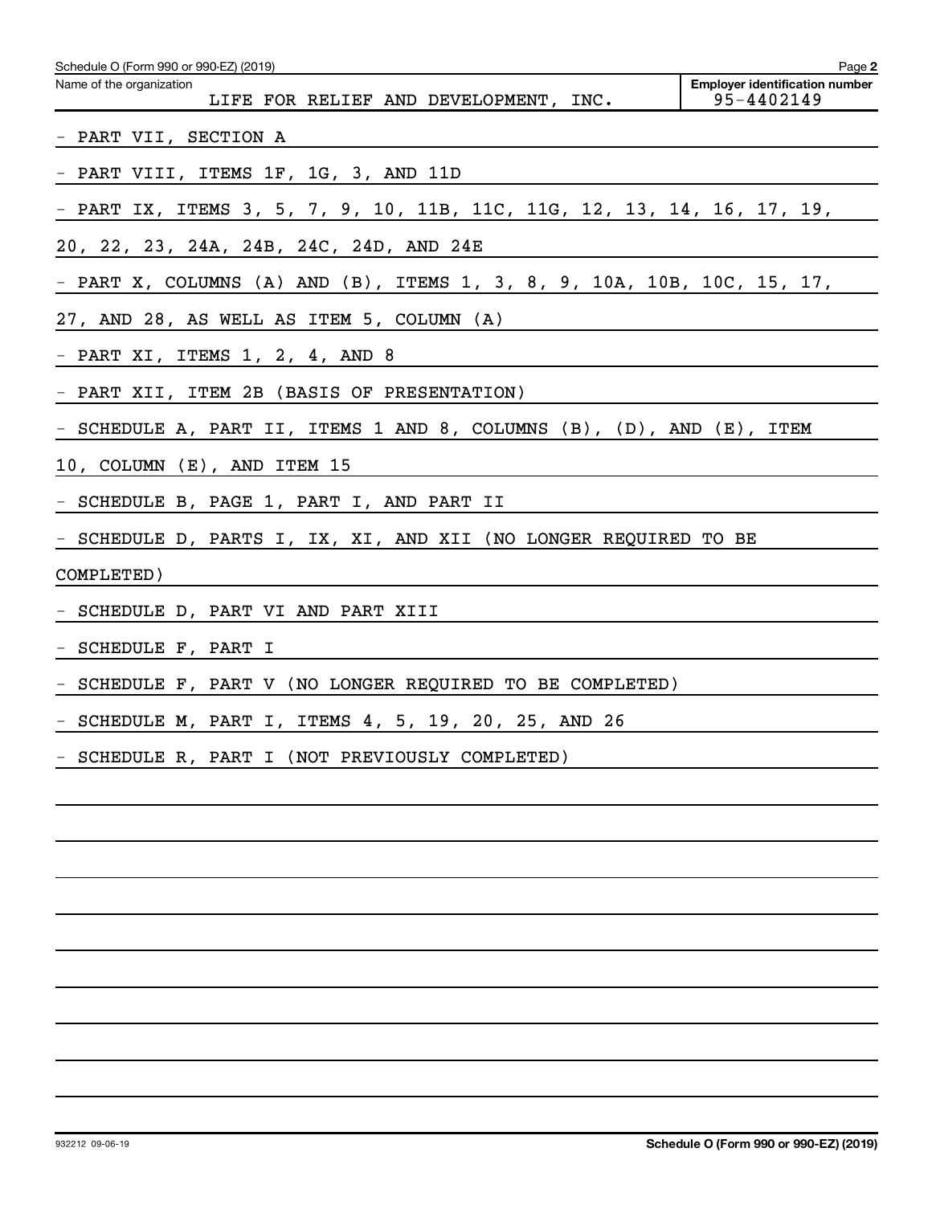Name of the organization: LIFE FOR RELIEF AND DEVELOPMENT, INC.

Employer identification number: 95-4402149

- PART VII, SECTION A
- PART VIII, ITEMS 1F, 1G, 3, AND 11D
- PART IX, ITEMS 3, 5, 7, 9, 10, 11B, 11C, 11G, 12, 13, 14, 16, 17, 19, 20, 22, 23, 24A, 24B, 24C, 24D, AND 24E
- PART X, COLUMNS (A) AND (B), ITEMS 1, 3, 8, 9, 10A, 10B, 10C, 15, 17, 27, AND 28, AS WELL AS ITEM 5, COLUMN (A)
- PART XI, ITEMS 1, 2, 4, AND 8
- PART XII, ITEM 2B (BASIS OF PRESENTATION)
- SCHEDULE A, PART II, ITEMS 1 AND 8, COLUMNS (B), (D), AND (E), ITEM 10, COLUMN (E), AND ITEM 15
- SCHEDULE B, PAGE 1, PART I, AND PART II
- SCHEDULE D, PARTS I, IX, XI, AND XII (NO LONGER REQUIRED TO BE COMPLETED)
- SCHEDULE D, PART VI AND PART XIII
- SCHEDULE F, PART I
- SCHEDULE F, PART V (NO LONGER REQUIRED TO BE COMPLETED)
- SCHEDULE M, PART I, ITEMS 4, 5, 19, 20, 25, AND 26
- SCHEDULE R, PART I (NOT PREVIOUSLY COMPLETED)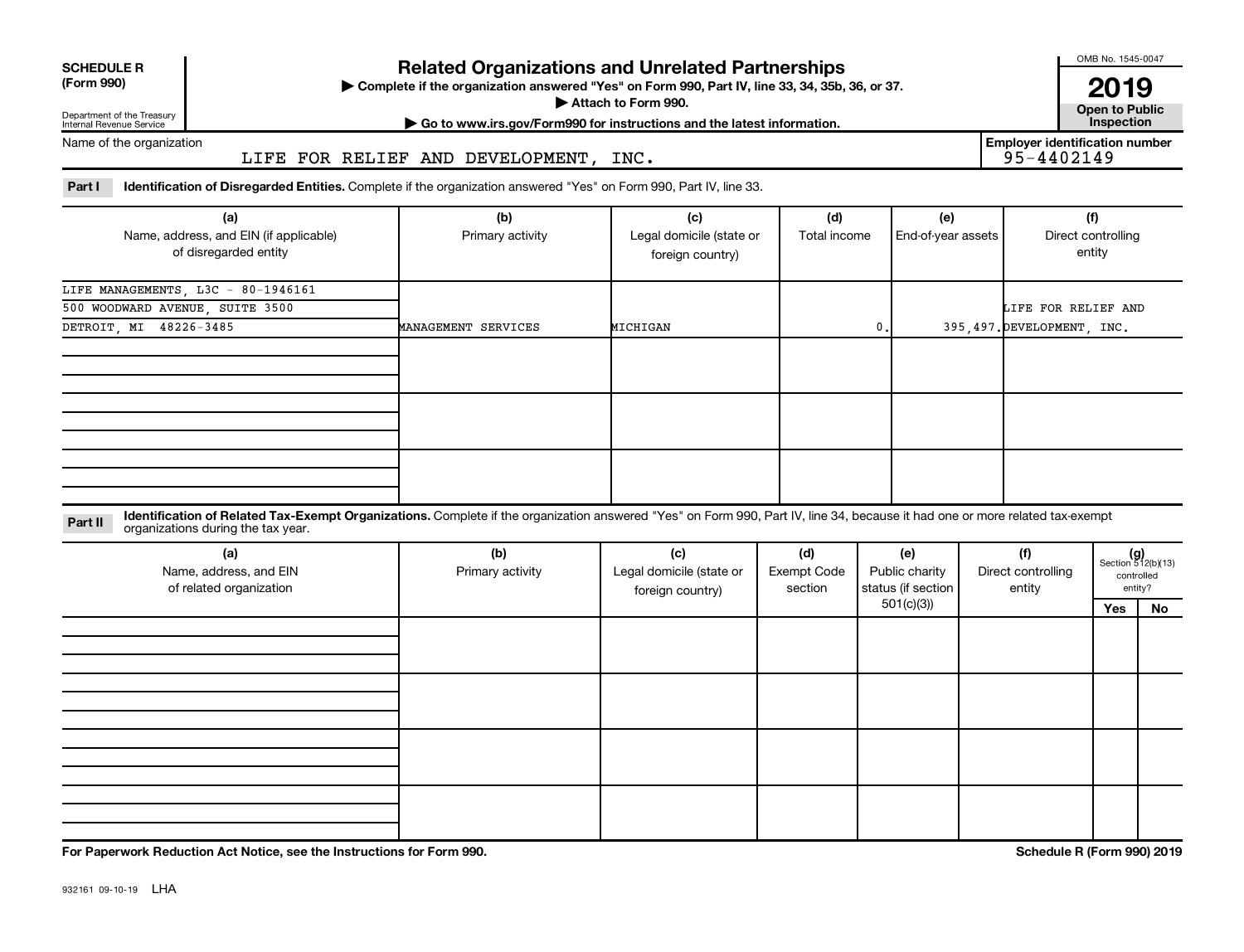**SCHEDULE R (Form 990)**

Department of the Treasury
Internal Revenue Service

# Related Organizations and Unrelated Partnerships

▶ Complete if the organization answered "Yes" on Form 990, Part IV, line 33, 34, 35b, 36, or 37.
▶ Attach to Form 990.
▶ Go to www.irs.gov/Form990 for instructions and the latest information.

OMB No. 1545-0047

**2019**

**Open to Public Inspection**

Name of the organization: LIFE FOR RELIEF AND DEVELOPMENT, INC.

**Employer identification number** 95-4402149

**Part I** **Identification of Disregarded Entities.** Complete if the organization answered "Yes" on Form 990, Part IV, line 33.

| (a) Name, address, and EIN (if applicable) of disregarded entity | (b) Primary activity | (c) Legal domicile (state or foreign country) | (d) Total income | (e) End-of-year assets | (f) Direct controlling entity |
|---|---|---|---|---|---|
| LIFE MANAGEMENTS, L3C - 80-1946161<br>500 WOODWARD AVENUE, SUITE 3500<br>DETROIT, MI 48226-3485 | MANAGEMENT SERVICES | MICHIGAN | 0. | 395,497. | LIFE FOR RELIEF AND DEVELOPMENT, INC. |
| | | | | | |
| | | | | | |
| | | | | | |

**Part II** **Identification of Related Tax-Exempt Organizations.** Complete if the organization answered "Yes" on Form 990, Part IV, line 34, because it had one or more related tax-exempt organizations during the tax year.

| (a) Name, address, and EIN of related organization | (b) Primary activity | (c) Legal domicile (state or foreign country) | (d) Exempt Code section | (e) Public charity status (if section 501(c)(3)) | (f) Direct controlling entity | (g) Section 512(b)(13) controlled entity? Yes | No |
|---|---|---|---|---|---|---|---|
| | | | | | | | |
| | | | | | | | |
| | | | | | | | |
| | | | | | | | |

**For Paperwork Reduction Act Notice, see the Instructions for Form 990.** **Schedule R (Form 990) 2019**

932161 09-10-19 LHA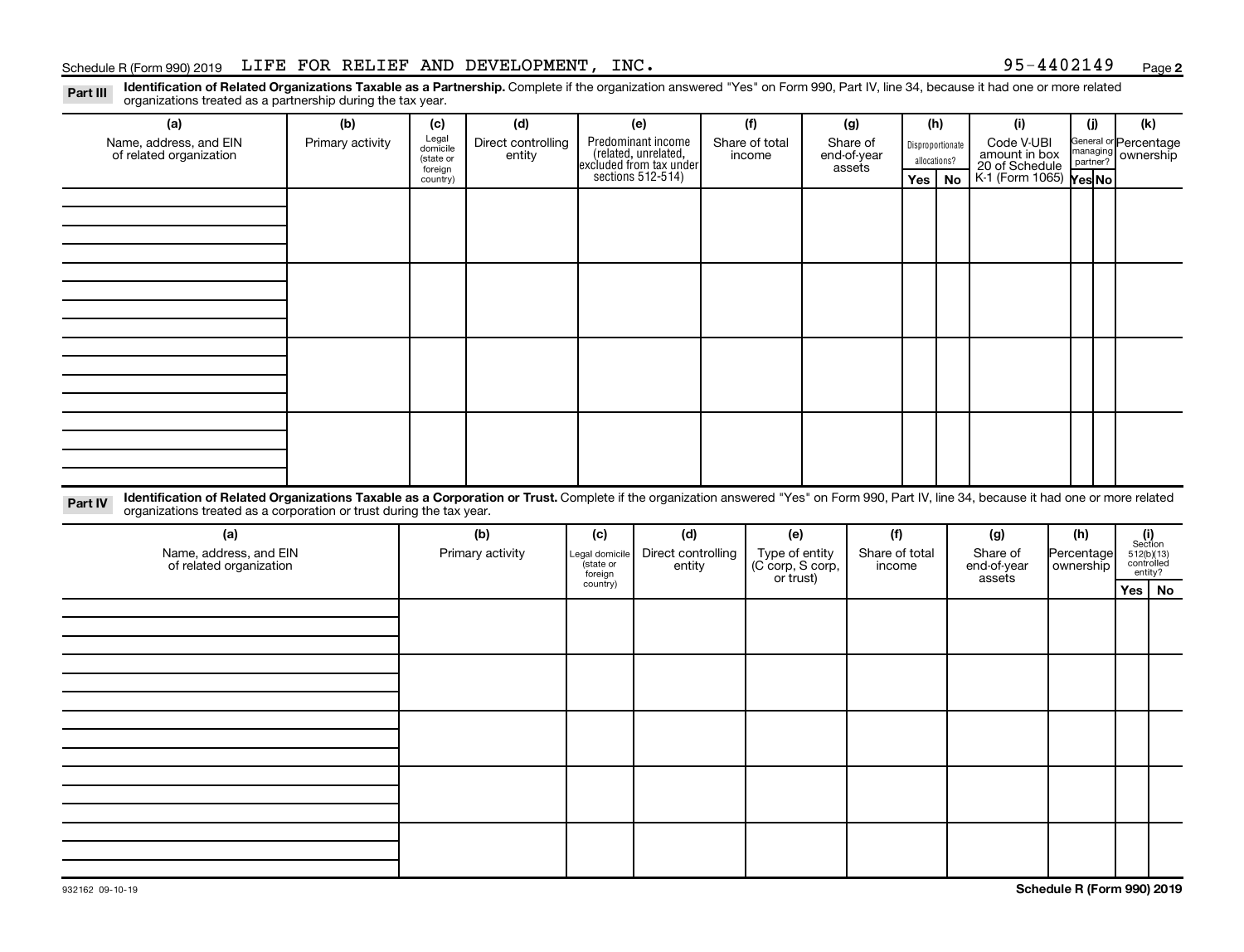Schedule R (Form 990) 2019 LIFE FOR RELIEF AND DEVELOPMENT, INC. 95-4402149

**Part III** **Identification of Related Organizations Taxable as a Partnership.** Complete if the organization answered "Yes" on Form 990, Part IV, line 34, because it had one or more related organizations treated as a partnership during the tax year.

| (a) Name, address, and EIN of related organization | (b) Primary activity | (c) Legal domicile (state or foreign country) | (d) Direct controlling entity | (e) Predominant income (related, unrelated, excluded from tax under sections 512-514) | (f) Share of total income | (g) Share of end-of-year assets | (h) Disproportionate allocations? | | (i) Code V-UBI amount in box 20 of Schedule K-1 (Form 1065) | (j) General or managing partner? | | (k) Percentage ownership |
|---|---|---|---|---|---|---|---|---|---|---|---|---|
| | | | | | | | Yes | No | | Yes | No | |
| | | | | | | | | | | | | |
| | | | | | | | | | | | | |
| | | | | | | | | | | | | |
| | | | | | | | | | | | | |

**Part IV** **Identification of Related Organizations Taxable as a Corporation or Trust.** Complete if the organization answered "Yes" on Form 990, Part IV, line 34, because it had one or more related organizations treated as a corporation or trust during the tax year.

| (a) Name, address, and EIN of related organization | (b) Primary activity | (c) Legal domicile (state or foreign country) | (d) Direct controlling entity | (e) Type of entity (C corp, S corp, or trust) | (f) Share of total income | (g) Share of end-of-year assets | (h) Percentage ownership | (i) Section 512(b)(13) controlled entity? | |
|---|---|---|---|---|---|---|---|---|---|
| | | | | | | | | Yes | No |
| | | | | | | | | | |
| | | | | | | | | | |
| | | | | | | | | | |
| | | | | | | | | | |
| | | | | | | | | | |

932162 09-10-19

**Schedule R (Form 990) 2019**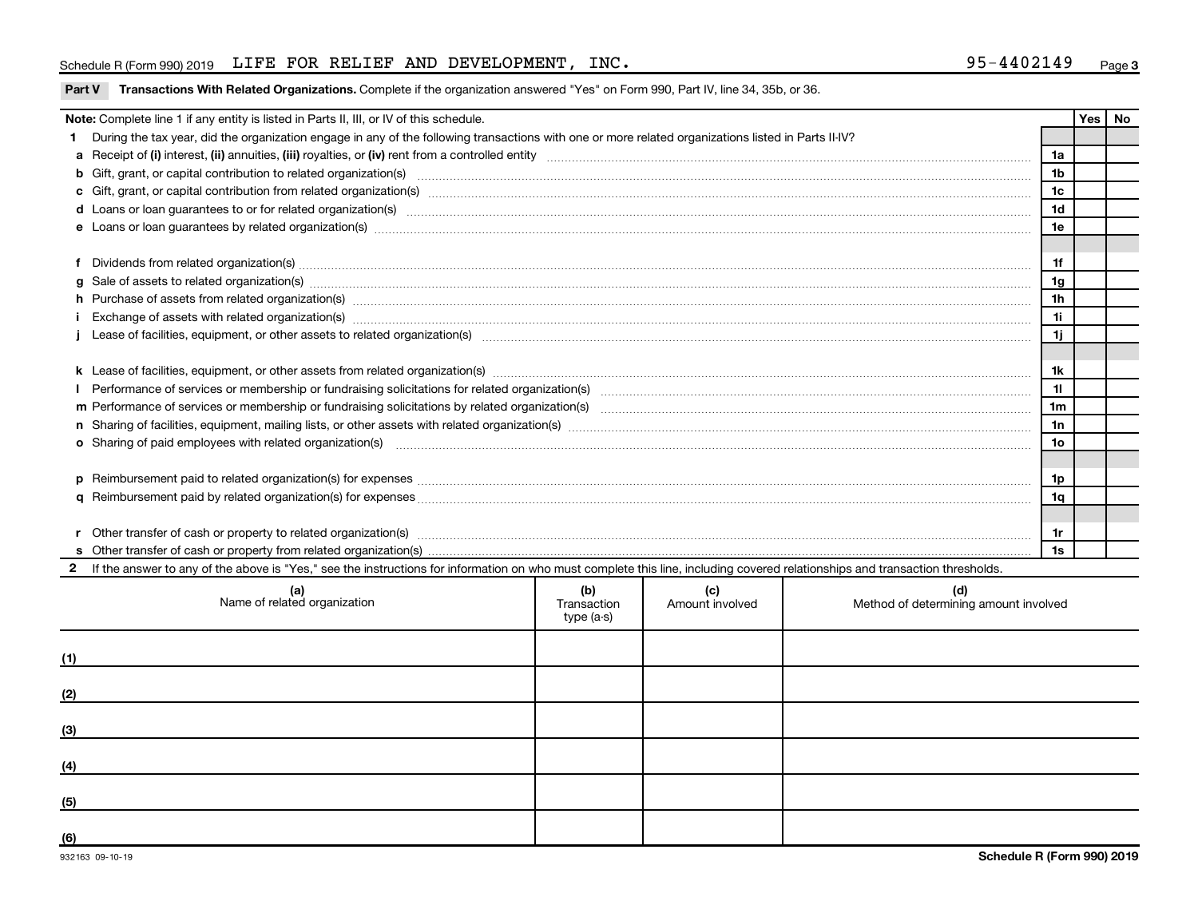Schedule R (Form 990) 2019 LIFE FOR RELIEF AND DEVELOPMENT, INC. 95-4402149

## Part V Transactions With Related Organizations. Complete if the organization answered "Yes" on Form 990, Part IV, line 34, 35b, or 36.

| **Note:** Complete line 1 if any entity is listed in Parts II, III, or IV of this schedule. | | Yes | No |
|---|---|---|---|
| **1** During the tax year, did the organization engage in any of the following transactions with one or more related organizations listed in Parts II-IV? | | | |
| **a** Receipt of **(i)** interest, **(ii)** annuities, **(iii)** royalties, or **(iv)** rent from a controlled entity | 1a | | |
| **b** Gift, grant, or capital contribution to related organization(s) | 1b | | |
| **c** Gift, grant, or capital contribution from related organization(s) | 1c | | |
| **d** Loans or loan guarantees to or for related organization(s) | 1d | | |
| **e** Loans or loan guarantees by related organization(s) | 1e | | |
| **f** Dividends from related organization(s) | 1f | | |
| **g** Sale of assets to related organization(s) | 1g | | |
| **h** Purchase of assets from related organization(s) | 1h | | |
| **i** Exchange of assets with related organization(s) | 1i | | |
| **j** Lease of facilities, equipment, or other assets to related organization(s) | 1j | | |
| **k** Lease of facilities, equipment, or other assets from related organization(s) | 1k | | |
| **l** Performance of services or membership or fundraising solicitations for related organization(s) | 1l | | |
| **m** Performance of services or membership or fundraising solicitations by related organization(s) | 1m | | |
| **n** Sharing of facilities, equipment, mailing lists, or other assets with related organization(s) | 1n | | |
| **o** Sharing of paid employees with related organization(s) | 1o | | |
| **p** Reimbursement paid to related organization(s) for expenses | 1p | | |
| **q** Reimbursement paid by related organization(s) for expenses | 1q | | |
| **r** Other transfer of cash or property to related organization(s) | 1r | | |
| **s** Other transfer of cash or property from related organization(s) | 1s | | |

**2** If the answer to any of the above is "Yes," see the instructions for information on who must complete this line, including covered relationships and transaction thresholds.

| | (a) Name of related organization | (b) Transaction type (a-s) | (c) Amount involved | (d) Method of determining amount involved |
|---|---|---|---|---|
| (1) | | | | |
| (2) | | | | |
| (3) | | | | |
| (4) | | | | |
| (5) | | | | |
| (6) | | | | |

932163 09-10-19

Schedule R (Form 990) 2019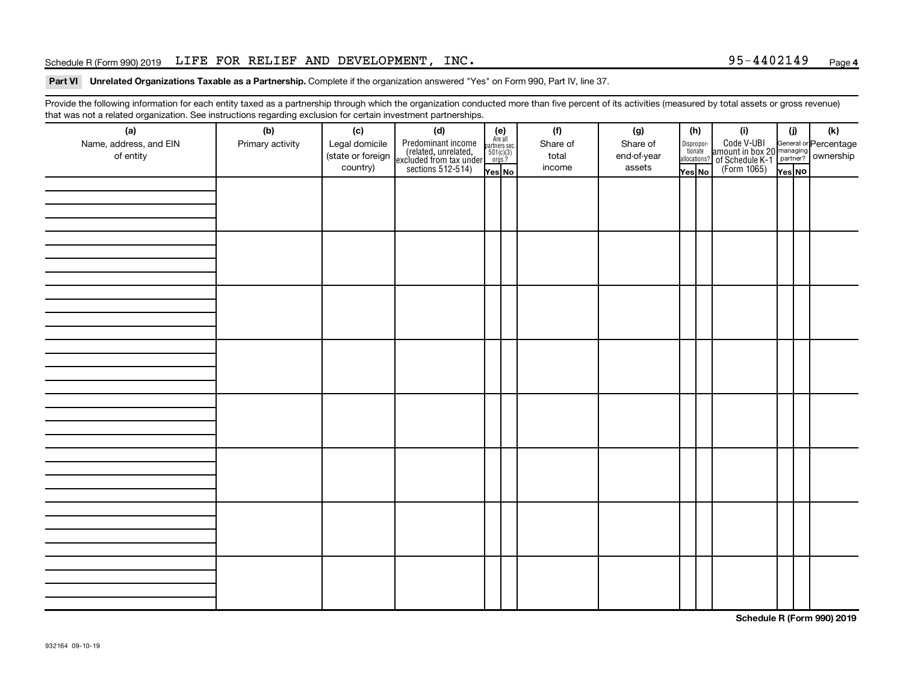Schedule R (Form 990) 2019 LIFE FOR RELIEF AND DEVELOPMENT, INC. 95-4402149

**Part VI Unrelated Organizations Taxable as a Partnership.** Complete if the organization answered "Yes" on Form 990, Part IV, line 37.

Provide the following information for each entity taxed as a partnership through which the organization conducted more than five percent of its activities (measured by total assets or gross revenue) that was not a related organization. See instructions regarding exclusion for certain investment partnerships.

| (a) Name, address, and EIN of entity | (b) Primary activity | (c) Legal domicile (state or foreign country) | (d) Predominant income (related, unrelated, excluded from tax under sections 512-514) | (e) Are all partners sec. 501(c)(3) orgs.? | | (f) Share of total income | (g) Share of end-of-year assets | (h) Disproportionate allocations? | | (i) Code V-UBI amount in box 20 of Schedule K-1 (Form 1065) | (j) General or managing partner? | | (k) Percentage ownership |
|---|---|---|---|---|---|---|---|---|---|---|---|---|---|
| | | | | Yes | No | | | Yes | No | | Yes | No | |
| | | | | | | | | | | | | | |
| | | | | | | | | | | | | | |
| | | | | | | | | | | | | | |
| | | | | | | | | | | | | | |
| | | | | | | | | | | | | | |
| | | | | | | | | | | | | | |
| | | | | | | | | | | | | | |
| | | | | | | | | | | | | | |

**Schedule R (Form 990) 2019**

932164 09-10-19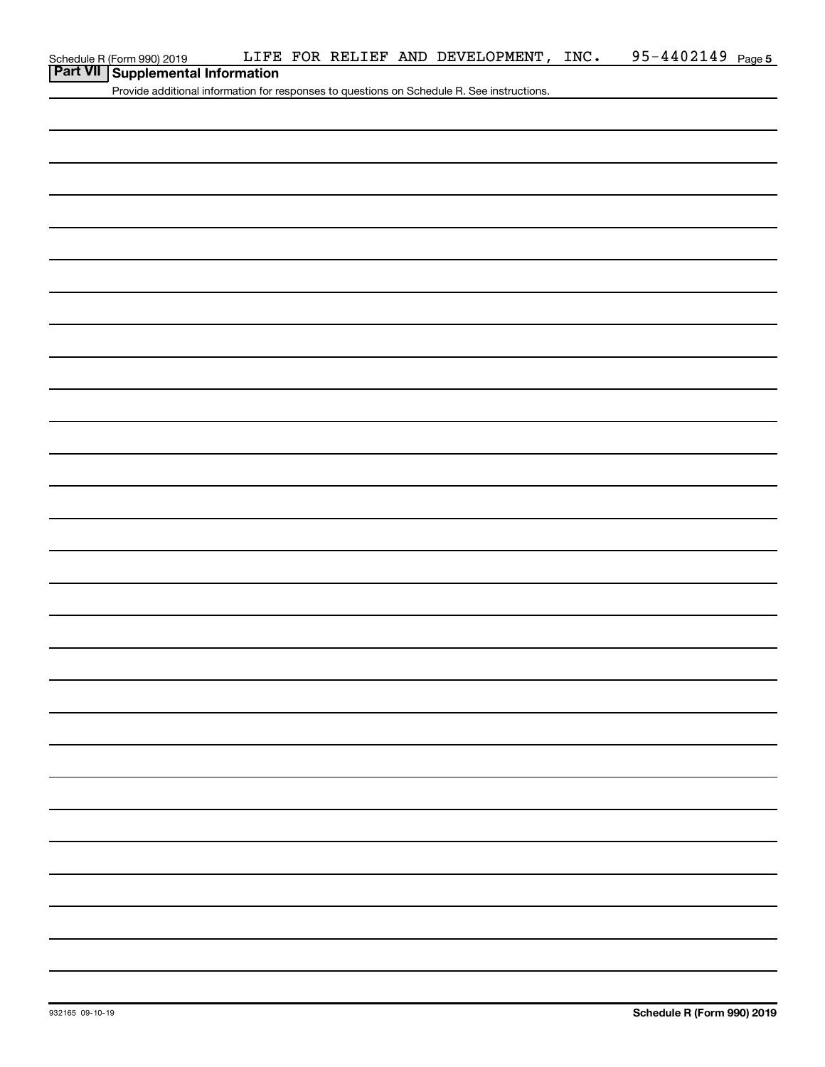Schedule R (Form 990) 2019 LIFE FOR RELIEF AND DEVELOPMENT, INC. 95-4402149 Page 5

## Part VII Supplemental Information

Provide additional information for responses to questions on Schedule R. See instructions.

932165 09-10-19

**Schedule R (Form 990) 2019**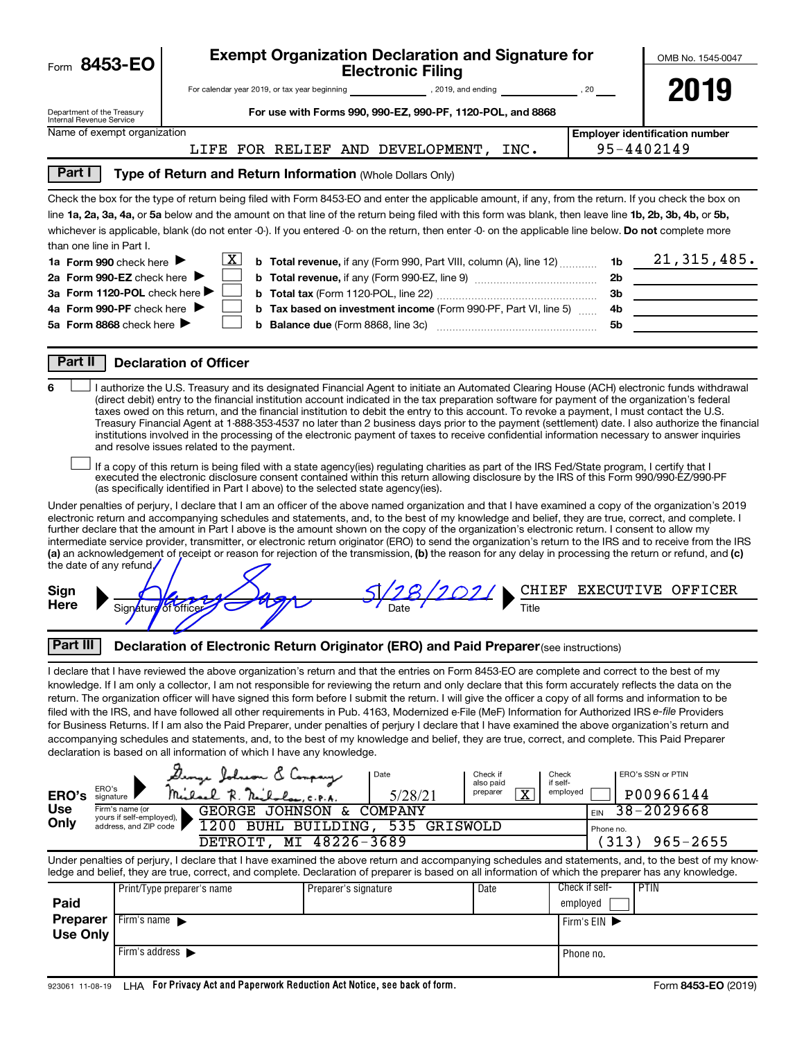Form **8453-EO**

# Exempt Organization Declaration and Signature for Electronic Filing

For calendar year 2019, or tax year beginning ____________ , 2019, and ending ____________ , 20 ___

**For use with Forms 990, 990-EZ, 990-PF, 1120-POL, and 8868**

Department of the Treasury
Internal Revenue Service

OMB No. 1545-0047

**2019**

| Name of exempt organization | Employer identification number |
|---|---|
| LIFE FOR RELIEF AND DEVELOPMENT, INC. | 95-4402149 |

## Part I Type of Return and Return Information (Whole Dollars Only)

Check the box for the type of return being filed with Form 8453-EO and enter the applicable amount, if any, from the return. If you check the box on line **1a, 2a, 3a, 4a,** or **5a** below and the amount on that line of the return being filed with this form was blank, then leave line **1b, 2b, 3b, 4b,** or **5b,** whichever is applicable, blank (do not enter -0-). If you entered -0- on the return, then enter -0- on the applicable line below. **Do not** complete more than one line in Part I.

| | | | | |
|---|---|---|---|---|
| **1a Form 990** check here ▶ | X | **b Total revenue,** if any (Form 990, Part VIII, column (A), line 12) | **1b** | 21,315,485. |
| **2a Form 990-EZ** check here ▶ | | **b Total revenue,** if any (Form 990-EZ, line 9) | **2b** | |
| **3a Form 1120-POL** check here ▶ | | **b Total tax** (Form 1120-POL, line 22) | **3b** | |
| **4a Form 990-PF** check here ▶ | | **b Tax based on investment income** (Form 990-PF, Part VI, line 5) | **4b** | |
| **5a Form 8868** check here ▶ | | **b Balance due** (Form 8868, line 3c) | **5b** | |

## Part II Declaration of Officer

**6** ☐ I authorize the U.S. Treasury and its designated Financial Agent to initiate an Automated Clearing House (ACH) electronic funds withdrawal (direct debit) entry to the financial institution account indicated in the tax preparation software for payment of the organization's federal taxes owed on this return, and the financial institution to debit the entry to this account. To revoke a payment, I must contact the U.S. Treasury Financial Agent at 1-888-353-4537 no later than 2 business days prior to the payment (settlement) date. I also authorize the financial institutions involved in the processing of the electronic payment of taxes to receive confidential information necessary to answer inquiries and resolve issues related to the payment.

☐ If a copy of this return is being filed with a state agency(ies) regulating charities as part of the IRS Fed/State program, I certify that I executed the electronic disclosure consent contained within this return allowing disclosure by the IRS of this Form 990/990-EZ/990-PF (as specifically identified in Part I above) to the selected state agency(ies).

Under penalties of perjury, I declare that I am an officer of the above named organization and that I have examined a copy of the organization's 2019 electronic return and accompanying schedules and statements, and, to the best of my knowledge and belief, they are true, correct, and complete. I further declare that the amount in Part I above is the amount shown on the copy of the organization's electronic return. I consent to allow my intermediate service provider, transmitter, or electronic return originator (ERO) to send the organization's return to the IRS and to receive from the IRS **(a)** an acknowledgement of receipt or reason for rejection of the transmission, **(b)** the reason for any delay in processing the return or refund, and **(c)** the date of any refund.

**Sign Here** ▶ [Signature] Signature of officer — 5/28/2021 Date ▶ CHIEF EXECUTIVE OFFICER Title

## Part III Declaration of Electronic Return Originator (ERO) and Paid Preparer (see instructions)

I declare that I have reviewed the above organization's return and that the entries on Form 8453-EO are complete and correct to the best of my knowledge. If I am only a collector, I am not responsible for reviewing the return and only declare that this form accurately reflects the data on the return. The organization officer will have signed this form before I submit the return. I will give the officer a copy of all forms and information to be filed with the IRS, and have followed all other requirements in Pub. 4163, Modernized e-File (MeF) Information for Authorized IRS *e-file* Providers for Business Returns. If I am also the Paid Preparer, under penalties of perjury I declare that I have examined the above organization's return and accompanying schedules and statements, and, to the best of my knowledge and belief, they are true, correct, and complete. This Paid Preparer declaration is based on all information of which I have any knowledge.

**ERO's Use Only**

| | | | |
|---|---|---|---|
| ERO's signature ▶ | George Johnson & Company, Michael R. Nicholson, C.P.A. | Date 5/28/21 | Check if also paid preparer X / Check if self-employed ☐ / ERO's SSN or PTIN P00966144 |
| Firm's name (or yours if self-employed), address, and ZIP code ▶ | GEORGE JOHNSON & COMPANY | | EIN 38-2029668 |
| | 1200 BUHL BUILDING, 535 GRISWOLD | | Phone no. |
| | DETROIT, MI 48226-3689 | | (313) 965-2655 |

Under penalties of perjury, I declare that I have examined the above return and accompanying schedules and statements, and to the best of my knowledge and belief, they are true, correct, and complete. Declaration of preparer is based on all information of which the preparer has any knowledge.

**Paid Preparer Use Only**

| Print/Type preparer's name | Preparer's signature | Date | Check if self-employed ☐ | PTIN |
|---|---|---|---|---|
| Firm's name ▶ | | | Firm's EIN ▶ | |
| Firm's address ▶ | | | Phone no. | |

923061 11-08-19 LHA **For Privacy Act and Paperwork Reduction Act Notice, see back of form.** Form **8453-EO** (2019)